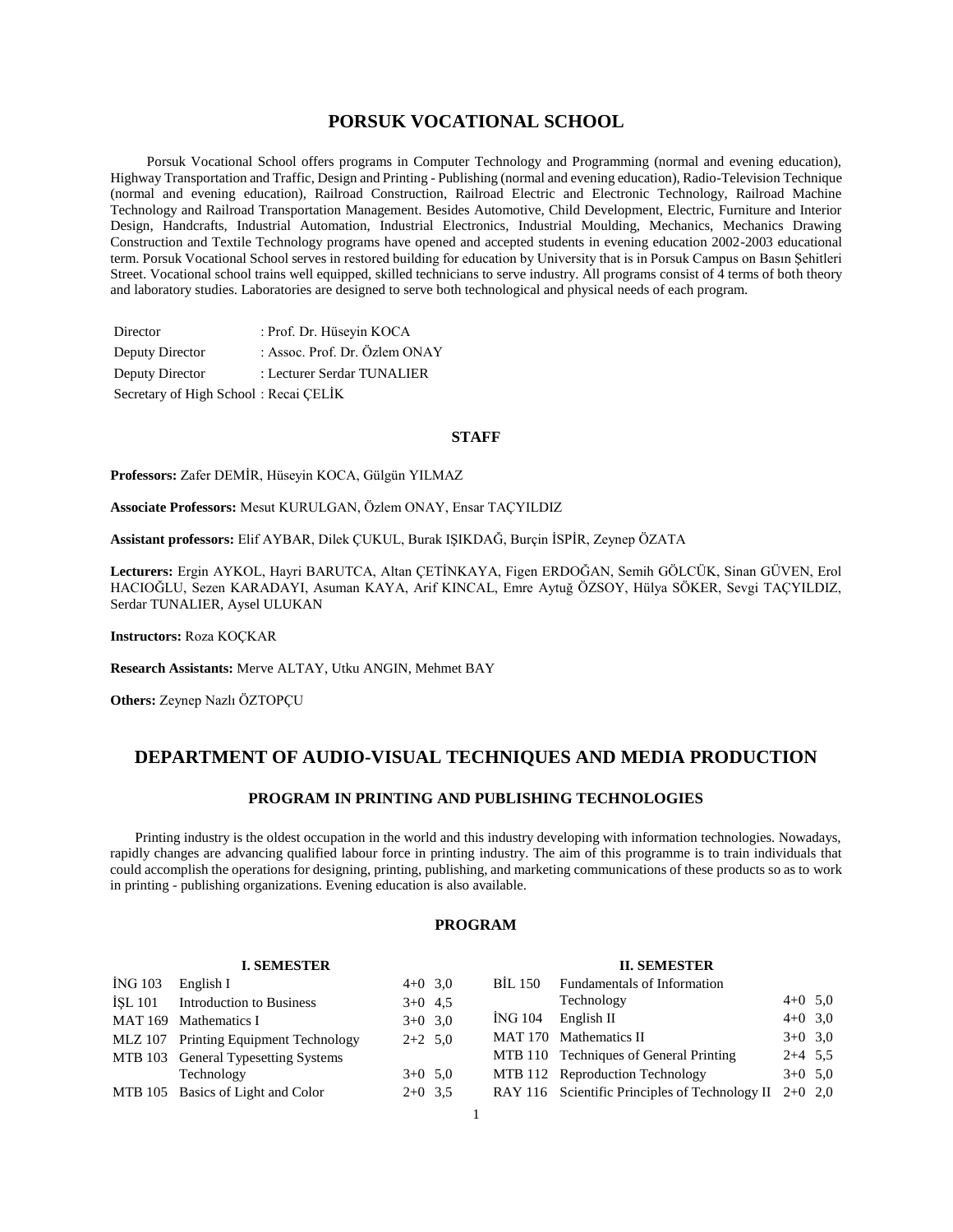# PORSUK VOCATIONAL SCHOOL

Porsuk Vocational School offers programs in Computer Technology and Programming (normal and evening education), Highway Transportation and Traffic, Design and Printing - Publishing (normal and evening education), Radio-Television Technique (normal and evening education), Railroad Construction, Railroad Electric and Electronic Technology, Railroad Machine Technology and Railroad Transportation Management. Besides Automotive, Child Development, Electric, Furniture and Interior Design, Handcrafts, Industrial Automation, Industrial Electronics, Industrial Moulding, Mechanics, Mechanics Drawing Construction and Textile Technology programs have opened and accepted students in evening education 2002-2003 educational term. Porsuk Vocational School serves in restored building for education by University that is in Porsuk Campus on Basın Şehitleri Street. Vocational school trains well equipped, skilled technicians to serve industry. All programs consist of 4 terms of both theory and laboratory studies. Laboratories are designed to serve both technological and physical needs of each program.

Director : Prof. Dr. Hüseyin KOCA
Deputy Director : Assoc. Prof. Dr. Özlem ONAY
Deputy Director : Lecturer Serdar TUNALIER
Secretary of High School : Recai ÇELİK

## STAFF

**Professors:** Zafer DEMİR, Hüseyin KOCA, Gülgün YILMAZ

**Associate Professors:** Mesut KURULGAN, Özlem ONAY, Ensar TAÇYILDIZ

**Assistant professors:** Elif AYBAR, Dilek ÇUKUL, Burak IŞIKDAĞ, Burçin İSPİR, Zeynep ÖZATA

**Lecturers:** Ergin AYKOL, Hayri BARUTCA, Altan ÇETİNKAYA, Figen ERDOĞAN, Semih GÖLCÜK, Sinan GÜVEN, Erol HACIOĞLU, Sezen KARADAYI, Asuman KAYA, Arif KINCAL, Emre Aytuğ ÖZSOY, Hülya SÖKER, Sevgi TAÇYILDIZ, Serdar TUNALIER, Aysel ULUKAN

**Instructors:** Roza KOÇKAR

**Research Assistants:** Merve ALTAY, Utku ANGIN, Mehmet BAY

**Others:** Zeynep Nazlı ÖZTOPÇU

# DEPARTMENT OF AUDIO-VISUAL TECHNIQUES AND MEDIA PRODUCTION

## PROGRAM IN PRINTING AND PUBLISHING TECHNOLOGIES

Printing industry is the oldest occupation in the world and this industry developing with information technologies. Nowadays, rapidly changes are advancing qualified labour force in printing industry. The aim of this programme is to train individuals that could accomplish the operations for designing, printing, publishing, and marketing communications of these products so as to work in printing - publishing organizations. Evening education is also available.

### PROGRAM

**I. SEMESTER**

| Code | Course | Hours | Credits |
|---|---|---|---|
| İNG 103 | English I | 4+0 | 3,0 |
| İŞL 101 | Introduction to Business | 3+0 | 4,5 |
| MAT 169 | Mathematics I | 3+0 | 3,0 |
| MLZ 107 | Printing Equipment Technology | 2+2 | 5,0 |
| MTB 103 | General Typesetting Systems Technology | 3+0 | 5,0 |
| MTB 105 | Basics of Light and Color | 2+0 | 3,5 |

**II. SEMESTER**

| Code | Course | Hours | Credits |
|---|---|---|---|
| BİL 150 | Fundamentals of Information Technology | 4+0 | 5,0 |
| İNG 104 | English II | 4+0 | 3,0 |
| MAT 170 | Mathematics II | 3+0 | 3,0 |
| MTB 110 | Techniques of General Printing | 2+4 | 5,5 |
| MTB 112 | Reproduction Technology | 3+0 | 5,0 |
| RAY 116 | Scientific Principles of Technology II | 2+0 | 2,0 |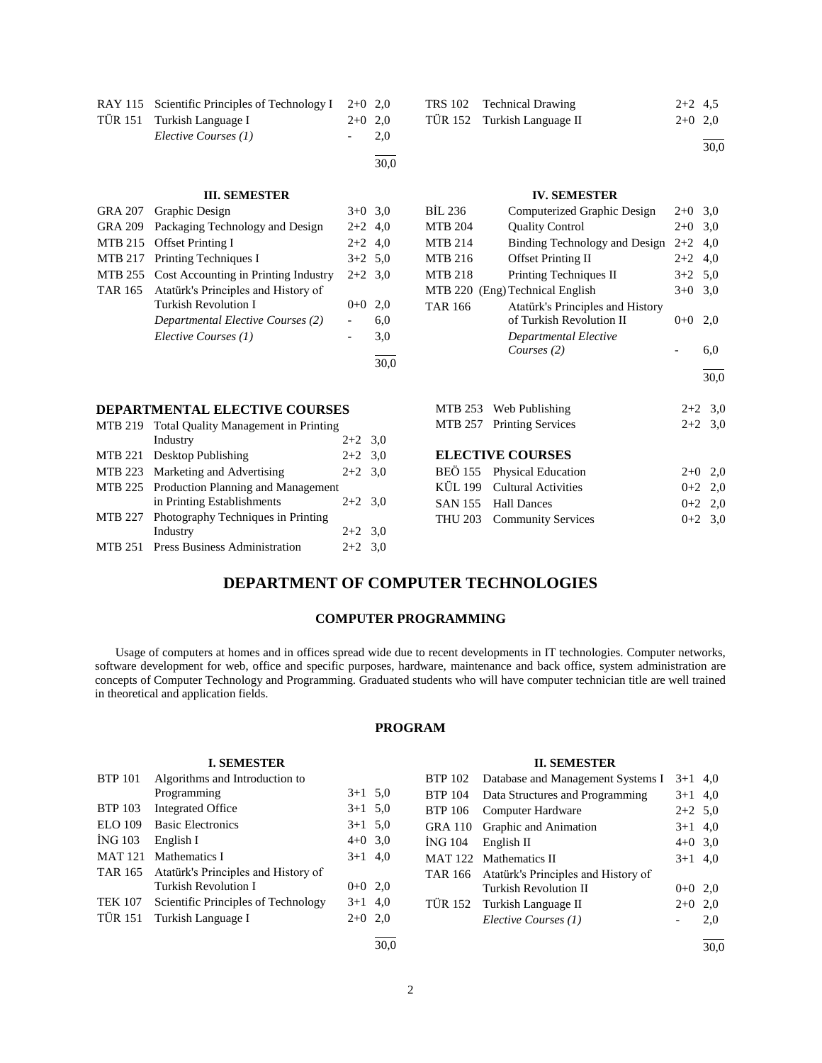| | | | |
|---|---|---|---|
| RAY 115 | Scientific Principles of Technology I | 2+0 | 2,0 |
| TÜR 151 | Turkish Language I | 2+0 | 2,0 |
| | *Elective Courses (1)* | - | 2,0 |
| | | | 30,0 |

| | | | |
|---|---|---|---|
| TRS 102 | Technical Drawing | 2+2 | 4,5 |
| TÜR 152 | Turkish Language II | 2+0 | 2,0 |
| | | | 30,0 |

### III. SEMESTER

| | | | |
|---|---|---|---|
| GRA 207 | Graphic Design | 3+0 | 3,0 |
| GRA 209 | Packaging Technology and Design | 2+2 | 4,0 |
| MTB 215 | Offset Printing I | 2+2 | 4,0 |
| MTB 217 | Printing Techniques I | 3+2 | 5,0 |
| MTB 255 | Cost Accounting in Printing Industry | 2+2 | 3,0 |
| TAR 165 | Atatürk's Principles and History of Turkish Revolution I | 0+0 | 2,0 |
| | *Departmental Elective Courses (2)* | - | 6,0 |
| | *Elective Courses (1)* | - | 3,0 |
| | | | 30,0 |

### IV. SEMESTER

| | | | |
|---|---|---|---|
| BİL 236 | Computerized Graphic Design | 2+0 | 3,0 |
| MTB 204 | Quality Control | 2+0 | 3,0 |
| MTB 214 | Binding Technology and Design | 2+2 | 4,0 |
| MTB 216 | Offset Printing II | 2+2 | 4,0 |
| MTB 218 | Printing Techniques II | 3+2 | 5,0 |
| MTB 220 (Eng) | Technical English | 3+0 | 3,0 |
| TAR 166 | Atatürk's Principles and History of Turkish Revolution II | 0+0 | 2,0 |
| | *Departmental Elective Courses (2)* | - | 6,0 |
| | | | 30,0 |

### DEPARTMENTAL ELECTIVE COURSES

| | | | |
|---|---|---|---|
| MTB 219 | Total Quality Management in Printing Industry | 2+2 | 3,0 |
| MTB 221 | Desktop Publishing | 2+2 | 3,0 |
| MTB 223 | Marketing and Advertising | 2+2 | 3,0 |
| MTB 225 | Production Planning and Management in Printing Establishments | 2+2 | 3,0 |
| MTB 227 | Photography Techniques in Printing Industry | 2+2 | 3,0 |
| MTB 251 | Press Business Administration | 2+2 | 3,0 |
| MTB 253 | Web Publishing | 2+2 | 3,0 |
| MTB 257 | Printing Services | 2+2 | 3,0 |

### ELECTIVE COURSES

| | | | |
|---|---|---|---|
| BEÖ 155 | Physical Education | 2+0 | 2,0 |
| KÜL 199 | Cultural Activities | 0+2 | 2,0 |
| SAN 155 | Hall Dances | 0+2 | 2,0 |
| THU 203 | Community Services | 0+2 | 3,0 |

# DEPARTMENT OF COMPUTER TECHNOLOGIES

## COMPUTER PROGRAMMING

Usage of computers at homes and in offices spread wide due to recent developments in IT technologies. Computer networks, software development for web, office and specific purposes, hardware, maintenance and back office, system administration are concepts of Computer Technology and Programming. Graduated students who will have computer technician title are well trained in theoretical and application fields.

## PROGRAM

### I. SEMESTER

| | | | |
|---|---|---|---|
| BTP 101 | Algorithms and Introduction to Programming | 3+1 | 5,0 |
| BTP 103 | Integrated Office | 3+1 | 5,0 |
| ELO 109 | Basic Electronics | 3+1 | 5,0 |
| İNG 103 | English I | 4+0 | 3,0 |
| MAT 121 | Mathematics I | 3+1 | 4,0 |
| TAR 165 | Atatürk's Principles and History of Turkish Revolution I | 0+0 | 2,0 |
| TEK 107 | Scientific Principles of Technology | 3+1 | 4,0 |
| TÜR 151 | Turkish Language I | 2+0 | 2,0 |
| | | | 30,0 |

### II. SEMESTER

| | | | |
|---|---|---|---|
| BTP 102 | Database and Management Systems I | 3+1 | 4,0 |
| BTP 104 | Data Structures and Programming | 3+1 | 4,0 |
| BTP 106 | Computer Hardware | 2+2 | 5,0 |
| GRA 110 | Graphic and Animation | 3+1 | 4,0 |
| İNG 104 | English II | 4+0 | 3,0 |
| MAT 122 | Mathematics II | 3+1 | 4,0 |
| TAR 166 | Atatürk's Principles and History of Turkish Revolution II | 0+0 | 2,0 |
| TÜR 152 | Turkish Language II | 2+0 | 2,0 |
| | *Elective Courses (1)* | - | 2,0 |
| | | | 30,0 |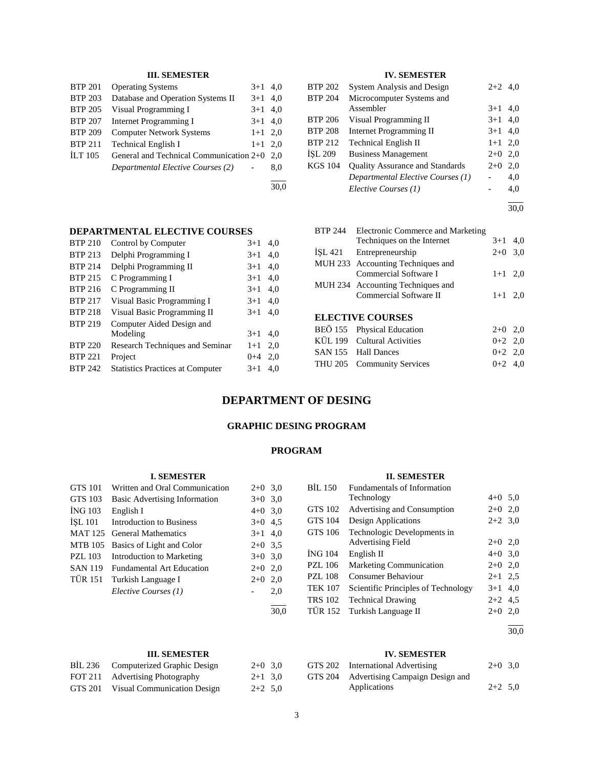### III. SEMESTER

| | | | |
|---|---|---|---|
| BTP 201 | Operating Systems | 3+1 | 4,0 |
| BTP 203 | Database and Operation Systems II | 3+1 | 4,0 |
| BTP 205 | Visual Programming I | 3+1 | 4,0 |
| BTP 207 | Internet Programming I | 3+1 | 4,0 |
| BTP 209 | Computer Network Systems | 1+1 | 2,0 |
| BTP 211 | Technical English I | 1+1 | 2,0 |
| İLT 105 | General and Technical Communication | 2+0 | 2,0 |
| | *Departmental Elective Courses (2)* | - | 8,0 |
| | | | 30,0 |

### IV. SEMESTER

| | | | |
|---|---|---|---|
| BTP 202 | System Analysis and Design | 2+2 | 4,0 |
| BTP 204 | Microcomputer Systems and Assembler | 3+1 | 4,0 |
| BTP 206 | Visual Programming II | 3+1 | 4,0 |
| BTP 208 | Internet Programming II | 3+1 | 4,0 |
| BTP 212 | Technical English II | 1+1 | 2,0 |
| İŞL 209 | Business Management | 2+0 | 2,0 |
| KGS 104 | Quality Assurance and Standards | 2+0 | 2,0 |
| | *Departmental Elective Courses (1)* | - | 4,0 |
| | *Elective Courses (1)* | - | 4,0 |
| | | | 30,0 |

### DEPARTMENTAL ELECTIVE COURSES

| | | | |
|---|---|---|---|
| BTP 210 | Control by Computer | 3+1 | 4,0 |
| BTP 213 | Delphi Programming I | 3+1 | 4,0 |
| BTP 214 | Delphi Programming II | 3+1 | 4,0 |
| BTP 215 | C Programming I | 3+1 | 4,0 |
| BTP 216 | C Programming II | 3+1 | 4,0 |
| BTP 217 | Visual Basic Programming I | 3+1 | 4,0 |
| BTP 218 | Visual Basic Programming II | 3+1 | 4,0 |
| BTP 219 | Computer Aided Design and Modeling | 3+1 | 4,0 |
| BTP 220 | Research Techniques and Seminar | 1+1 | 2,0 |
| BTP 221 | Project | 0+4 | 2,0 |
| BTP 242 | Statistics Practices at Computer | 3+1 | 4,0 |
| BTP 244 | Electronic Commerce and Marketing Techniques on the Internet | 3+1 | 4,0 |
| İŞL 421 | Entrepreneurship | 2+0 | 3,0 |
| MUH 233 | Accounting Techniques and Commercial Software I | 1+1 | 2,0 |
| MUH 234 | Accounting Techniques and Commercial Software II | 1+1 | 2,0 |

### ELECTIVE COURSES

| | | | |
|---|---|---|---|
| BEÖ 155 | Physical Education | 2+0 | 2,0 |
| KÜL 199 | Cultural Activities | 0+2 | 2,0 |
| SAN 155 | Hall Dances | 0+2 | 2,0 |
| THU 205 | Community Services | 0+2 | 4,0 |

## DEPARTMENT OF DESING

### GRAPHIC DESING PROGRAM

### PROGRAM

### I. SEMESTER

| | | | |
|---|---|---|---|
| GTS 101 | Written and Oral Communication | 2+0 | 3,0 |
| GTS 103 | Basic Advertising Information | 3+0 | 3,0 |
| İNG 103 | English I | 4+0 | 3,0 |
| İŞL 101 | Introduction to Business | 3+0 | 4,5 |
| MAT 125 | General Mathematics | 3+1 | 4,0 |
| MTB 105 | Basics of Light and Color | 2+0 | 3,5 |
| PZL 103 | Introduction to Marketing | 3+0 | 3,0 |
| SAN 119 | Fundamental Art Education | 2+0 | 2,0 |
| TÜR 151 | Turkish Language I | 2+0 | 2,0 |
| | *Elective Courses (1)* | - | 2,0 |
| | | | 30,0 |

### II. SEMESTER

| | | | |
|---|---|---|---|
| BİL 150 | Fundamentals of Information Technology | 4+0 | 5,0 |
| GTS 102 | Advertising and Consumption | 2+0 | 2,0 |
| GTS 104 | Design Applications | 2+2 | 3,0 |
| GTS 106 | Technologic Developments in Advertising Field | 2+0 | 2,0 |
| İNG 104 | English II | 4+0 | 3,0 |
| PZL 106 | Marketing Communication | 2+0 | 2,0 |
| PZL 108 | Consumer Behaviour | 2+1 | 2,5 |
| TEK 107 | Scientific Principles of Technology | 3+1 | 4,0 |
| TRS 102 | Technical Drawing | 2+2 | 4,5 |
| TÜR 152 | Turkish Language II | 2+0 | 2,0 |
| | | | 30,0 |

### III. SEMESTER

| | | | |
|---|---|---|---|
| BİL 236 | Computerized Graphic Design | 2+0 | 3,0 |
| FOT 211 | Advertising Photography | 2+1 | 3,0 |
| GTS 201 | Visual Communication Design | 2+2 | 5,0 |

### IV. SEMESTER

| | | | |
|---|---|---|---|
| GTS 202 | International Advertising | 2+0 | 3,0 |
| GTS 204 | Advertising Campaign Design and Applications | 2+2 | 5,0 |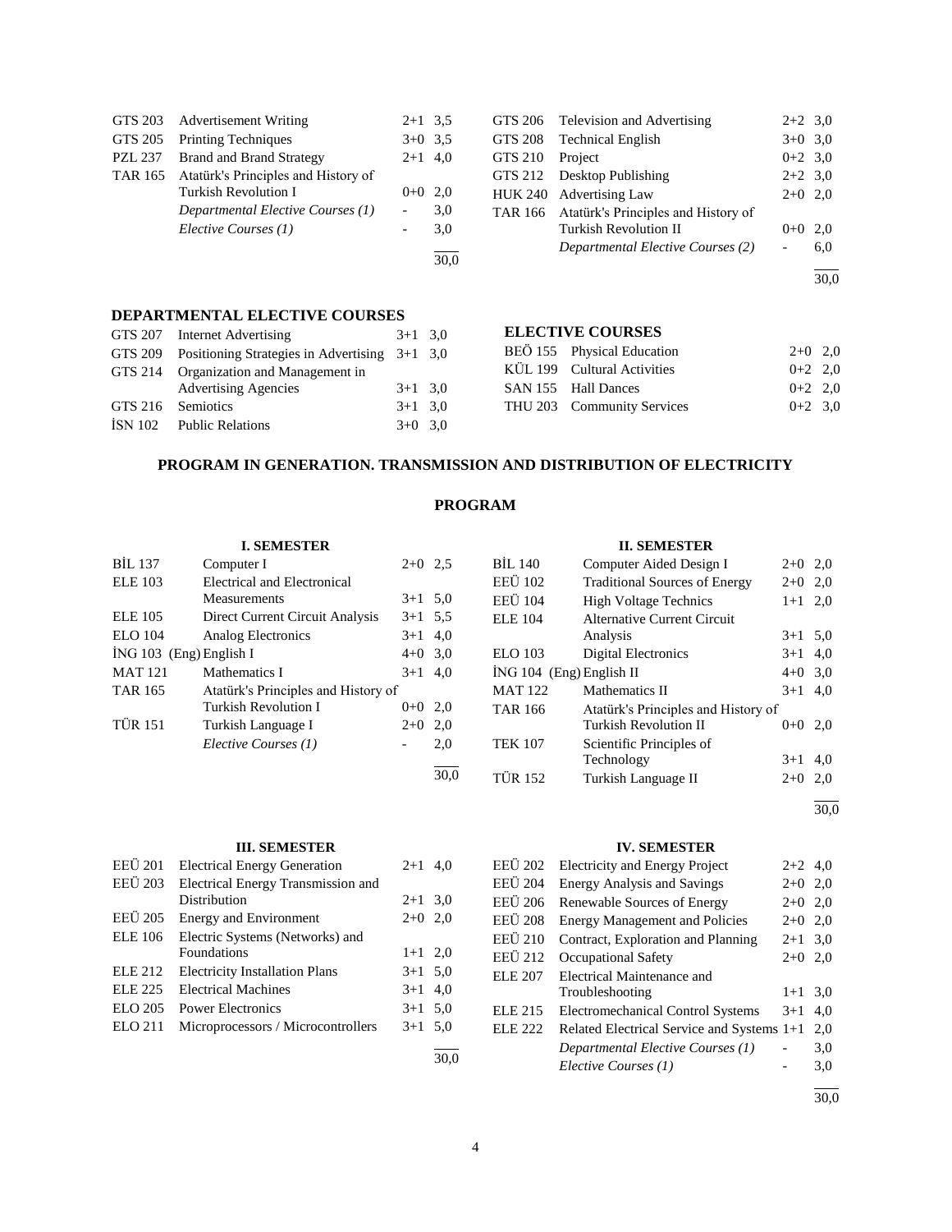| | | | |
|---|---|---|---|
| GTS 203 | Advertisement Writing | 2+1 | 3,5 |
| GTS 205 | Printing Techniques | 3+0 | 3,5 |
| PZL 237 | Brand and Brand Strategy | 2+1 | 4,0 |
| TAR 165 | Atatürk's Principles and History of Turkish Revolution I | 0+0 | 2,0 |
| | *Departmental Elective Courses (1)* | - | 3,0 |
| | *Elective Courses (1)* | - | 3,0 |
| | | | 30,0 |

| | | | |
|---|---|---|---|
| GTS 206 | Television and Advertising | 2+2 | 3,0 |
| GTS 208 | Technical English | 3+0 | 3,0 |
| GTS 210 | Project | 0+2 | 3,0 |
| GTS 212 | Desktop Publishing | 2+2 | 3,0 |
| HUK 240 | Advertising Law | 2+0 | 2,0 |
| TAR 166 | Atatürk's Principles and History of Turkish Revolution II | 0+0 | 2,0 |
| | *Departmental Elective Courses (2)* | - | 6,0 |
| | | | 30,0 |

### DEPARTMENTAL ELECTIVE COURSES

| | | | |
|---|---|---|---|
| GTS 207 | Internet Advertising | 3+1 | 3,0 |
| GTS 209 | Positioning Strategies in Advertising | 3+1 | 3,0 |
| GTS 214 | Organization and Management in Advertising Agencies | 3+1 | 3,0 |
| GTS 216 | Semiotics | 3+1 | 3,0 |
| İSN 102 | Public Relations | 3+0 | 3,0 |

### ELECTIVE COURSES

| | | | |
|---|---|---|---|
| BEÖ 155 | Physical Education | 2+0 | 2,0 |
| KÜL 199 | Cultural Activities | 0+2 | 2,0 |
| SAN 155 | Hall Dances | 0+2 | 2,0 |
| THU 203 | Community Services | 0+2 | 3,0 |

## PROGRAM IN GENERATION. TRANSMISSION AND DISTRIBUTION OF ELECTRICITY

### PROGRAM

#### I. SEMESTER

| | | | |
|---|---|---|---|
| BİL 137 | Computer I | 2+0 | 2,5 |
| ELE 103 | Electrical and Electronical Measurements | 3+1 | 5,0 |
| ELE 105 | Direct Current Circuit Analysis | 3+1 | 5,5 |
| ELO 104 | Analog Electronics | 3+1 | 4,0 |
| İNG 103 (Eng) | English I | 4+0 | 3,0 |
| MAT 121 | Mathematics I | 3+1 | 4,0 |
| TAR 165 | Atatürk's Principles and History of Turkish Revolution I | 0+0 | 2,0 |
| TÜR 151 | Turkish Language I | 2+0 | 2,0 |
| | *Elective Courses (1)* | - | 2,0 |
| | | | 30,0 |

#### II. SEMESTER

| | | | |
|---|---|---|---|
| BİL 140 | Computer Aided Design I | 2+0 | 2,0 |
| EEÜ 102 | Traditional Sources of Energy | 2+0 | 2,0 |
| EEÜ 104 | High Voltage Technics | 1+1 | 2,0 |
| ELE 104 | Alternative Current Circuit Analysis | 3+1 | 5,0 |
| ELO 103 | Digital Electronics | 3+1 | 4,0 |
| İNG 104 (Eng) | English II | 4+0 | 3,0 |
| MAT 122 | Mathematics II | 3+1 | 4,0 |
| TAR 166 | Atatürk's Principles and History of Turkish Revolution II | 0+0 | 2,0 |
| TEK 107 | Scientific Principles of Technology | 3+1 | 4,0 |
| TÜR 152 | Turkish Language II | 2+0 | 2,0 |
| | | | 30,0 |

#### III. SEMESTER

| | | | |
|---|---|---|---|
| EEÜ 201 | Electrical Energy Generation | 2+1 | 4,0 |
| EEÜ 203 | Electrical Energy Transmission and Distribution | 2+1 | 3,0 |
| EEÜ 205 | Energy and Environment | 2+0 | 2,0 |
| ELE 106 | Electric Systems (Networks) and Foundations | 1+1 | 2,0 |
| ELE 212 | Electricity Installation Plans | 3+1 | 5,0 |
| ELE 225 | Electrical Machines | 3+1 | 4,0 |
| ELO 205 | Power Electronics | 3+1 | 5,0 |
| ELO 211 | Microprocessors / Microcontrollers | 3+1 | 5,0 |
| | | | 30,0 |

#### IV. SEMESTER

| | | | |
|---|---|---|---|
| EEÜ 202 | Electricity and Energy Project | 2+2 | 4,0 |
| EEÜ 204 | Energy Analysis and Savings | 2+0 | 2,0 |
| EEÜ 206 | Renewable Sources of Energy | 2+0 | 2,0 |
| EEÜ 208 | Energy Management and Policies | 2+0 | 2,0 |
| EEÜ 210 | Contract, Exploration and Planning | 2+1 | 3,0 |
| EEÜ 212 | Occupational Safety | 2+0 | 2,0 |
| ELE 207 | Electrical Maintenance and Troubleshooting | 1+1 | 3,0 |
| ELE 215 | Electromechanical Control Systems | 3+1 | 4,0 |
| ELE 222 | Related Electrical Service and Systems | 1+1 | 2,0 |
| | *Departmental Elective Courses (1)* | - | 3,0 |
| | *Elective Courses (1)* | - | 3,0 |
| | | | 30,0 |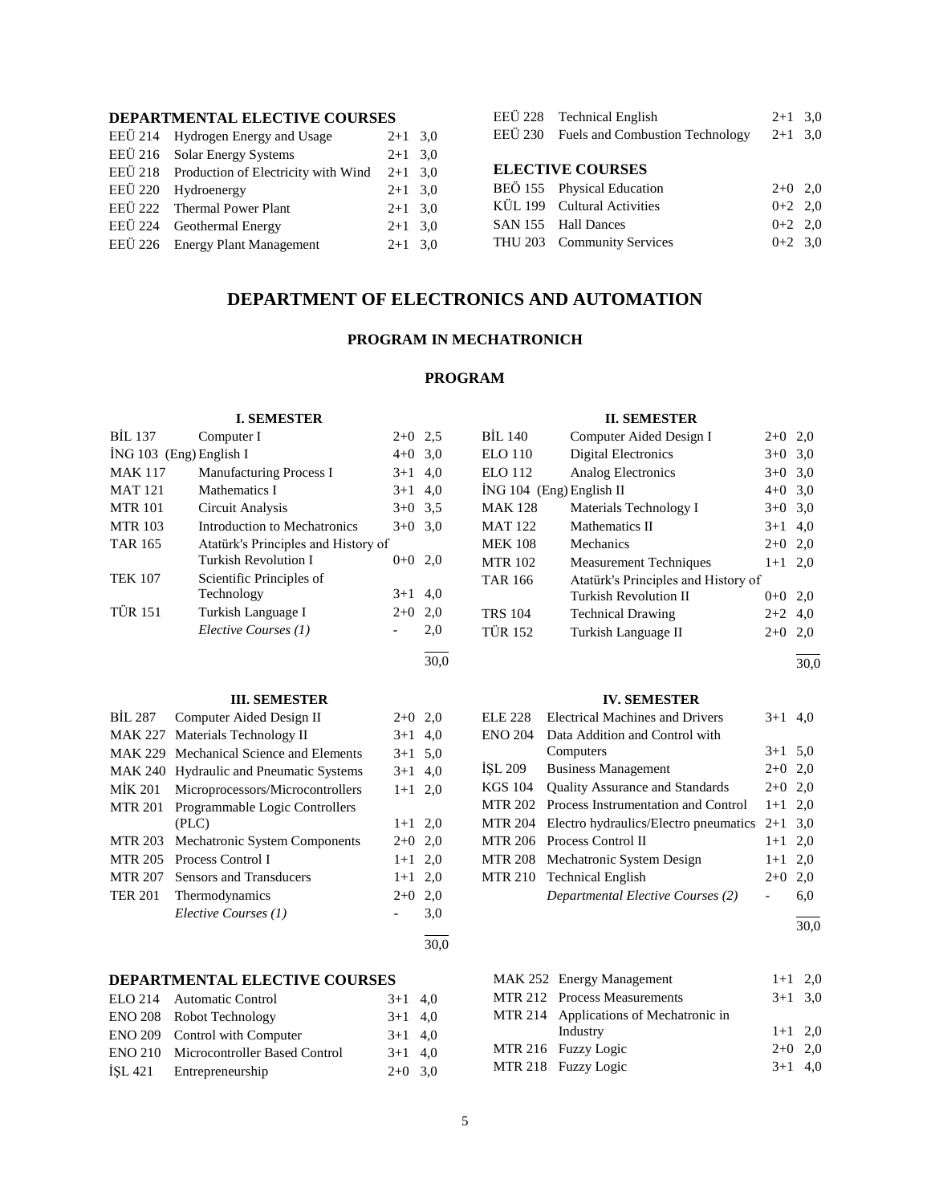### DEPARTMENTAL ELECTIVE COURSES

| | | | |
|---|---|---|---|
| EEÜ 214 | Hydrogen Energy and Usage | 2+1 | 3,0 |
| EEÜ 216 | Solar Energy Systems | 2+1 | 3,0 |
| EEÜ 218 | Production of Electricity with Wind | 2+1 | 3,0 |
| EEÜ 220 | Hydroenergy | 2+1 | 3,0 |
| EEÜ 222 | Thermal Power Plant | 2+1 | 3,0 |
| EEÜ 224 | Geothermal Energy | 2+1 | 3,0 |
| EEÜ 226 | Energy Plant Management | 2+1 | 3,0 |
| EEÜ 228 | Technical English | 2+1 | 3,0 |
| EEÜ 230 | Fuels and Combustion Technology | 2+1 | 3,0 |

### ELECTIVE COURSES

| | | | |
|---|---|---|---|
| BEÖ 155 | Physical Education | 2+0 | 2,0 |
| KÜL 199 | Cultural Activities | 0+2 | 2,0 |
| SAN 155 | Hall Dances | 0+2 | 2,0 |
| THU 203 | Community Services | 0+2 | 3,0 |

# DEPARTMENT OF ELECTRONICS AND AUTOMATION

## PROGRAM IN MECHATRONICH

## PROGRAM

### I. SEMESTER

| | | | |
|---|---|---|---|
| BİL 137 | Computer I | 2+0 | 2,5 |
| İNG 103 (Eng) | English I | 4+0 | 3,0 |
| MAK 117 | Manufacturing Process I | 3+1 | 4,0 |
| MAT 121 | Mathematics I | 3+1 | 4,0 |
| MTR 101 | Circuit Analysis | 3+0 | 3,5 |
| MTR 103 | Introduction to Mechatronics | 3+0 | 3,0 |
| TAR 165 | Atatürk's Principles and History of Turkish Revolution I | 0+0 | 2,0 |
| TEK 107 | Scientific Principles of Technology | 3+1 | 4,0 |
| TÜR 151 | Turkish Language I | 2+0 | 2,0 |
| | *Elective Courses (1)* | - | 2,0 |
| | | | 30,0 |

### II. SEMESTER

| | | | |
|---|---|---|---|
| BİL 140 | Computer Aided Design I | 2+0 | 2,0 |
| ELO 110 | Digital Electronics | 3+0 | 3,0 |
| ELO 112 | Analog Electronics | 3+0 | 3,0 |
| İNG 104 (Eng) | English II | 4+0 | 3,0 |
| MAK 128 | Materials Technology I | 3+0 | 3,0 |
| MAT 122 | Mathematics II | 3+1 | 4,0 |
| MEK 108 | Mechanics | 2+0 | 2,0 |
| MTR 102 | Measurement Techniques | 1+1 | 2,0 |
| TAR 166 | Atatürk's Principles and History of Turkish Revolution II | 0+0 | 2,0 |
| TRS 104 | Technical Drawing | 2+2 | 4,0 |
| TÜR 152 | Turkish Language II | 2+0 | 2,0 |
| | | | 30,0 |

### III. SEMESTER

| | | | |
|---|---|---|---|
| BİL 287 | Computer Aided Design II | 2+0 | 2,0 |
| MAK 227 | Materials Technology II | 3+1 | 4,0 |
| MAK 229 | Mechanical Science and Elements | 3+1 | 5,0 |
| MAK 240 | Hydraulic and Pneumatic Systems | 3+1 | 4,0 |
| MİK 201 | Microprocessors/Microcontrollers | 1+1 | 2,0 |
| MTR 201 | Programmable Logic Controllers (PLC) | 1+1 | 2,0 |
| MTR 203 | Mechatronic System Components | 2+0 | 2,0 |
| MTR 205 | Process Control I | 1+1 | 2,0 |
| MTR 207 | Sensors and Transducers | 1+1 | 2,0 |
| TER 201 | Thermodynamics | 2+0 | 2,0 |
| | *Elective Courses (1)* | - | 3,0 |
| | | | 30,0 |

### IV. SEMESTER

| | | | |
|---|---|---|---|
| ELE 228 | Electrical Machines and Drivers | 3+1 | 4,0 |
| ENO 204 | Data Addition and Control with Computers | 3+1 | 5,0 |
| İŞL 209 | Business Management | 2+0 | 2,0 |
| KGS 104 | Quality Assurance and Standards | 2+0 | 2,0 |
| MTR 202 | Process Instrumentation and Control | 1+1 | 2,0 |
| MTR 204 | Electro hydraulics/Electro pneumatics | 2+1 | 3,0 |
| MTR 206 | Process Control II | 1+1 | 2,0 |
| MTR 208 | Mechatronic System Design | 1+1 | 2,0 |
| MTR 210 | Technical English | 2+0 | 2,0 |
| | *Departmental Elective Courses (2)* | - | 6,0 |
| | | | 30,0 |

### DEPARTMENTAL ELECTIVE COURSES

| | | | |
|---|---|---|---|
| ELO 214 | Automatic Control | 3+1 | 4,0 |
| ENO 208 | Robot Technology | 3+1 | 4,0 |
| ENO 209 | Control with Computer | 3+1 | 4,0 |
| ENO 210 | Microcontroller Based Control | 3+1 | 4,0 |
| İŞL 421 | Entrepreneurship | 2+0 | 3,0 |
| MAK 252 | Energy Management | 1+1 | 2,0 |
| MTR 212 | Process Measurements | 3+1 | 3,0 |
| MTR 214 | Applications of Mechatronic in Industry | 1+1 | 2,0 |
| MTR 216 | Fuzzy Logic | 2+0 | 2,0 |
| MTR 218 | Fuzzy Logic | 3+1 | 4,0 |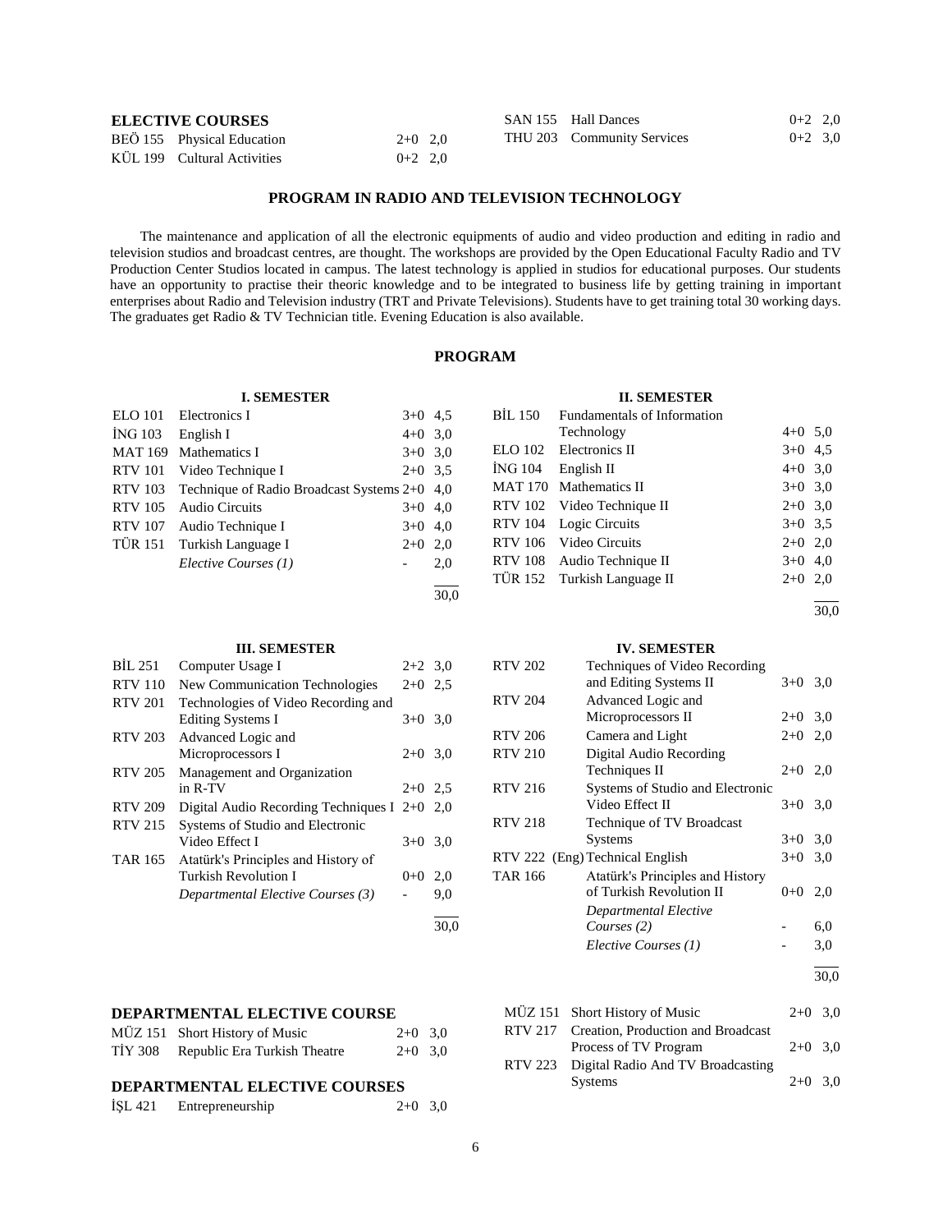**ELECTIVE COURSES**

| | | | |
|---|---|---|---|
| BEÖ 155 | Physical Education | 2+0 | 2,0 |
| KÜL 199 | Cultural Activities | 0+2 | 2,0 |
| SAN 155 | Hall Dances | 0+2 | 2,0 |
| THU 203 | Community Services | 0+2 | 3,0 |

## PROGRAM IN RADIO AND TELEVISION TECHNOLOGY

The maintenance and application of all the electronic equipments of audio and video production and editing in radio and television studios and broadcast centres, are thought. The workshops are provided by the Open Educational Faculty Radio and TV Production Center Studios located in campus. The latest technology is applied in studios for educational purposes. Our students have an opportunity to practise their theoric knowledge and to be integrated to business life by getting training in important enterprises about Radio and Television industry (TRT and Private Televisions). Students have to get training total 30 working days. The graduates get Radio & TV Technician title. Evening Education is also available.

## PROGRAM

### I. SEMESTER

| | | | |
|---|---|---|---|
| ELO 101 | Electronics I | 3+0 | 4,5 |
| İNG 103 | English I | 4+0 | 3,0 |
| MAT 169 | Mathematics I | 3+0 | 3,0 |
| RTV 101 | Video Technique I | 2+0 | 3,5 |
| RTV 103 | Technique of Radio Broadcast Systems | 2+0 | 4,0 |
| RTV 105 | Audio Circuits | 3+0 | 4,0 |
| RTV 107 | Audio Technique I | 3+0 | 4,0 |
| TÜR 151 | Turkish Language I | 2+0 | 2,0 |
| | *Elective Courses (1)* | - | 2,0 |
| | | | 30,0 |

### II. SEMESTER

| | | | |
|---|---|---|---|
| BİL 150 | Fundamentals of Information Technology | 4+0 | 5,0 |
| ELO 102 | Electronics II | 3+0 | 4,5 |
| İNG 104 | English II | 4+0 | 3,0 |
| MAT 170 | Mathematics II | 3+0 | 3,0 |
| RTV 102 | Video Technique II | 2+0 | 3,0 |
| RTV 104 | Logic Circuits | 3+0 | 3,5 |
| RTV 106 | Video Circuits | 2+0 | 2,0 |
| RTV 108 | Audio Technique II | 3+0 | 4,0 |
| TÜR 152 | Turkish Language II | 2+0 | 2,0 |
| | | | 30,0 |

### III. SEMESTER

| | | | |
|---|---|---|---|
| BİL 251 | Computer Usage I | 2+2 | 3,0 |
| RTV 110 | New Communication Technologies | 2+0 | 2,5 |
| RTV 201 | Technologies of Video Recording and Editing Systems I | 3+0 | 3,0 |
| RTV 203 | Advanced Logic and Microprocessors I | 2+0 | 3,0 |
| RTV 205 | Management and Organization in R-TV | 2+0 | 2,5 |
| RTV 209 | Digital Audio Recording Techniques I | 2+0 | 2,0 |
| RTV 215 | Systems of Studio and Electronic Video Effect I | 3+0 | 3,0 |
| TAR 165 | Atatürk's Principles and History of Turkish Revolution I | 0+0 | 2,0 |
| | *Departmental Elective Courses (3)* | - | 9,0 |
| | | | 30,0 |

### IV. SEMESTER

| | | | |
|---|---|---|---|
| RTV 202 | Techniques of Video Recording and Editing Systems II | 3+0 | 3,0 |
| RTV 204 | Advanced Logic and Microprocessors II | 2+0 | 3,0 |
| RTV 206 | Camera and Light | 2+0 | 2,0 |
| RTV 210 | Digital Audio Recording Techniques II | 2+0 | 2,0 |
| RTV 216 | Systems of Studio and Electronic Video Effect II | 3+0 | 3,0 |
| RTV 218 | Technique of TV Broadcast Systems | 3+0 | 3,0 |
| RTV 222 | (Eng) Technical English | 3+0 | 3,0 |
| TAR 166 | Atatürk's Principles and History of Turkish Revolution II | 0+0 | 2,0 |
| | *Departmental Elective Courses (2)* | - | 6,0 |
| | *Elective Courses (1)* | - | 3,0 |
| | | | 30,0 |

**DEPARTMENTAL ELECTIVE COURSE**

| | | | |
|---|---|---|---|
| MÜZ 151 | Short History of Music | 2+0 | 3,0 |
| TİY 308 | Republic Era Turkish Theatre | 2+0 | 3,0 |

**DEPARTMENTAL ELECTIVE COURSES**

| | | | |
|---|---|---|---|
| İŞL 421 | Entrepreneurship | 2+0 | 3,0 |
| MÜZ 151 | Short History of Music | 2+0 | 3,0 |
| RTV 217 | Creation, Production and Broadcast Process of TV Program | 2+0 | 3,0 |
| RTV 223 | Digital Radio And TV Broadcasting Systems | 2+0 | 3,0 |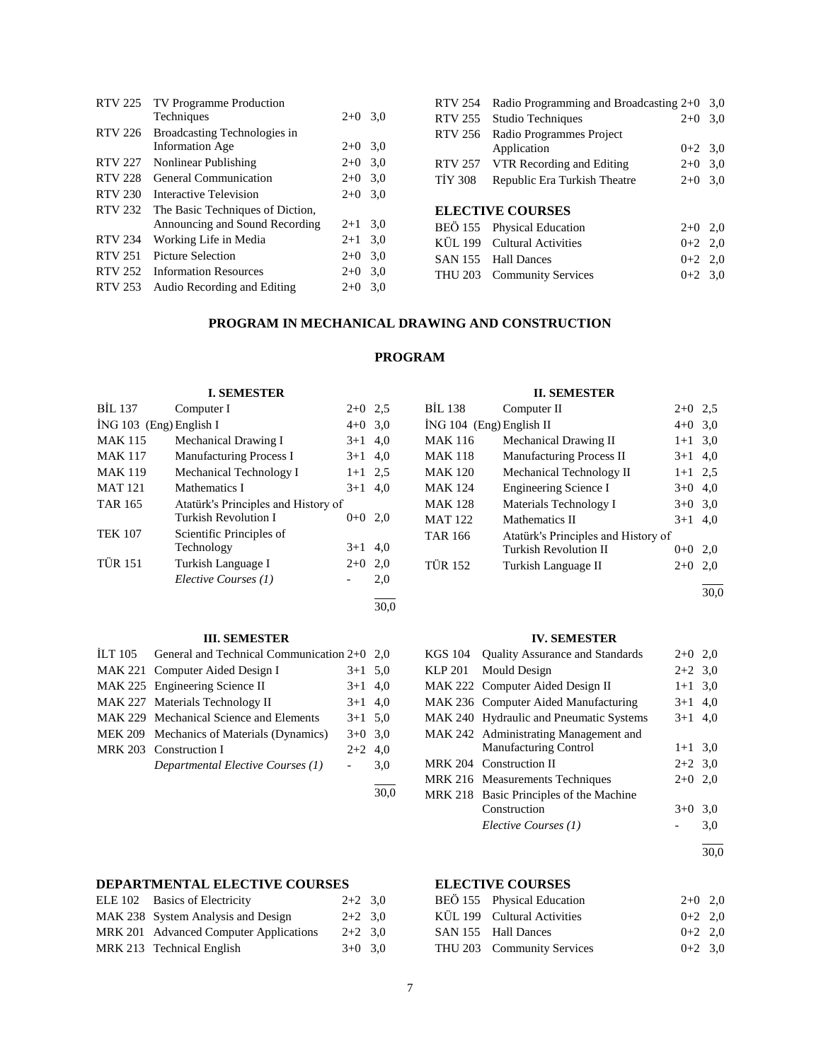| | | | |
|---|---|---|---|
| RTV 225 | TV Programme Production Techniques | 2+0 | 3,0 |
| RTV 226 | Broadcasting Technologies in Information Age | 2+0 | 3,0 |
| RTV 227 | Nonlinear Publishing | 2+0 | 3,0 |
| RTV 228 | General Communication | 2+0 | 3,0 |
| RTV 230 | Interactive Television | 2+0 | 3,0 |
| RTV 232 | The Basic Techniques of Diction, Announcing and Sound Recording | 2+1 | 3,0 |
| RTV 234 | Working Life in Media | 2+1 | 3,0 |
| RTV 251 | Picture Selection | 2+0 | 3,0 |
| RTV 252 | Information Resources | 2+0 | 3,0 |
| RTV 253 | Audio Recording and Editing | 2+0 | 3,0 |
| RTV 254 | Radio Programming and Broadcasting | 2+0 | 3,0 |
| RTV 255 | Studio Techniques | 2+0 | 3,0 |
| RTV 256 | Radio Programmes Project Application | 0+2 | 3,0 |
| RTV 257 | VTR Recording and Editing | 2+0 | 3,0 |
| TİY 308 | Republic Era Turkish Theatre | 2+0 | 3,0 |

### ELECTIVE COURSES

| | | | |
|---|---|---|---|
| BEÖ 155 | Physical Education | 2+0 | 2,0 |
| KÜL 199 | Cultural Activities | 0+2 | 2,0 |
| SAN 155 | Hall Dances | 0+2 | 2,0 |
| THU 203 | Community Services | 0+2 | 3,0 |

## PROGRAM IN MECHANICAL DRAWING AND CONSTRUCTION

## PROGRAM

### I. SEMESTER

| | | | |
|---|---|---|---|
| BİL 137 | Computer I | 2+0 | 2,5 |
| İNG 103 (Eng) | English I | 4+0 | 3,0 |
| MAK 115 | Mechanical Drawing I | 3+1 | 4,0 |
| MAK 117 | Manufacturing Process I | 3+1 | 4,0 |
| MAK 119 | Mechanical Technology I | 1+1 | 2,5 |
| MAT 121 | Mathematics I | 3+1 | 4,0 |
| TAR 165 | Atatürk's Principles and History of Turkish Revolution I | 0+0 | 2,0 |
| TEK 107 | Scientific Principles of Technology | 3+1 | 4,0 |
| TÜR 151 | Turkish Language I | 2+0 | 2,0 |
| | *Elective Courses (1)* | - | 2,0 |
| | | | 30,0 |

### II. SEMESTER

| | | | |
|---|---|---|---|
| BİL 138 | Computer II | 2+0 | 2,5 |
| İNG 104 (Eng) | English II | 4+0 | 3,0 |
| MAK 116 | Mechanical Drawing II | 1+1 | 3,0 |
| MAK 118 | Manufacturing Process II | 3+1 | 4,0 |
| MAK 120 | Mechanical Technology II | 1+1 | 2,5 |
| MAK 124 | Engineering Science I | 3+0 | 4,0 |
| MAK 128 | Materials Technology I | 3+0 | 3,0 |
| MAT 122 | Mathematics II | 3+1 | 4,0 |
| TAR 166 | Atatürk's Principles and History of Turkish Revolution II | 0+0 | 2,0 |
| TÜR 152 | Turkish Language II | 2+0 | 2,0 |
| | | | 30,0 |

### III. SEMESTER

| | | | |
|---|---|---|---|
| İLT 105 | General and Technical Communication | 2+0 | 2,0 |
| MAK 221 | Computer Aided Design I | 3+1 | 5,0 |
| MAK 225 | Engineering Science II | 3+1 | 4,0 |
| MAK 227 | Materials Technology II | 3+1 | 4,0 |
| MAK 229 | Mechanical Science and Elements | 3+1 | 5,0 |
| MEK 209 | Mechanics of Materials (Dynamics) | 3+0 | 3,0 |
| MRK 203 | Construction I | 2+2 | 4,0 |
| | *Departmental Elective Courses (1)* | - | 3,0 |
| | | | 30,0 |

### IV. SEMESTER

| | | | |
|---|---|---|---|
| KGS 104 | Quality Assurance and Standards | 2+0 | 2,0 |
| KLP 201 | Mould Design | 2+2 | 3,0 |
| MAK 222 | Computer Aided Design II | 1+1 | 3,0 |
| MAK 236 | Computer Aided Manufacturing | 3+1 | 4,0 |
| MAK 240 | Hydraulic and Pneumatic Systems | 3+1 | 4,0 |
| MAK 242 | Administrating Management and Manufacturing Control | 1+1 | 3,0 |
| MRK 204 | Construction II | 2+2 | 3,0 |
| MRK 216 | Measurements Techniques | 2+0 | 2,0 |
| MRK 218 | Basic Principles of the Machine Construction | 3+0 | 3,0 |
| | *Elective Courses (1)* | - | 3,0 |
| | | | 30,0 |

### DEPARTMENTAL ELECTIVE COURSES

| | | | |
|---|---|---|---|
| ELE 102 | Basics of Electricity | 2+2 | 3,0 |
| MAK 238 | System Analysis and Design | 2+2 | 3,0 |
| MRK 201 | Advanced Computer Applications | 2+2 | 3,0 |
| MRK 213 | Technical English | 3+0 | 3,0 |

### ELECTIVE COURSES

| | | | |
|---|---|---|---|
| BEÖ 155 | Physical Education | 2+0 | 2,0 |
| KÜL 199 | Cultural Activities | 0+2 | 2,0 |
| SAN 155 | Hall Dances | 0+2 | 2,0 |
| THU 203 | Community Services | 0+2 | 3,0 |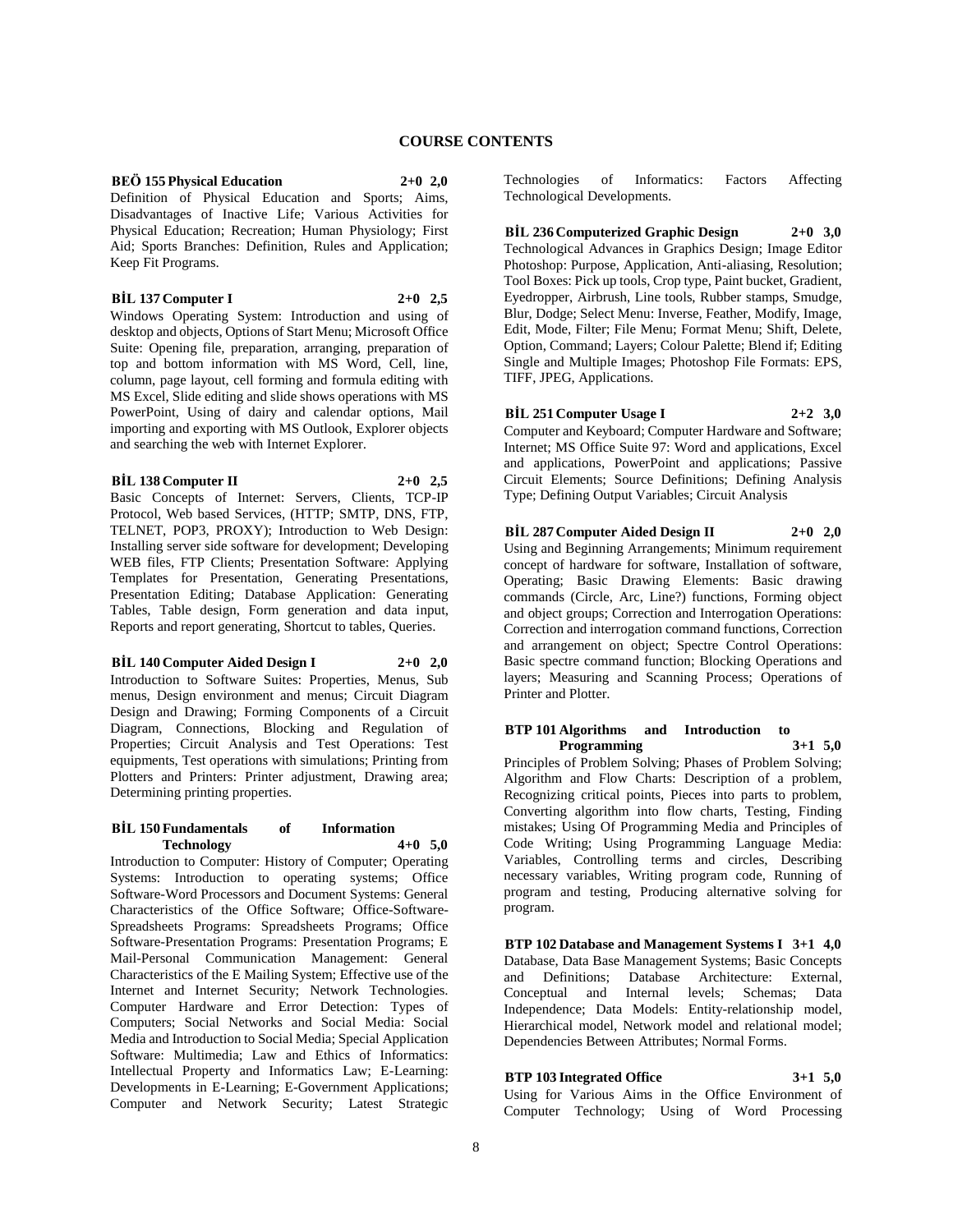## COURSE CONTENTS

**BEÖ 155 Physical Education 2+0 2,0**

Definition of Physical Education and Sports; Aims, Disadvantages of Inactive Life; Various Activities for Physical Education; Recreation; Human Physiology; First Aid; Sports Branches: Definition, Rules and Application; Keep Fit Programs.

**BİL 137 Computer I 2+0 2,5**

Windows Operating System: Introduction and using of desktop and objects, Options of Start Menu; Microsoft Office Suite: Opening file, preparation, arranging, preparation of top and bottom information with MS Word, Cell, line, column, page layout, cell forming and formula editing with MS Excel, Slide editing and slide shows operations with MS PowerPoint, Using of dairy and calendar options, Mail importing and exporting with MS Outlook, Explorer objects and searching the web with Internet Explorer.

**BİL 138 Computer II 2+0 2,5**

Basic Concepts of Internet: Servers, Clients, TCP-IP Protocol, Web based Services, (HTTP; SMTP, DNS, FTP, TELNET, POP3, PROXY); Introduction to Web Design: Installing server side software for development; Developing WEB files, FTP Clients; Presentation Software: Applying Templates for Presentation, Generating Presentations, Presentation Editing; Database Application: Generating Tables, Table design, Form generation and data input, Reports and report generating, Shortcut to tables, Queries.

**BİL 140 Computer Aided Design I 2+0 2,0**

Introduction to Software Suites: Properties, Menus, Sub menus, Design environment and menus; Circuit Diagram Design and Drawing; Forming Components of a Circuit Diagram, Connections, Blocking and Regulation of Properties; Circuit Analysis and Test Operations: Test equipments, Test operations with simulations; Printing from Plotters and Printers: Printer adjustment, Drawing area; Determining printing properties.

**BİL 150 Fundamentals of Information Technology 4+0 5,0**

Introduction to Computer: History of Computer; Operating Systems: Introduction to operating systems; Office Software-Word Processors and Document Systems: General Characteristics of the Office Software; Office-Software-Spreadsheets Programs: Spreadsheets Programs; Office Software-Presentation Programs: Presentation Programs; E Mail-Personal Communication Management: General Characteristics of the E Mailing System; Effective use of the Internet and Internet Security; Network Technologies. Computer Hardware and Error Detection: Types of Computers; Social Networks and Social Media: Social Media and Introduction to Social Media; Special Application Software: Multimedia; Law and Ethics of Informatics: Intellectual Property and Informatics Law; E-Learning: Developments in E-Learning; E-Government Applications; Computer and Network Security; Latest Strategic Technologies of Informatics: Factors Affecting Technological Developments.

**BİL 236 Computerized Graphic Design 2+0 3,0**

Technological Advances in Graphics Design; Image Editor Photoshop: Purpose, Application, Anti-aliasing, Resolution; Tool Boxes: Pick up tools, Crop type, Paint bucket, Gradient, Eyedropper, Airbrush, Line tools, Rubber stamps, Smudge, Blur, Dodge; Select Menu: Inverse, Feather, Modify, Image, Edit, Mode, Filter; File Menu; Format Menu; Shift, Delete, Option, Command; Layers; Colour Palette; Blend if; Editing Single and Multiple Images; Photoshop File Formats: EPS, TIFF, JPEG, Applications.

**BİL 251 Computer Usage I 2+2 3,0**

Computer and Keyboard; Computer Hardware and Software; Internet; MS Office Suite 97: Word and applications, Excel and applications, PowerPoint and applications; Passive Circuit Elements; Source Definitions; Defining Analysis Type; Defining Output Variables; Circuit Analysis

**BİL 287 Computer Aided Design II 2+0 2,0**

Using and Beginning Arrangements; Minimum requirement concept of hardware for software, Installation of software, Operating; Basic Drawing Elements: Basic drawing commands (Circle, Arc, Line?) functions, Forming object and object groups; Correction and Interrogation Operations: Correction and interrogation command functions, Correction and arrangement on object; Spectre Control Operations: Basic spectre command function; Blocking Operations and layers; Measuring and Scanning Process; Operations of Printer and Plotter.

**BTP 101 Algorithms and Introduction to Programming 3+1 5,0**

Principles of Problem Solving; Phases of Problem Solving; Algorithm and Flow Charts: Description of a problem, Recognizing critical points, Pieces into parts to problem, Converting algorithm into flow charts, Testing, Finding mistakes; Using Of Programming Media and Principles of Code Writing; Using Programming Language Media: Variables, Controlling terms and circles, Describing necessary variables, Writing program code, Running of program and testing, Producing alternative solving for program.

**BTP 102 Database and Management Systems I 3+1 4,0**

Database, Data Base Management Systems; Basic Concepts and Definitions; Database Architecture: External, Conceptual and Internal levels; Schemas; Data Independence; Data Models: Entity-relationship model, Hierarchical model, Network model and relational model; Dependencies Between Attributes; Normal Forms.

**BTP 103 Integrated Office 3+1 5,0**

Using for Various Aims in the Office Environment of Computer Technology; Using of Word Processing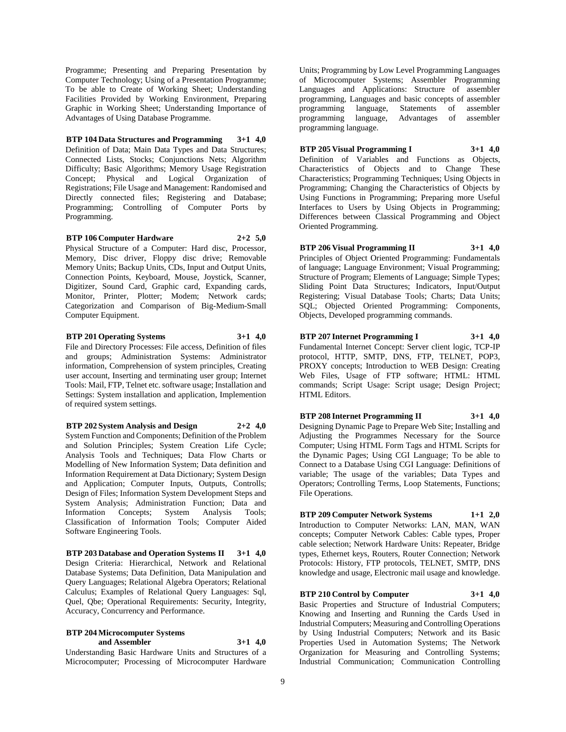Programme; Presenting and Preparing Presentation by Computer Technology; Using of a Presentation Programme; To be able to Create of Working Sheet; Understanding Facilities Provided by Working Environment, Preparing Graphic in Working Sheet; Understanding Importance of Advantages of Using Database Programme.

**BTP 104 Data Structures and Programming 3+1 4,0**
Definition of Data; Main Data Types and Data Structures; Connected Lists, Stocks; Conjunctions Nets; Algorithm Difficulty; Basic Algorithms; Memory Usage Registration Concept; Physical and Logical Organization of Registrations; File Usage and Management: Randomised and Directly connected files; Registering and Database; Programming; Controlling of Computer Ports by Programming.

**BTP 106 Computer Hardware 2+2 5,0**
Physical Structure of a Computer: Hard disc, Processor, Memory, Disc driver, Floppy disc drive; Removable Memory Units; Backup Units, CDs, Input and Output Units, Connection Points, Keyboard, Mouse, Joystick, Scanner, Digitizer, Sound Card, Graphic card, Expanding cards, Monitor, Printer, Plotter; Modem; Network cards; Categorization and Comparison of Big-Medium-Small Computer Equipment.

**BTP 201 Operating Systems 3+1 4,0**
File and Directory Processes: File access, Definition of files and groups; Administration Systems: Administrator information, Comprehension of system principles, Creating user account, Inserting and terminating user group; Internet Tools: Mail, FTP, Telnet etc. software usage; Installation and Settings: System installation and application, Implemention of required system settings.

**BTP 202 System Analysis and Design 2+2 4,0**
System Function and Components; Definition of the Problem and Solution Principles; System Creation Life Cycle; Analysis Tools and Techniques; Data Flow Charts or Modelling of New Information System; Data definition and Information Requirement at Data Dictionary; System Design and Application; Computer Inputs, Outputs, Controlls; Design of Files; Information System Development Steps and System Analysis; Administration Function; Data and Information Concepts; System Analysis Tools; Classification of Information Tools; Computer Aided Software Engineering Tools.

**BTP 203 Database and Operation Systems II 3+1 4,0**
Design Criteria: Hierarchical, Network and Relational Database Systems; Data Definition, Data Manipulation and Query Languages; Relational Algebra Operators; Relational Calculus; Examples of Relational Query Languages: Sql, Quel, Qbe; Operational Requirements: Security, Integrity, Accuracy, Concurrency and Performance.

**BTP 204 Microcomputer Systems and Assembler 3+1 4,0**
Understanding Basic Hardware Units and Structures of a Microcomputer; Processing of Microcomputer Hardware Units; Programming by Low Level Programming Languages of Microcomputer Systems; Assembler Programming Languages and Applications: Structure of assembler programming, Languages and basic concepts of assembler programming language, Statements of assembler programming language, Advantages of assembler programming language.

**BTP 205 Visual Programming I 3+1 4,0**
Definition of Variables and Functions as Objects, Characteristics of Objects and to Change These Characteristics; Programming Techniques; Using Objects in Programming; Changing the Characteristics of Objects by Using Functions in Programming; Preparing more Useful Interfaces to Users by Using Objects in Programming; Differences between Classical Programming and Object Oriented Programming.

**BTP 206 Visual Programming II 3+1 4,0**
Principles of Object Oriented Programming: Fundamentals of language; Language Environment; Visual Programming; Structure of Program; Elements of Language; Simple Types; Sliding Point Data Structures; Indicators, Input/Output Registering; Visual Database Tools; Charts; Data Units; SQL; Objected Oriented Programming: Components, Objects, Developed programming commands.

**BTP 207 Internet Programming I 3+1 4,0**
Fundamental Internet Concept: Server client logic, TCP-IP protocol, HTTP, SMTP, DNS, FTP, TELNET, POP3, PROXY concepts; Introduction to WEB Design: Creating Web Files, Usage of FTP software; HTML: HTML commands; Script Usage: Script usage; Design Project; HTML Editors.

**BTP 208 Internet Programming II 3+1 4,0**
Designing Dynamic Page to Prepare Web Site; Installing and Adjusting the Programmes Necessary for the Source Computer; Using HTML Form Tags and HTML Scripts for the Dynamic Pages; Using CGI Language; To be able to Connect to a Database Using CGI Language: Definitions of variable; The usage of the variables; Data Types and Operators; Controlling Terms, Loop Statements, Functions; File Operations.

**BTP 209 Computer Network Systems 1+1 2,0**
Introduction to Computer Networks: LAN, MAN, WAN concepts; Computer Network Cables: Cable types, Proper cable selection; Network Hardware Units: Repeater, Bridge types, Ethernet keys, Routers, Router Connection; Network Protocols: History, FTP protocols, TELNET, SMTP, DNS knowledge and usage, Electronic mail usage and knowledge.

**BTP 210 Control by Computer 3+1 4,0**
Basic Properties and Structure of Industrial Computers; Knowing and Inserting and Running the Cards Used in Industrial Computers; Measuring and Controlling Operations by Using Industrial Computers; Network and its Basic Properties Used in Automation Systems; The Network Organization for Measuring and Controlling Systems; Industrial Communication; Communication Controlling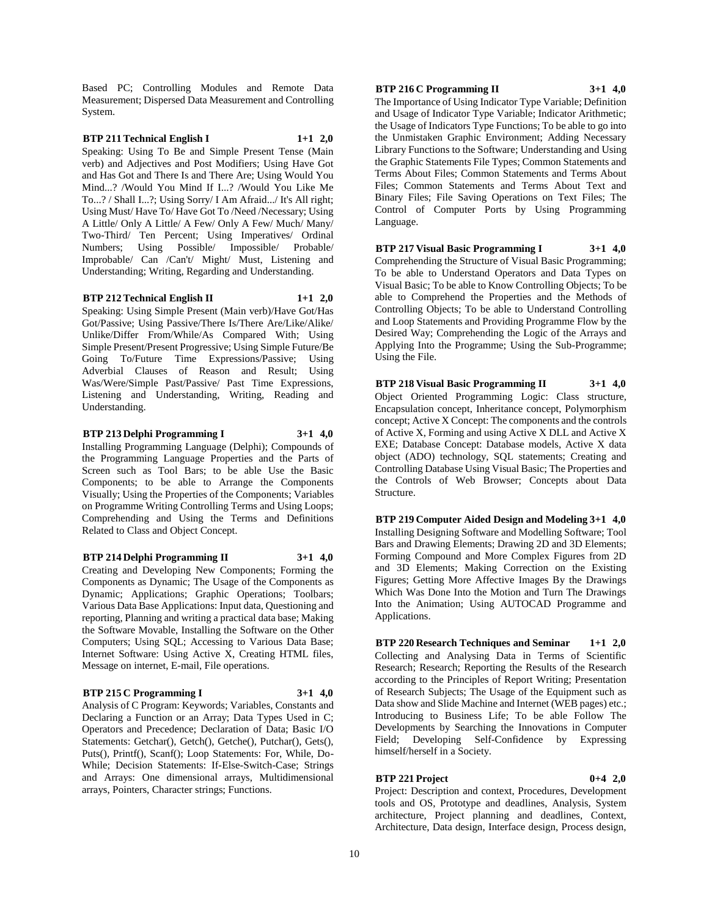Based PC; Controlling Modules and Remote Data Measurement; Dispersed Data Measurement and Controlling System.

**BTP 211 Technical English I 1+1 2,0**

Speaking: Using To Be and Simple Present Tense (Main verb) and Adjectives and Post Modifiers; Using Have Got and Has Got and There Is and There Are; Using Would You Mind...? /Would You Mind If I...? /Would You Like Me To...? / Shall I...?; Using Sorry/ I Am Afraid.../ It's All right; Using Must/ Have To/ Have Got To /Need /Necessary; Using A Little/ Only A Little/ A Few/ Only A Few/ Much/ Many/ Two-Third/ Ten Percent; Using Imperatives/ Ordinal Numbers; Using Possible/ Impossible/ Probable/ Improbable/ Can /Can't/ Might/ Must, Listening and Understanding; Writing, Regarding and Understanding.

**BTP 212 Technical English II 1+1 2,0**

Speaking: Using Simple Present (Main verb)/Have Got/Has Got/Passive; Using Passive/There Is/There Are/Like/Alike/ Unlike/Differ From/While/As Compared With; Using Simple Present/Present Progressive; Using Simple Future/Be Going To/Future Time Expressions/Passive; Using Adverbial Clauses of Reason and Result; Using Was/Were/Simple Past/Passive/ Past Time Expressions, Listening and Understanding, Writing, Reading and Understanding.

**BTP 213 Delphi Programming I 3+1 4,0**

Installing Programming Language (Delphi); Compounds of the Programming Language Properties and the Parts of Screen such as Tool Bars; to be able Use the Basic Components; to be able to Arrange the Components Visually; Using the Properties of the Components; Variables on Programme Writing Controlling Terms and Using Loops; Comprehending and Using the Terms and Definitions Related to Class and Object Concept.

**BTP 214 Delphi Programming II 3+1 4,0**

Creating and Developing New Components; Forming the Components as Dynamic; The Usage of the Components as Dynamic; Applications; Graphic Operations; Toolbars; Various Data Base Applications: Input data, Questioning and reporting, Planning and writing a practical data base; Making the Software Movable, Installing the Software on the Other Computers; Using SQL; Accessing to Various Data Base; Internet Software: Using Active X, Creating HTML files, Message on internet, E-mail, File operations.

**BTP 215 C Programming I 3+1 4,0**

Analysis of C Program: Keywords; Variables, Constants and Declaring a Function or an Array; Data Types Used in C; Operators and Precedence; Declaration of Data; Basic I/O Statements: Getchar(), Getch(), Getche(), Putchar(), Gets(), Puts(), Printf(), Scanf(); Loop Statements: For, While, Do-While; Decision Statements: If-Else-Switch-Case; Strings and Arrays: One dimensional arrays, Multidimensional arrays, Pointers, Character strings; Functions.

**BTP 216 C Programming II 3+1 4,0**

The Importance of Using Indicator Type Variable; Definition and Usage of Indicator Type Variable; Indicator Arithmetic; the Usage of Indicators Type Functions; To be able to go into the Unmistaken Graphic Environment; Adding Necessary Library Functions to the Software; Understanding and Using the Graphic Statements File Types; Common Statements and Terms About Files; Common Statements and Terms About Files; Common Statements and Terms About Text and Binary Files; File Saving Operations on Text Files; The Control of Computer Ports by Using Programming Language.

**BTP 217 Visual Basic Programming I 3+1 4,0**

Comprehending the Structure of Visual Basic Programming; To be able to Understand Operators and Data Types on Visual Basic; To be able to Know Controlling Objects; To be able to Comprehend the Properties and the Methods of Controlling Objects; To be able to Understand Controlling and Loop Statements and Providing Programme Flow by the Desired Way; Comprehending the Logic of the Arrays and Applying Into the Programme; Using the Sub-Programme; Using the File.

**BTP 218 Visual Basic Programming II 3+1 4,0**

Object Oriented Programming Logic: Class structure, Encapsulation concept, Inheritance concept, Polymorphism concept; Active X Concept: The components and the controls of Active X, Forming and using Active X DLL and Active X EXE; Database Concept: Database models, Active X data object (ADO) technology, SQL statements; Creating and Controlling Database Using Visual Basic; The Properties and the Controls of Web Browser; Concepts about Data Structure.

**BTP 219 Computer Aided Design and Modeling 3+1 4,0**

Installing Designing Software and Modelling Software; Tool Bars and Drawing Elements; Drawing 2D and 3D Elements; Forming Compound and More Complex Figures from 2D and 3D Elements; Making Correction on the Existing Figures; Getting More Affective Images By the Drawings Which Was Done Into the Motion and Turn The Drawings Into the Animation; Using AUTOCAD Programme and Applications.

**BTP 220 Research Techniques and Seminar 1+1 2,0**

Collecting and Analysing Data in Terms of Scientific Research; Research; Reporting the Results of the Research according to the Principles of Report Writing; Presentation of Research Subjects; The Usage of the Equipment such as Data show and Slide Machine and Internet (WEB pages) etc.; Introducing to Business Life; To be able Follow The Developments by Searching the Innovations in Computer Field; Developing Self-Confidence by Expressing himself/herself in a Society.

**BTP 221 Project 0+4 2,0**

Project: Description and context, Procedures, Development tools and OS, Prototype and deadlines, Analysis, System architecture, Project planning and deadlines, Context, Architecture, Data design, Interface design, Process design,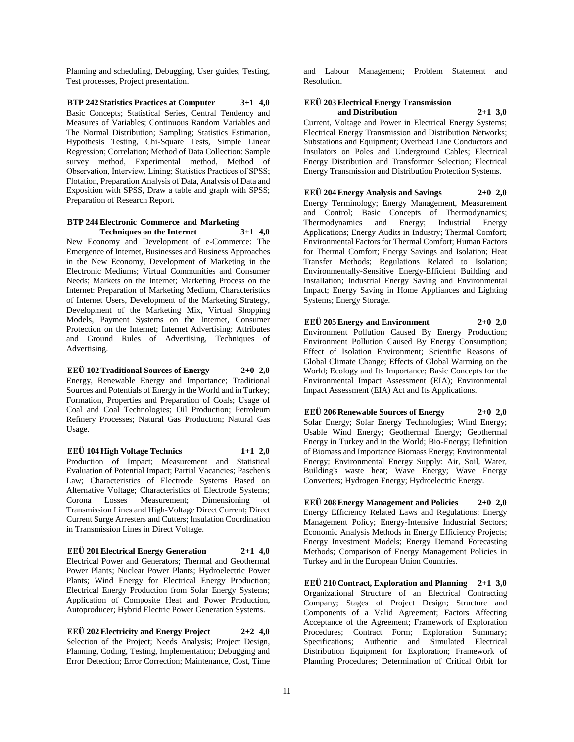Planning and scheduling, Debugging, User guides, Testing, Test processes, Project presentation.

**BTP 242 Statistics Practices at Computer 3+1 4,0**
Basic Concepts; Statistical Series, Central Tendency and Measures of Variables; Continuous Random Variables and The Normal Distribution; Sampling; Statistics Estimation, Hypothesis Testing, Chi-Square Tests, Simple Linear Regression; Correlation; Method of Data Collection: Sample survey method, Experimental method, Method of Observation, İnterview, Lining; Statistics Practices of SPSS; Flotation, Preparation Analysis of Data, Analysis of Data and Exposition with SPSS, Draw a table and graph with SPSS; Preparation of Research Report.

**BTP 244 Electronic Commerce and Marketing Techniques on the Internet 3+1 4,0**
New Economy and Development of e-Commerce: The Emergence of Internet, Businesses and Business Approaches in the New Economy, Development of Marketing in the Electronic Mediums; Virtual Communities and Consumer Needs; Markets on the Internet; Marketing Process on the Internet: Preparation of Marketing Medium, Characteristics of Internet Users, Development of the Marketing Strategy, Development of the Marketing Mix, Virtual Shopping Models, Payment Systems on the Internet, Consumer Protection on the Internet; Internet Advertising: Attributes and Ground Rules of Advertising, Techniques of Advertising.

**EEÜ 102 Traditional Sources of Energy 2+0 2,0**
Energy, Renewable Energy and Importance; Traditional Sources and Potentials of Energy in the World and in Turkey; Formation, Properties and Preparation of Coals; Usage of Coal and Coal Technologies; Oil Production; Petroleum Refinery Processes; Natural Gas Production; Natural Gas Usage.

**EEÜ 104 High Voltage Technics 1+1 2,0**
Production of Impact; Measurement and Statistical Evaluation of Potential Impact; Partial Vacancies; Paschen's Law; Characteristics of Electrode Systems Based on Alternative Voltage; Characteristics of Electrode Systems; Corona Losses Measurement; Dimensioning of Transmission Lines and High-Voltage Direct Current; Direct Current Surge Arresters and Cutters; Insulation Coordination in Transmission Lines in Direct Voltage.

**EEÜ 201 Electrical Energy Generation 2+1 4,0**
Electrical Power and Generators; Thermal and Geothermal Power Plants; Nuclear Power Plants; Hydroelectric Power Plants; Wind Energy for Electrical Energy Production; Electrical Energy Production from Solar Energy Systems; Application of Composite Heat and Power Production, Autoproducer; Hybrid Electric Power Generation Systems.

**EEÜ 202 Electricity and Energy Project 2+2 4,0**
Selection of the Project; Needs Analysis; Project Design, Planning, Coding, Testing, Implementation; Debugging and Error Detection; Error Correction; Maintenance, Cost, Time and Labour Management; Problem Statement and Resolution.

**EEÜ 203 Electrical Energy Transmission and Distribution 2+1 3,0**
Current, Voltage and Power in Electrical Energy Systems; Electrical Energy Transmission and Distribution Networks; Substations and Equipment; Overhead Line Conductors and Insulators on Poles and Underground Cables; Electrical Energy Distribution and Transformer Selection; Electrical Energy Transmission and Distribution Protection Systems.

**EEÜ 204 Energy Analysis and Savings 2+0 2,0**
Energy Terminology; Energy Management, Measurement and Control; Basic Concepts of Thermodynamics; Thermodynamics and Energy; Industrial Energy Applications; Energy Audits in Industry; Thermal Comfort; Environmental Factors for Thermal Comfort; Human Factors for Thermal Comfort; Energy Savings and Isolation; Heat Transfer Methods; Regulations Related to Isolation; Environmentally-Sensitive Energy-Efficient Building and Installation; Industrial Energy Saving and Environmental Impact; Energy Saving in Home Appliances and Lighting Systems; Energy Storage.

**EEÜ 205 Energy and Environment 2+0 2,0**
Environment Pollution Caused By Energy Production; Environment Pollution Caused By Energy Consumption; Effect of Isolation Environment; Scientific Reasons of Global Climate Change; Effects of Global Warming on the World; Ecology and Its Importance; Basic Concepts for the Environmental Impact Assessment (EIA); Environmental Impact Assessment (EIA) Act and Its Applications.

**EEÜ 206 Renewable Sources of Energy 2+0 2,0**
Solar Energy; Solar Energy Technologies; Wind Energy; Usable Wind Energy; Geothermal Energy; Geothermal Energy in Turkey and in the World; Bio-Energy; Definition of Biomass and Importance Biomass Energy; Environmental Energy; Environmental Energy Supply: Air, Soil, Water, Building's waste heat; Wave Energy; Wave Energy Converters; Hydrogen Energy; Hydroelectric Energy.

**EEÜ 208 Energy Management and Policies 2+0 2,0**
Energy Efficiency Related Laws and Regulations; Energy Management Policy; Energy-Intensive Industrial Sectors; Economic Analysis Methods in Energy Efficiency Projects; Energy Investment Models; Energy Demand Forecasting Methods; Comparison of Energy Management Policies in Turkey and in the European Union Countries.

**EEÜ 210 Contract, Exploration and Planning 2+1 3,0**
Organizational Structure of an Electrical Contracting Company; Stages of Project Design; Structure and Components of a Valid Agreement; Factors Affecting Acceptance of the Agreement; Framework of Exploration Procedures; Contract Form; Exploration Summary; Specifications; Authentic and Simulated Electrical Distribution Equipment for Exploration; Framework of Planning Procedures; Determination of Critical Orbit for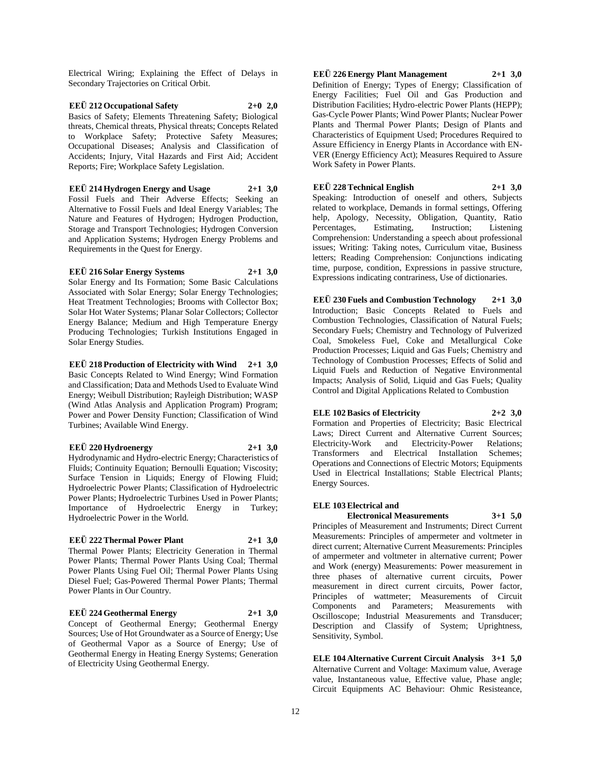Electrical Wiring; Explaining the Effect of Delays in Secondary Trajectories on Critical Orbit.

**EEÜ 212 Occupational Safety 2+0 2,0**

Basics of Safety; Elements Threatening Safety; Biological threats, Chemical threats, Physical threats; Concepts Related to Workplace Safety; Protective Safety Measures; Occupational Diseases; Analysis and Classification of Accidents; Injury, Vital Hazards and First Aid; Accident Reports; Fire; Workplace Safety Legislation.

**EEÜ 214 Hydrogen Energy and Usage 2+1 3,0**

Fossil Fuels and Their Adverse Effects; Seeking an Alternative to Fossil Fuels and Ideal Energy Variables; The Nature and Features of Hydrogen; Hydrogen Production, Storage and Transport Technologies; Hydrogen Conversion and Application Systems; Hydrogen Energy Problems and Requirements in the Quest for Energy.

**EEÜ 216 Solar Energy Systems 2+1 3,0**

Solar Energy and Its Formation; Some Basic Calculations Associated with Solar Energy; Solar Energy Technologies; Heat Treatment Technologies; Brooms with Collector Box; Solar Hot Water Systems; Planar Solar Collectors; Collector Energy Balance; Medium and High Temperature Energy Producing Technologies; Turkish Institutions Engaged in Solar Energy Studies.

**EEÜ 218 Production of Electricity with Wind 2+1 3,0**

Basic Concepts Related to Wind Energy; Wind Formation and Classification; Data and Methods Used to Evaluate Wind Energy; Weibull Distribution; Rayleigh Distribution; WASP (Wind Atlas Analysis and Application Program) Program; Power and Power Density Function; Classification of Wind Turbines; Available Wind Energy.

**EEÜ 220 Hydroenergy 2+1 3,0**

Hydrodynamic and Hydro-electric Energy; Characteristics of Fluids; Continuity Equation; Bernoulli Equation; Viscosity; Surface Tension in Liquids; Energy of Flowing Fluid; Hydroelectric Power Plants; Classification of Hydroelectric Power Plants; Hydroelectric Turbines Used in Power Plants; Importance of Hydroelectric Energy in Turkey; Hydroelectric Power in the World.

**EEÜ 222 Thermal Power Plant 2+1 3,0**

Thermal Power Plants; Electricity Generation in Thermal Power Plants; Thermal Power Plants Using Coal; Thermal Power Plants Using Fuel Oil; Thermal Power Plants Using Diesel Fuel; Gas-Powered Thermal Power Plants; Thermal Power Plants in Our Country.

**EEÜ 224 Geothermal Energy 2+1 3,0**

Concept of Geothermal Energy; Geothermal Energy Sources; Use of Hot Groundwater as a Source of Energy; Use of Geothermal Vapor as a Source of Energy; Use of Geothermal Energy in Heating Energy Systems; Generation of Electricity Using Geothermal Energy.

**EEÜ 226 Energy Plant Management 2+1 3,0**

Definition of Energy; Types of Energy; Classification of Energy Facilities; Fuel Oil and Gas Production and Distribution Facilities; Hydro-electric Power Plants (HEPP); Gas-Cycle Power Plants; Wind Power Plants; Nuclear Power Plants and Thermal Power Plants; Design of Plants and Characteristics of Equipment Used; Procedures Required to Assure Efficiency in Energy Plants in Accordance with EN-VER (Energy Efficiency Act); Measures Required to Assure Work Safety in Power Plants.

**EEÜ 228 Technical English 2+1 3,0**

Speaking: Introduction of oneself and others, Subjects related to workplace, Demands in formal settings, Offering help, Apology, Necessity, Obligation, Quantity, Ratio Percentages, Estimating, Instruction; Listening Comprehension: Understanding a speech about professional issues; Writing: Taking notes, Curriculum vitae, Business letters; Reading Comprehension: Conjunctions indicating time, purpose, condition, Expressions in passive structure, Expressions indicating contrariness, Use of dictionaries.

**EEÜ 230 Fuels and Combustion Technology 2+1 3,0**

Introduction; Basic Concepts Related to Fuels and Combustion Technologies, Classification of Natural Fuels; Secondary Fuels; Chemistry and Technology of Pulverized Coal, Smokeless Fuel, Coke and Metallurgical Coke Production Processes; Liquid and Gas Fuels; Chemistry and Technology of Combustion Processes; Effects of Solid and Liquid Fuels and Reduction of Negative Environmental Impacts; Analysis of Solid, Liquid and Gas Fuels; Quality Control and Digital Applications Related to Combustion

**ELE 102 Basics of Electricity 2+2 3,0**

Formation and Properties of Electricity; Basic Electrical Laws; Direct Current and Alternative Current Sources; Electricity-Work and Electricity-Power Relations; Transformers and Electrical Installation Schemes; Operations and Connections of Electric Motors; Equipments Used in Electrical Installations; Stable Electrical Plants; Energy Sources.

**ELE 103 Electrical and Electronical Measurements 3+1 5,0**

Principles of Measurement and Instruments; Direct Current Measurements: Principles of ampermeter and voltmeter in direct current; Alternative Current Measurements: Principles of ampermeter and voltmeter in alternative current; Power and Work (energy) Measurements: Power measurement in three phases of alternative current circuits, Power measurement in direct current circuits, Power factor, Principles of wattmeter; Measurements of Circuit Components and Parameters; Measurements with Oscilloscope; Industrial Measurements and Transducer; Description and Classify of System; Uprightness, Sensitivity, Symbol.

**ELE 104 Alternative Current Circuit Analysis 3+1 5,0**

Alternative Current and Voltage: Maximum value, Average value, Instantaneous value, Effective value, Phase angle; Circuit Equipments AC Behaviour: Ohmic Resisteance,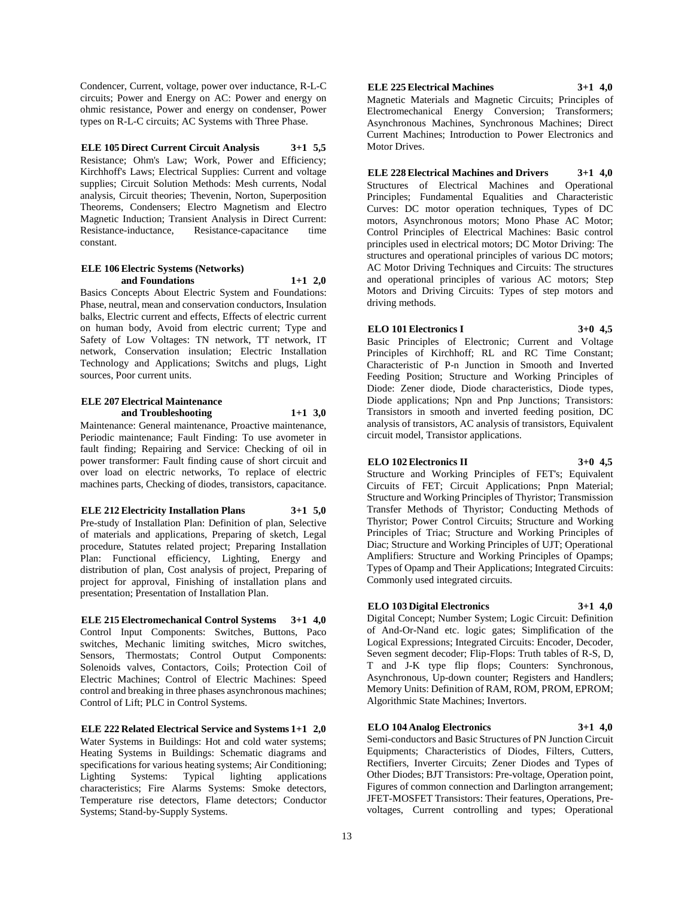Condencer, Current, voltage, power over inductance, R-L-C circuits; Power and Energy on AC: Power and energy on ohmic resistance, Power and energy on condenser, Power types on R-L-C circuits; AC Systems with Three Phase.

**ELE 105 Direct Current Circuit Analysis 3+1 5,5**
Resistance; Ohm's Law; Work, Power and Efficiency; Kirchhoff's Laws; Electrical Supplies: Current and voltage supplies; Circuit Solution Methods: Mesh currents, Nodal analysis, Circuit theories; Thevenin, Norton, Superposition Theorems, Condensers; Electro Magnetism and Electro Magnetic Induction; Transient Analysis in Direct Current: Resistance-inductance, Resistance-capacitance time constant.

**ELE 106 Electric Systems (Networks) and Foundations 1+1 2,0**
Basics Concepts About Electric System and Foundations: Phase, neutral, mean and conservation conductors, Insulation balks, Electric current and effects, Effects of electric current on human body, Avoid from electric current; Type and Safety of Low Voltages: TN network, TT network, IT network, Conservation insulation; Electric Installation Technology and Applications; Switchs and plugs, Light sources, Poor current units.

**ELE 207 Electrical Maintenance and Troubleshooting 1+1 3,0**
Maintenance: General maintenance, Proactive maintenance, Periodic maintenance; Fault Finding: To use avometer in fault finding; Repairing and Service: Checking of oil in power transformer: Fault finding cause of short circuit and over load on electric networks, To replace of electric machines parts, Checking of diodes, transistors, capacitance.

**ELE 212 Electricity Installation Plans 3+1 5,0**
Pre-study of Installation Plan: Definition of plan, Selective of materials and applications, Preparing of sketch, Legal procedure, Statutes related project; Preparing Installation Plan: Functional efficiency, Lighting, Energy and distribution of plan, Cost analysis of project, Preparing of project for approval, Finishing of installation plans and presentation; Presentation of Installation Plan.

**ELE 215 Electromechanical Control Systems 3+1 4,0**
Control Input Components: Switches, Buttons, Paco switches, Mechanic limiting switches, Micro switches, Sensors, Thermostats; Control Output Components: Solenoids valves, Contactors, Coils; Protection Coil of Electric Machines; Control of Electric Machines: Speed control and breaking in three phases asynchronous machines; Control of Lift; PLC in Control Systems.

**ELE 222 Related Electrical Service and Systems 1+1 2,0**
Water Systems in Buildings: Hot and cold water systems; Heating Systems in Buildings: Schematic diagrams and specifications for various heating systems; Air Conditioning; Lighting Systems: Typical lighting applications characteristics; Fire Alarms Systems: Smoke detectors, Temperature rise detectors, Flame detectors; Conductor Systems; Stand-by-Supply Systems.

**ELE 225 Electrical Machines 3+1 4,0**
Magnetic Materials and Magnetic Circuits; Principles of Electromechanical Energy Conversion; Transformers; Asynchronous Machines, Synchronous Machines; Direct Current Machines; Introduction to Power Electronics and Motor Drives.

**ELE 228 Electrical Machines and Drivers 3+1 4,0**
Structures of Electrical Machines and Operational Principles; Fundamental Equalities and Characteristic Curves: DC motor operation techniques, Types of DC motors, Asynchronous motors; Mono Phase AC Motor; Control Principles of Electrical Machines: Basic control principles used in electrical motors; DC Motor Driving: The structures and operational principles of various DC motors; AC Motor Driving Techniques and Circuits: The structures and operational principles of various AC motors; Step Motors and Driving Circuits: Types of step motors and driving methods.

**ELO 101 Electronics I 3+0 4,5**
Basic Principles of Electronic; Current and Voltage Principles of Kirchhoff; RL and RC Time Constant; Characteristic of P-n Junction in Smooth and Inverted Feeding Position; Structure and Working Principles of Diode: Zener diode, Diode characteristics, Diode types, Diode applications; Npn and Pnp Junctions; Transistors: Transistors in smooth and inverted feeding position, DC analysis of transistors, AC analysis of transistors, Equivalent circuit model, Transistor applications.

**ELO 102 Electronics II 3+0 4,5**
Structure and Working Principles of FET's; Equivalent Circuits of FET; Circuit Applications; Pnpn Material; Structure and Working Principles of Thyristor; Transmission Transfer Methods of Thyristor; Conducting Methods of Thyristor; Power Control Circuits; Structure and Working Principles of Triac; Structure and Working Principles of Diac; Structure and Working Principles of UJT; Operational Amplifiers: Structure and Working Principles of Opamps; Types of Opamp and Their Applications; Integrated Circuits: Commonly used integrated circuits.

**ELO 103 Digital Electronics 3+1 4,0**
Digital Concept; Number System; Logic Circuit: Definition of And-Or-Nand etc. logic gates; Simplification of the Logical Expressions; Integrated Circuits: Encoder, Decoder, Seven segment decoder; Flip-Flops: Truth tables of R-S, D, T and J-K type flip flops; Counters: Synchronous, Asynchronous, Up-down counter; Registers and Handlers; Memory Units: Definition of RAM, ROM, PROM, EPROM; Algorithmic State Machines; Invertors.

**ELO 104 Analog Electronics 3+1 4,0**
Semi-conductors and Basic Structures of PN Junction Circuit Equipments; Characteristics of Diodes, Filters, Cutters, Rectifiers, Inverter Circuits; Zener Diodes and Types of Other Diodes; BJT Transistors: Pre-voltage, Operation point, Figures of common connection and Darlington arrangement; JFET-MOSFET Transistors: Their features, Operations, Pre-voltages, Current controlling and types; Operational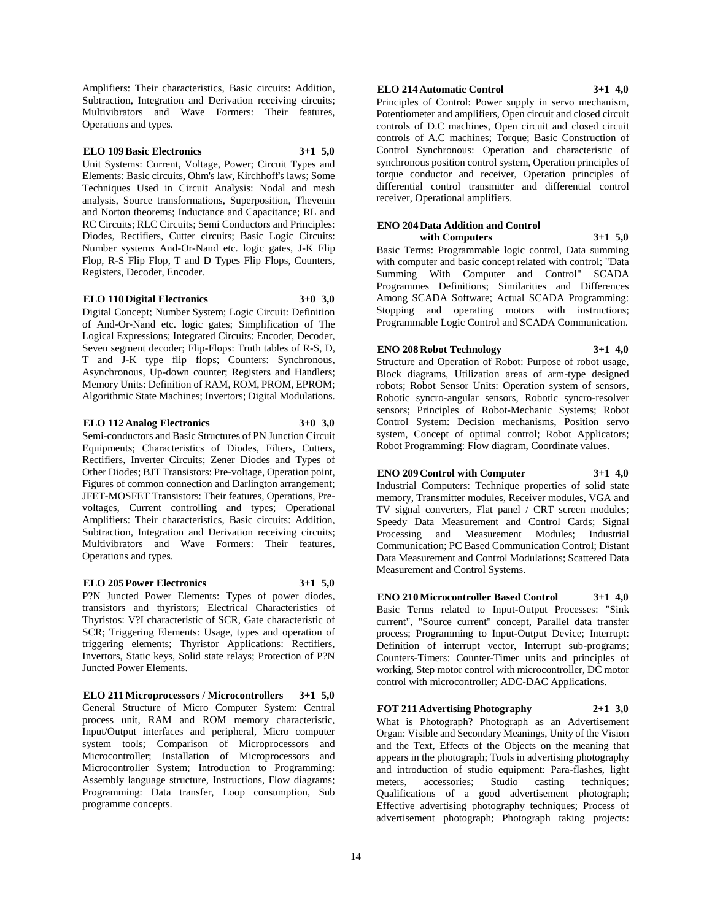Amplifiers: Their characteristics, Basic circuits: Addition, Subtraction, Integration and Derivation receiving circuits; Multivibrators and Wave Formers: Their features, Operations and types.

**ELO 109 Basic Electronics 3+1 5,0**

Unit Systems: Current, Voltage, Power; Circuit Types and Elements: Basic circuits, Ohm's law, Kirchhoff's laws; Some Techniques Used in Circuit Analysis: Nodal and mesh analysis, Source transformations, Superposition, Thevenin and Norton theorems; Inductance and Capacitance; RL and RC Circuits; RLC Circuits; Semi Conductors and Principles: Diodes, Rectifiers, Cutter circuits; Basic Logic Circuits: Number systems And-Or-Nand etc. logic gates, J-K Flip Flop, R-S Flip Flop, T and D Types Flip Flops, Counters, Registers, Decoder, Encoder.

**ELO 110 Digital Electronics 3+0 3,0**

Digital Concept; Number System; Logic Circuit: Definition of And-Or-Nand etc. logic gates; Simplification of The Logical Expressions; Integrated Circuits: Encoder, Decoder, Seven segment decoder; Flip-Flops: Truth tables of R-S, D, T and J-K type flip flops; Counters: Synchronous, Asynchronous, Up-down counter; Registers and Handlers; Memory Units: Definition of RAM, ROM, PROM, EPROM; Algorithmic State Machines; Invertors; Digital Modulations.

**ELO 112 Analog Electronics 3+0 3,0**

Semi-conductors and Basic Structures of PN Junction Circuit Equipments; Characteristics of Diodes, Filters, Cutters, Rectifiers, Inverter Circuits; Zener Diodes and Types of Other Diodes; BJT Transistors: Pre-voltage, Operation point, Figures of common connection and Darlington arrangement; JFET-MOSFET Transistors: Their features, Operations, Pre-voltages, Current controlling and types; Operational Amplifiers: Their characteristics, Basic circuits: Addition, Subtraction, Integration and Derivation receiving circuits; Multivibrators and Wave Formers: Their features, Operations and types.

**ELO 205 Power Electronics 3+1 5,0**

P?N Juncted Power Elements: Types of power diodes, transistors and thyristors; Electrical Characteristics of Thyristos: V?I characteristic of SCR, Gate characteristic of SCR; Triggering Elements: Usage, types and operation of triggering elements; Thyristor Applications: Rectifiers, Invertors, Static keys, Solid state relays; Protection of P?N Juncted Power Elements.

**ELO 211 Microprocessors / Microcontrollers 3+1 5,0**

General Structure of Micro Computer System: Central process unit, RAM and ROM memory characteristic, Input/Output interfaces and peripheral, Micro computer system tools; Comparison of Microprocessors and Microcontroller; Installation of Microprocessors and Microcontroller System; Introduction to Programming: Assembly language structure, Instructions, Flow diagrams; Programming: Data transfer, Loop consumption, Sub programme concepts.

**ELO 214 Automatic Control 3+1 4,0**

Principles of Control: Power supply in servo mechanism, Potentiometer and amplifiers, Open circuit and closed circuit controls of D.C machines, Open circuit and closed circuit controls of A.C machines; Torque; Basic Construction of Control Synchronous: Operation and characteristic of synchronous position control system, Operation principles of torque conductor and receiver, Operation principles of differential control transmitter and differential control receiver, Operational amplifiers.

**ENO 204 Data Addition and Control with Computers 3+1 5,0**

Basic Terms: Programmable logic control, Data summing with computer and basic concept related with control; "Data Summing With Computer and Control" SCADA Programmes Definitions; Similarities and Differences Among SCADA Software; Actual SCADA Programming: Stopping and operating motors with instructions; Programmable Logic Control and SCADA Communication.

**ENO 208 Robot Technology 3+1 4,0**

Structure and Operation of Robot: Purpose of robot usage, Block diagrams, Utilization areas of arm-type designed robots; Robot Sensor Units: Operation system of sensors, Robotic syncro-angular sensors, Robotic syncro-resolver sensors; Principles of Robot-Mechanic Systems; Robot Control System: Decision mechanisms, Position servo system, Concept of optimal control; Robot Applicators; Robot Programming: Flow diagram, Coordinate values.

**ENO 209 Control with Computer 3+1 4,0**

Industrial Computers: Technique properties of solid state memory, Transmitter modules, Receiver modules, VGA and TV signal converters, Flat panel / CRT screen modules; Speedy Data Measurement and Control Cards; Signal Processing and Measurement Modules; Industrial Communication; PC Based Communication Control; Distant Data Measurement and Control Modulations; Scattered Data Measurement and Control Systems.

**ENO 210 Microcontroller Based Control 3+1 4,0**

Basic Terms related to Input-Output Processes: "Sink current", "Source current" concept, Parallel data transfer process; Programming to Input-Output Device; Interrupt: Definition of interrupt vector, Interrupt sub-programs; Counters-Timers: Counter-Timer units and principles of working, Step motor control with microcontroller, DC motor control with microcontroller; ADC-DAC Applications.

**FOT 211 Advertising Photography 2+1 3,0**

What is Photograph? Photograph as an Advertisement Organ: Visible and Secondary Meanings, Unity of the Vision and the Text, Effects of the Objects on the meaning that appears in the photograph; Tools in advertising photography and introduction of studio equipment: Para-flashes, light meters, accessories; Studio casting techniques; Qualifications of a good advertisement photograph; Effective advertising photography techniques; Process of advertisement photograph; Photograph taking projects: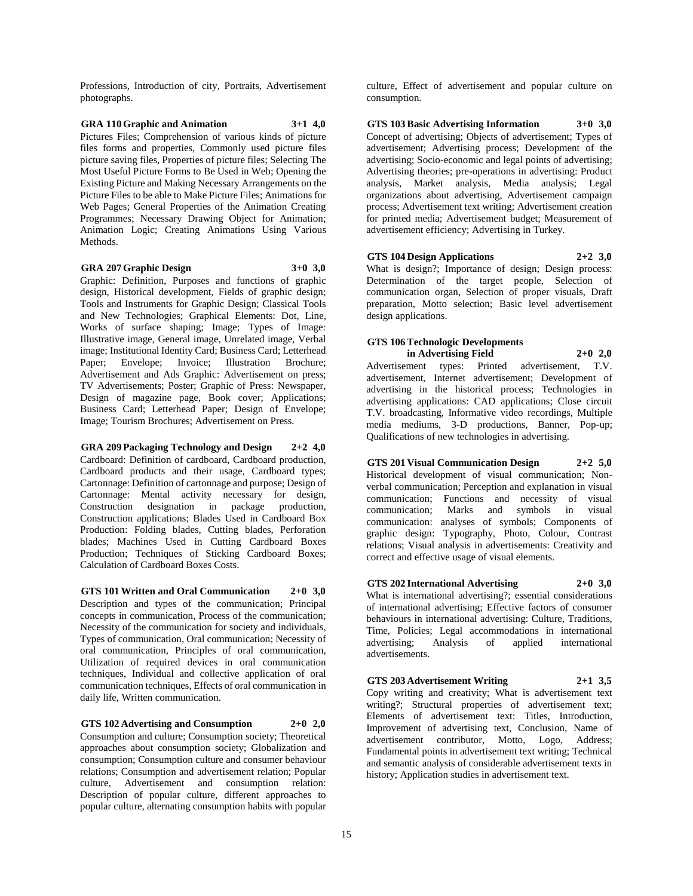Professions, Introduction of city, Portraits, Advertisement photographs.

**GRA 110 Graphic and Animation 3+1 4,0**

Pictures Files; Comprehension of various kinds of picture files forms and properties, Commonly used picture files picture saving files, Properties of picture files; Selecting The Most Useful Picture Forms to Be Used in Web; Opening the Existing Picture and Making Necessary Arrangements on the Picture Files to be able to Make Picture Files; Animations for Web Pages; General Properties of the Animation Creating Programmes; Necessary Drawing Object for Animation; Animation Logic; Creating Animations Using Various Methods.

**GRA 207 Graphic Design 3+0 3,0**

Graphic: Definition, Purposes and functions of graphic design, Historical development, Fields of graphic design; Tools and Instruments for Graphic Design; Classical Tools and New Technologies; Graphical Elements: Dot, Line, Works of surface shaping; Image; Types of Image: Illustrative image, General image, Unrelated image, Verbal image; Institutional Identity Card; Business Card; Letterhead Paper; Envelope; Invoice; Illustration Brochure; Advertisement and Ads Graphic: Advertisement on press; TV Advertisements; Poster; Graphic of Press: Newspaper, Design of magazine page, Book cover; Applications; Business Card; Letterhead Paper; Design of Envelope; Image; Tourism Brochures; Advertisement on Press.

**GRA 209 Packaging Technology and Design 2+2 4,0**

Cardboard: Definition of cardboard, Cardboard production, Cardboard products and their usage, Cardboard types; Cartonnage: Definition of cartonnage and purpose; Design of Cartonnage: Mental activity necessary for design, Construction designation in package production, Construction applications; Blades Used in Cardboard Box Production: Folding blades, Cutting blades, Perforation blades; Machines Used in Cutting Cardboard Boxes Production; Techniques of Sticking Cardboard Boxes; Calculation of Cardboard Boxes Costs.

**GTS 101 Written and Oral Communication 2+0 3,0**

Description and types of the communication; Principal concepts in communication, Process of the communication; Necessity of the communication for society and individuals, Types of communication, Oral communication; Necessity of oral communication, Principles of oral communication, Utilization of required devices in oral communication techniques, Individual and collective application of oral communication techniques, Effects of oral communication in daily life, Written communication.

**GTS 102 Advertising and Consumption 2+0 2,0**

Consumption and culture; Consumption society; Theoretical approaches about consumption society; Globalization and consumption; Consumption culture and consumer behaviour relations; Consumption and advertisement relation; Popular culture, Advertisement and consumption relation: Description of popular culture, different approaches to popular culture, alternating consumption habits with popular culture, Effect of advertisement and popular culture on consumption.

**GTS 103 Basic Advertising Information 3+0 3,0**

Concept of advertising; Objects of advertisement; Types of advertisement; Advertising process; Development of the advertising; Socio-economic and legal points of advertising; Advertising theories; pre-operations in advertising: Product analysis, Market analysis, Media analysis; Legal organizations about advertising, Advertisement campaign process; Advertisement text writing; Advertisement creation for printed media; Advertisement budget; Measurement of advertisement efficiency; Advertising in Turkey.

**GTS 104 Design Applications 2+2 3,0**

What is design?; Importance of design; Design process: Determination of the target people, Selection of communication organ, Selection of proper visuals, Draft preparation, Motto selection; Basic level advertisement design applications.

**GTS 106 Technologic Developments in Advertising Field 2+0 2,0**

Advertisement types: Printed advertisement, T.V. advertisement, Internet advertisement; Development of advertising in the historical process; Technologies in advertising applications: CAD applications; Close circuit T.V. broadcasting, Informative video recordings, Multiple media mediums, 3-D productions, Banner, Pop-up; Qualifications of new technologies in advertising.

**GTS 201 Visual Communication Design 2+2 5,0**

Historical development of visual communication; Non-verbal communication; Perception and explanation in visual communication; Functions and necessity of visual communication; Marks and symbols in visual communication: analyses of symbols; Components of graphic design: Typography, Photo, Colour, Contrast relations; Visual analysis in advertisements: Creativity and correct and effective usage of visual elements.

**GTS 202 International Advertising 2+0 3,0**

What is international advertising?; essential considerations of international advertising; Effective factors of consumer behaviours in international advertising: Culture, Traditions, Time, Policies; Legal accommodations in international advertising; Analysis of applied international advertisements.

**GTS 203 Advertisement Writing 2+1 3,5**

Copy writing and creativity; What is advertisement text writing?; Structural properties of advertisement text; Elements of advertisement text: Titles, Introduction, Improvement of advertising text, Conclusion, Name of advertisement contributor, Motto, Logo, Address; Fundamental points in advertisement text writing; Technical and semantic analysis of considerable advertisement texts in history; Application studies in advertisement text.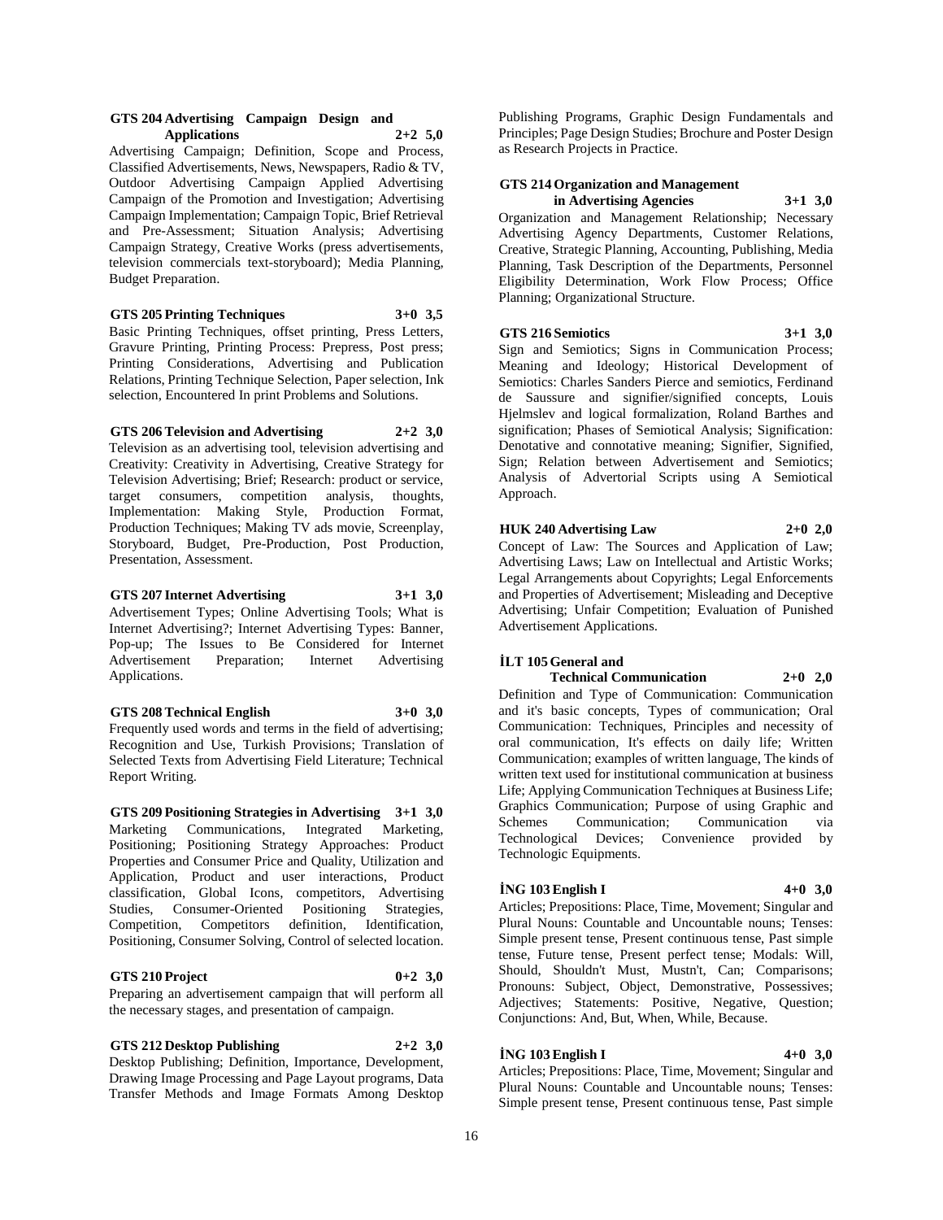**GTS 204 Advertising Campaign Design and Applications 2+2 5,0**
Advertising Campaign; Definition, Scope and Process, Classified Advertisements, News, Newspapers, Radio & TV, Outdoor Advertising Campaign Applied Advertising Campaign of the Promotion and Investigation; Advertising Campaign Implementation; Campaign Topic, Brief Retrieval and Pre-Assessment; Situation Analysis; Advertising Campaign Strategy, Creative Works (press advertisements, television commercials text-storyboard); Media Planning, Budget Preparation.

**GTS 205 Printing Techniques 3+0 3,5**
Basic Printing Techniques, offset printing, Press Letters, Gravure Printing, Printing Process: Prepress, Post press; Printing Considerations, Advertising and Publication Relations, Printing Technique Selection, Paper selection, Ink selection, Encountered In print Problems and Solutions.

**GTS 206 Television and Advertising 2+2 3,0**
Television as an advertising tool, television advertising and Creativity: Creativity in Advertising, Creative Strategy for Television Advertising; Brief; Research: product or service, target consumers, competition analysis, thoughts, Implementation: Making Style, Production Format, Production Techniques; Making TV ads movie, Screenplay, Storyboard, Budget, Pre-Production, Post Production, Presentation, Assessment.

**GTS 207 Internet Advertising 3+1 3,0**
Advertisement Types; Online Advertising Tools; What is Internet Advertising?; Internet Advertising Types: Banner, Pop-up; The Issues to Be Considered for Internet Advertisement Preparation; Internet Advertising Applications.

**GTS 208 Technical English 3+0 3,0**
Frequently used words and terms in the field of advertising; Recognition and Use, Turkish Provisions; Translation of Selected Texts from Advertising Field Literature; Technical Report Writing.

**GTS 209 Positioning Strategies in Advertising 3+1 3,0**
Marketing Communications, Integrated Marketing, Positioning; Positioning Strategy Approaches: Product Properties and Consumer Price and Quality, Utilization and Application, Product and user interactions, Product classification, Global Icons, competitors, Advertising Studies, Consumer-Oriented Positioning Strategies, Competition, Competitors definition, Identification, Positioning, Consumer Solving, Control of selected location.

**GTS 210 Project 0+2 3,0**
Preparing an advertisement campaign that will perform all the necessary stages, and presentation of campaign.

**GTS 212 Desktop Publishing 2+2 3,0**
Desktop Publishing; Definition, Importance, Development, Drawing Image Processing and Page Layout programs, Data Transfer Methods and Image Formats Among Desktop Publishing Programs, Graphic Design Fundamentals and Principles; Page Design Studies; Brochure and Poster Design as Research Projects in Practice.

**GTS 214 Organization and Management in Advertising Agencies 3+1 3,0**
Organization and Management Relationship; Necessary Advertising Agency Departments, Customer Relations, Creative, Strategic Planning, Accounting, Publishing, Media Planning, Task Description of the Departments, Personnel Eligibility Determination, Work Flow Process; Office Planning; Organizational Structure.

**GTS 216 Semiotics 3+1 3,0**
Sign and Semiotics; Signs in Communication Process; Meaning and Ideology; Historical Development of Semiotics: Charles Sanders Pierce and semiotics, Ferdinand de Saussure and signifier/signified concepts, Louis Hjelmslev and logical formalization, Roland Barthes and signification; Phases of Semiotical Analysis; Signification: Denotative and connotative meaning; Signifier, Signified, Sign; Relation between Advertisement and Semiotics; Analysis of Advertorial Scripts using A Semiotical Approach.

**HUK 240 Advertising Law 2+0 2,0**
Concept of Law: The Sources and Application of Law; Advertising Laws; Law on Intellectual and Artistic Works; Legal Arrangements about Copyrights; Legal Enforcements and Properties of Advertisement; Misleading and Deceptive Advertising; Unfair Competition; Evaluation of Punished Advertisement Applications.

**İLT 105 General and Technical Communication 2+0 2,0**
Definition and Type of Communication: Communication and it's basic concepts, Types of communication; Oral Communication: Techniques, Principles and necessity of oral communication, It's effects on daily life; Written Communication; examples of written language, The kinds of written text used for institutional communication at business Life; Applying Communication Techniques at Business Life; Graphics Communication; Purpose of using Graphic and Schemes Communication; Communication via Technological Devices; Convenience provided by Technologic Equipments.

**İNG 103 English I 4+0 3,0**
Articles; Prepositions: Place, Time, Movement; Singular and Plural Nouns: Countable and Uncountable nouns; Tenses: Simple present tense, Present continuous tense, Past simple tense, Future tense, Present perfect tense; Modals: Will, Should, Shouldn't Must, Mustn't, Can; Comparisons; Pronouns: Subject, Object, Demonstrative, Possessives; Adjectives; Statements: Positive, Negative, Question; Conjunctions: And, But, When, While, Because.

**İNG 103 English I 4+0 3,0**
Articles; Prepositions: Place, Time, Movement; Singular and Plural Nouns: Countable and Uncountable nouns; Tenses: Simple present tense, Present continuous tense, Past simple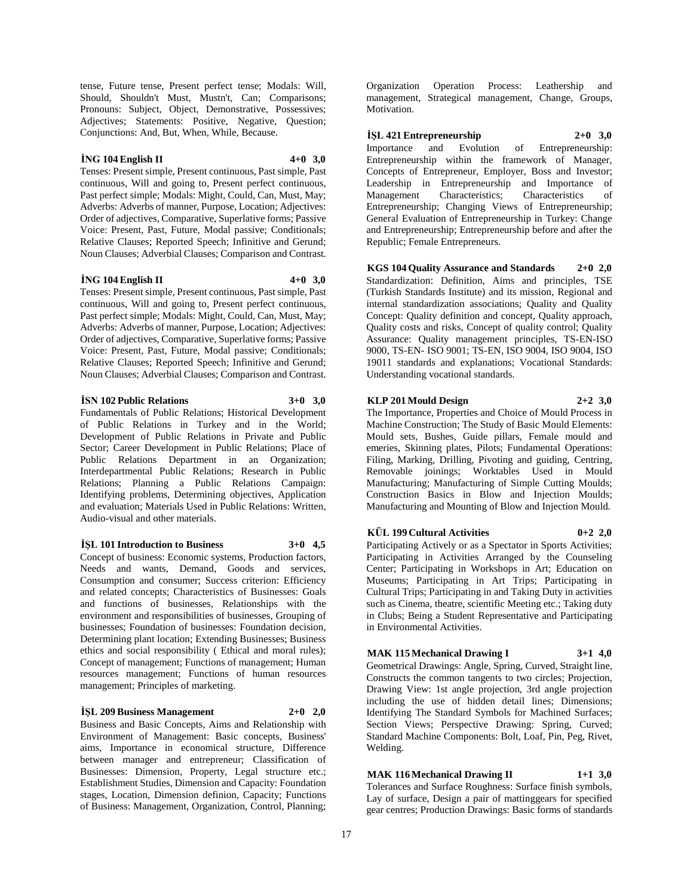tense, Future tense, Present perfect tense; Modals: Will, Should, Shouldn't Must, Mustn't, Can; Comparisons; Pronouns: Subject, Object, Demonstrative, Possessives; Adjectives; Statements: Positive, Negative, Question; Conjunctions: And, But, When, While, Because.

**İNG 104 English II 4+0 3,0**

Tenses: Present simple, Present continuous, Past simple, Past continuous, Will and going to, Present perfect continuous, Past perfect simple; Modals: Might, Could, Can, Must, May; Adverbs: Adverbs of manner, Purpose, Location; Adjectives: Order of adjectives, Comparative, Superlative forms; Passive Voice: Present, Past, Future, Modal passive; Conditionals; Relative Clauses; Reported Speech; Infinitive and Gerund; Noun Clauses; Adverbial Clauses; Comparison and Contrast.

**İNG 104 English II 4+0 3,0**

Tenses: Present simple, Present continuous, Past simple, Past continuous, Will and going to, Present perfect continuous, Past perfect simple; Modals: Might, Could, Can, Must, May; Adverbs: Adverbs of manner, Purpose, Location; Adjectives: Order of adjectives, Comparative, Superlative forms; Passive Voice: Present, Past, Future, Modal passive; Conditionals; Relative Clauses; Reported Speech; Infinitive and Gerund; Noun Clauses; Adverbial Clauses; Comparison and Contrast.

**İSN 102 Public Relations 3+0 3,0**

Fundamentals of Public Relations; Historical Development of Public Relations in Turkey and in the World; Development of Public Relations in Private and Public Sector; Career Development in Public Relations; Place of Public Relations Department in an Organization; Interdepartmental Public Relations; Research in Public Relations; Planning a Public Relations Campaign: Identifying problems, Determining objectives, Application and evaluation; Materials Used in Public Relations: Written, Audio-visual and other materials.

**İŞL 101 Introduction to Business 3+0 4,5**

Concept of business: Economic systems, Production factors, Needs and wants, Demand, Goods and services, Consumption and consumer; Success criterion: Efficiency and related concepts; Characteristics of Businesses: Goals and functions of businesses, Relationships with the environment and responsibilities of businesses, Grouping of businesses; Foundation of businesses: Foundation decision, Determining plant location; Extending Businesses; Business ethics and social responsibility ( Ethical and moral rules); Concept of management; Functions of management; Human resources management; Functions of human resources management; Principles of marketing.

**İŞL 209 Business Management 2+0 2,0**

Business and Basic Concepts, Aims and Relationship with Environment of Management: Basic concepts, Business' aims, Importance in economical structure, Difference between manager and entrepreneur; Classification of Businesses: Dimension, Property, Legal structure etc.; Establishment Studies, Dimension and Capacity: Foundation stages, Location, Dimension definion, Capacity; Functions of Business: Management, Organization, Control, Planning; Organization Operation Process: Leathership and management, Strategical management, Change, Groups, Motivation.

**İŞL 421 Entrepreneurship 2+0 3,0**

Importance and Evolution of Entrepreneurship: Entrepreneurship within the framework of Manager, Concepts of Entrepreneur, Employer, Boss and Investor; Leadership in Entrepreneurship and Importance of Management Characteristics; Characteristics of Entrepreneurship; Changing Views of Entrepreneurship; General Evaluation of Entrepreneurship in Turkey: Change and Entrepreneurship; Entrepreneurship before and after the Republic; Female Entrepreneurs.

**KGS 104 Quality Assurance and Standards 2+0 2,0**

Standardization: Definition, Aims and principles, TSE (Turkish Standards Institute) and its mission, Regional and internal standardization associations; Quality and Quality Concept: Quality definition and concept, Quality approach, Quality costs and risks, Concept of quality control; Quality Assurance: Quality management principles, TS-EN-ISO 9000, TS-EN- ISO 9001; TS-EN, ISO 9004, ISO 9004, ISO 19011 standards and explanations; Vocational Standards: Understanding vocational standards.

**KLP 201 Mould Design 2+2 3,0**

The Importance, Properties and Choice of Mould Process in Machine Construction; The Study of Basic Mould Elements: Mould sets, Bushes, Guide pillars, Female mould and emeries, Skinning plates, Pilots; Fundamental Operations: Filing, Marking, Drilling, Pivoting and guiding, Centring, Removable joinings; Worktables Used in Mould Manufacturing; Manufacturing of Simple Cutting Moulds; Construction Basics in Blow and Injection Moulds; Manufacturing and Mounting of Blow and Injection Mould.

**KÜL 199 Cultural Activities 0+2 2,0**

Participating Actively or as a Spectator in Sports Activities; Participating in Activities Arranged by the Counseling Center; Participating in Workshops in Art; Education on Museums; Participating in Art Trips; Participating in Cultural Trips; Participating in and Taking Duty in activities such as Cinema, theatre, scientific Meeting etc.; Taking duty in Clubs; Being a Student Representative and Participating in Environmental Activities.

**MAK 115 Mechanical Drawing I 3+1 4,0**

Geometrical Drawings: Angle, Spring, Curved, Straight line, Constructs the common tangents to two circles; Projection, Drawing View: 1st angle projection, 3rd angle projection including the use of hidden detail lines; Dimensions; Identifying The Standard Symbols for Machined Surfaces; Section Views; Perspective Drawing: Spring, Curved; Standard Machine Components: Bolt, Loaf, Pin, Peg, Rivet, Welding.

**MAK 116 Mechanical Drawing II 1+1 3,0**

Tolerances and Surface Roughness: Surface finish symbols, Lay of surface, Design a pair of mattinggears for specified gear centres; Production Drawings: Basic forms of standards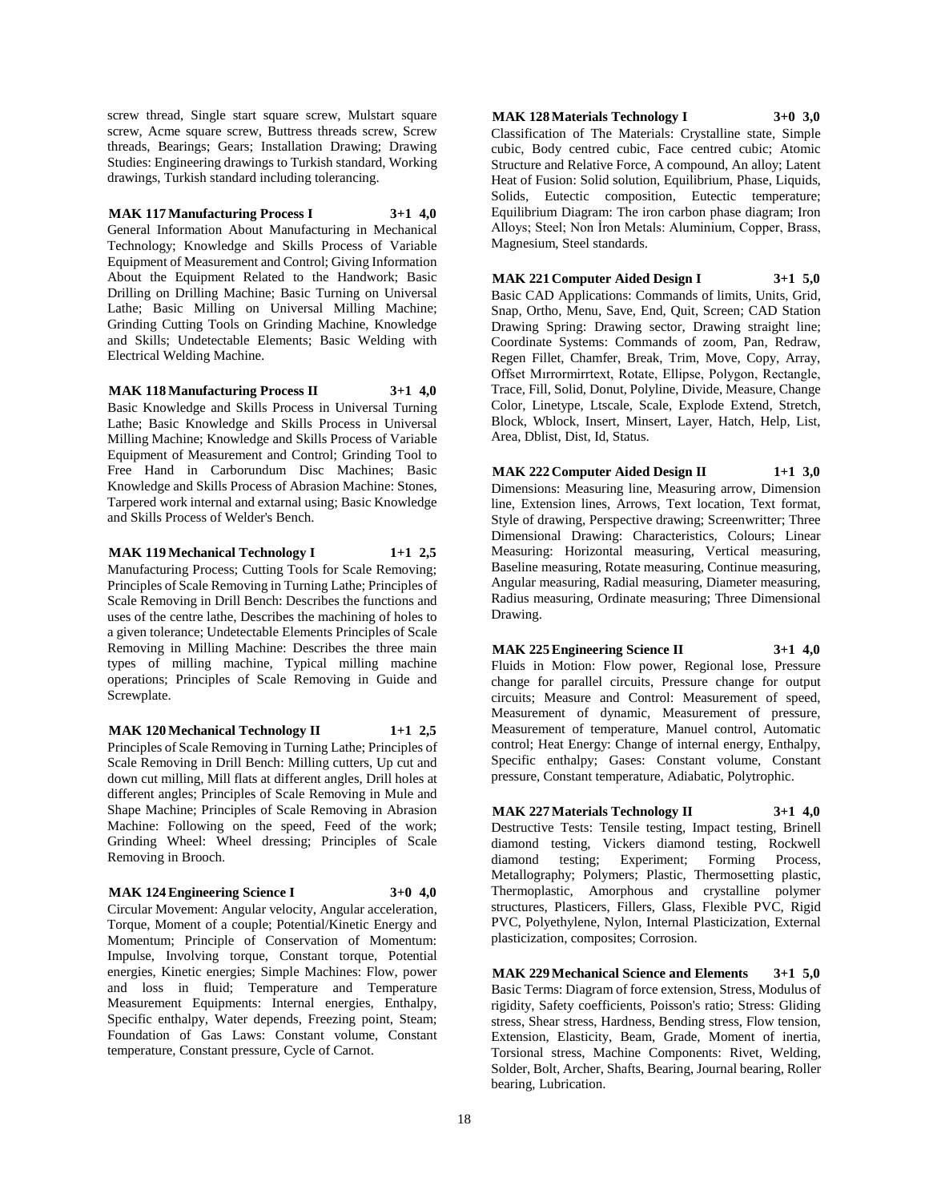screw thread, Single start square screw, Mulstart square screw, Acme square screw, Buttress threads screw, Screw threads, Bearings; Gears; Installation Drawing; Drawing Studies: Engineering drawings to Turkish standard, Working drawings, Turkish standard including tolerancing.

**MAK 117 Manufacturing Process I 3+1 4,0**

General Information About Manufacturing in Mechanical Technology; Knowledge and Skills Process of Variable Equipment of Measurement and Control; Giving Information About the Equipment Related to the Handwork; Basic Drilling on Drilling Machine; Basic Turning on Universal Lathe; Basic Milling on Universal Milling Machine; Grinding Cutting Tools on Grinding Machine, Knowledge and Skills; Undetectable Elements; Basic Welding with Electrical Welding Machine.

**MAK 118 Manufacturing Process II 3+1 4,0**

Basic Knowledge and Skills Process in Universal Turning Lathe; Basic Knowledge and Skills Process in Universal Milling Machine; Knowledge and Skills Process of Variable Equipment of Measurement and Control; Grinding Tool to Free Hand in Carborundum Disc Machines; Basic Knowledge and Skills Process of Abrasion Machine: Stones, Tarpered work internal and extarnal using; Basic Knowledge and Skills Process of Welder's Bench.

**MAK 119 Mechanical Technology I 1+1 2,5**

Manufacturing Process; Cutting Tools for Scale Removing; Principles of Scale Removing in Turning Lathe; Principles of Scale Removing in Drill Bench: Describes the functions and uses of the centre lathe, Describes the machining of holes to a given tolerance; Undetectable Elements Principles of Scale Removing in Milling Machine: Describes the three main types of milling machine, Typical milling machine operations; Principles of Scale Removing in Guide and Screwplate.

**MAK 120 Mechanical Technology II 1+1 2,5**

Principles of Scale Removing in Turning Lathe; Principles of Scale Removing in Drill Bench: Milling cutters, Up cut and down cut milling, Mill flats at different angles, Drill holes at different angles; Principles of Scale Removing in Mule and Shape Machine; Principles of Scale Removing in Abrasion Machine: Following on the speed, Feed of the work; Grinding Wheel: Wheel dressing; Principles of Scale Removing in Brooch.

**MAK 124 Engineering Science I 3+0 4,0**

Circular Movement: Angular velocity, Angular acceleration, Torque, Moment of a couple; Potential/Kinetic Energy and Momentum; Principle of Conservation of Momentum: Impulse, Involving torque, Constant torque, Potential energies, Kinetic energies; Simple Machines: Flow, power and loss in fluid; Temperature and Temperature Measurement Equipments: Internal energies, Enthalpy, Specific enthalpy, Water depends, Freezing point, Steam; Foundation of Gas Laws: Constant volume, Constant temperature, Constant pressure, Cycle of Carnot.

**MAK 128 Materials Technology I 3+0 3,0**

Classification of The Materials: Crystalline state, Simple cubic, Body centred cubic, Face centred cubic; Atomic Structure and Relative Force, A compound, An alloy; Latent Heat of Fusion: Solid solution, Equilibrium, Phase, Liquids, Solids, Eutectic composition, Eutectic temperature; Equilibrium Diagram: The iron carbon phase diagram; Iron Alloys; Steel; Non İron Metals: Aluminium, Copper, Brass, Magnesium, Steel standards.

**MAK 221 Computer Aided Design I 3+1 5,0**

Basic CAD Applications: Commands of limits, Units, Grid, Snap, Ortho, Menu, Save, End, Quit, Screen; CAD Station Drawing Spring: Drawing sector, Drawing straight line; Coordinate Systems: Commands of zoom, Pan, Redraw, Regen Fillet, Chamfer, Break, Trim, Move, Copy, Array, Offset Mırrormirrtext, Rotate, Ellipse, Polygon, Rectangle, Trace, Fill, Solid, Donut, Polyline, Divide, Measure, Change Color, Linetype, Ltscale, Scale, Explode Extend, Stretch, Block, Wblock, Insert, Minsert, Layer, Hatch, Help, List, Area, Dblist, Dist, Id, Status.

**MAK 222 Computer Aided Design II 1+1 3,0**

Dimensions: Measuring line, Measuring arrow, Dimension line, Extension lines, Arrows, Text location, Text format, Style of drawing, Perspective drawing; Screenwritter; Three Dimensional Drawing: Characteristics, Colours; Linear Measuring: Horizontal measuring, Vertical measuring, Baseline measuring, Rotate measuring, Continue measuring, Angular measuring, Radial measuring, Diameter measuring, Radius measuring, Ordinate measuring; Three Dimensional Drawing.

**MAK 225 Engineering Science II 3+1 4,0**

Fluids in Motion: Flow power, Regional lose, Pressure change for parallel circuits, Pressure change for output circuits; Measure and Control: Measurement of speed, Measurement of dynamic, Measurement of pressure, Measurement of temperature, Manuel control, Automatic control; Heat Energy: Change of internal energy, Enthalpy, Specific enthalpy; Gases: Constant volume, Constant pressure, Constant temperature, Adiabatic, Polytrophic.

**MAK 227 Materials Technology II 3+1 4,0**

Destructive Tests: Tensile testing, Impact testing, Brinell diamond testing, Vickers diamond testing, Rockwell diamond testing; Experiment; Forming Process, Metallography; Polymers; Plastic, Thermosetting plastic, Thermoplastic, Amorphous and crystalline polymer structures, Plasticers, Fillers, Glass, Flexible PVC, Rigid PVC, Polyethylene, Nylon, Internal Plasticization, External plasticization, composites; Corrosion.

**MAK 229 Mechanical Science and Elements 3+1 5,0**

Basic Terms: Diagram of force extension, Stress, Modulus of rigidity, Safety coefficients, Poisson's ratio; Stress: Gliding stress, Shear stress, Hardness, Bending stress, Flow tension, Extension, Elasticity, Beam, Grade, Moment of inertia, Torsional stress, Machine Components: Rivet, Welding, Solder, Bolt, Archer, Shafts, Bearing, Journal bearing, Roller bearing, Lubrication.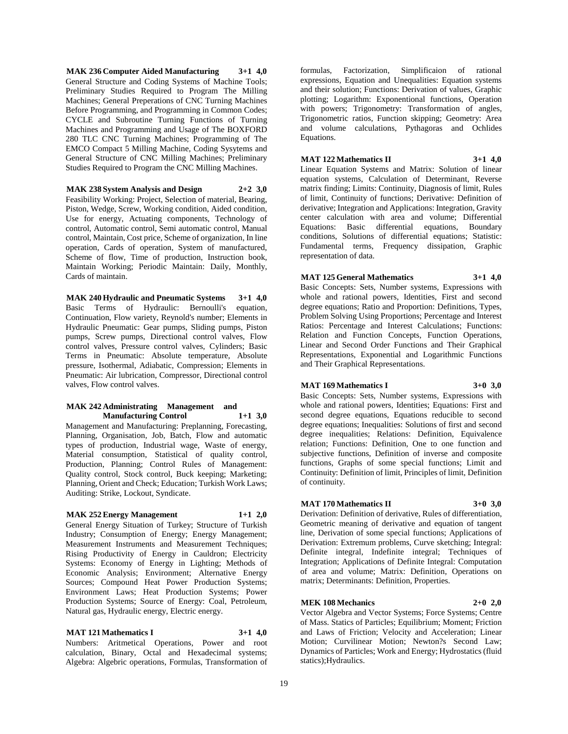**MAK 236 Computer Aided Manufacturing 3+1 4,0**
General Structure and Coding Systems of Machine Tools; Preliminary Studies Required to Program The Milling Machines; General Preperations of CNC Turning Machines Before Programming, and Programming in Common Codes; CYCLE and Subroutine Turning Functions of Turning Machines and Programming and Usage of The BOXFORD 280 TLC CNC Turning Machines; Programming of The EMCO Compact 5 Milling Machine, Coding Sysytems and General Structure of CNC Milling Machines; Preliminary Studies Required to Program the CNC Milling Machines.

**MAK 238 System Analysis and Design 2+2 3,0**
Feasibility Working: Project, Selection of material, Bearing, Piston, Wedge, Screw, Working condition, Aided condition, Use for energy, Actuating components, Technology of control, Automatic control, Semi automatic control, Manual control, Maintain, Cost price, Scheme of organization, In line operation, Cards of operation, System of manufactured, Scheme of flow, Time of production, Instruction book, Maintain Working; Periodic Maintain: Daily, Monthly, Cards of maintain.

**MAK 240 Hydraulic and Pneumatic Systems 3+1 4,0**
Basic Terms of Hydraulic: Bernoulli's equation, Continuation, Flow variety, Reynold's number; Elements in Hydraulic Pneumatic: Gear pumps, Sliding pumps, Piston pumps, Screw pumps, Directional control valves, Flow control valves, Pressure control valves, Cylinders; Basic Terms in Pneumatic: Absolute temperature, Absolute pressure, Isothermal, Adiabatic, Compression; Elements in Pneumatic: Air lubrication, Compressor, Directional control valves, Flow control valves.

**MAK 242 Administrating Management and Manufacturing Control 1+1 3,0**
Management and Manufacturing: Preplanning, Forecasting, Planning, Organisation, Job, Batch, Flow and automatic types of production, Industrial wage, Waste of energy, Material consumption, Statistical of quality control, Production, Planning; Control Rules of Management: Quality control, Stock control, Buck keeping; Marketing; Planning, Orient and Check; Education; Turkish Work Laws; Auditing: Strike, Lockout, Syndicate.

**MAK 252 Energy Management 1+1 2,0**
General Energy Situation of Turkey; Structure of Turkish Industry; Consumption of Energy; Energy Management; Measurement Instruments and Measurement Techniques; Rising Productivity of Energy in Cauldron; Electricity Systems: Economy of Energy in Lighting; Methods of Economic Analysis; Environment; Alternative Energy Sources; Compound Heat Power Production Systems; Environment Laws; Heat Production Systems; Power Production Systems; Source of Energy: Coal, Petroleum, Natural gas, Hydraulic energy, Electric energy.

**MAT 121 Mathematics I 3+1 4,0**
Numbers: Aritmetical Operations, Power and root calculation, Binary, Octal and Hexadecimal systems; Algebra: Algebric operations, Formulas, Transformation of formulas, Factorization, Simplificaion of rational expressions, Equation and Unequalities: Equation systems and their solution; Functions: Derivation of values, Graphic plotting; Logarithm: Exponentional functions, Operation with powers; Trigonometry: Transformation of angles, Trigonometric ratios, Function skipping; Geometry: Area and volume calculations, Pythagoras and Ochlides Equations.

**MAT 122 Mathematics II 3+1 4,0**
Linear Equation Systems and Matrix: Solution of linear equation systems, Calculation of Determinant, Reverse matrix finding; Limits: Continuity, Diagnosis of limit, Rules of limit, Continuity of functions; Derivative: Definition of derivative; Integration and Applications: Integration, Gravity center calculation with area and volume; Differential Equations: Basic differential equations, Boundary conditions, Solutions of differential equations; Statistic: Fundamental terms, Frequency dissipation, Graphic representation of data.

**MAT 125 General Mathematics 3+1 4,0**
Basic Concepts: Sets, Number systems, Expressions with whole and rational powers, Identities, First and second degree equations; Ratio and Proportion: Definitions, Types, Problem Solving Using Proportions; Percentage and Interest Ratios: Percentage and Interest Calculations; Functions: Relation and Function Concepts, Function Operations, Linear and Second Order Functions and Their Graphical Representations, Exponential and Logarithmic Functions and Their Graphical Representations.

**MAT 169 Mathematics I 3+0 3,0**
Basic Concepts: Sets, Number systems, Expressions with whole and rational powers, Identities; Equations: First and second degree equations, Equations reducible to second degree equations; Inequalities: Solutions of first and second degree inequalities; Relations: Definition, Equivalence relation; Functions: Definition, One to one function and subjective functions, Definition of inverse and composite functions, Graphs of some special functions; Limit and Continuity: Definition of limit, Principles of limit, Definition of continuity.

**MAT 170 Mathematics II 3+0 3,0**
Derivation: Definition of derivative, Rules of differentiation, Geometric meaning of derivative and equation of tangent line, Derivation of some special functions; Applications of Derivation: Extremum problems, Curve sketching; Integral: Definite integral, Indefinite integral; Techniques of Integration; Applications of Definite Integral: Computation of area and volume; Matrix: Definition, Operations on matrix; Determinants: Definition, Properties.

**MEK 108 Mechanics 2+0 2,0**
Vector Algebra and Vector Systems; Force Systems; Centre of Mass. Statics of Particles; Equilibrium; Moment; Friction and Laws of Friction; Velocity and Acceleration; Linear Motion; Curvilinear Motion; Newton?s Second Law; Dynamics of Particles; Work and Energy; Hydrostatics (fluid statics);Hydraulics.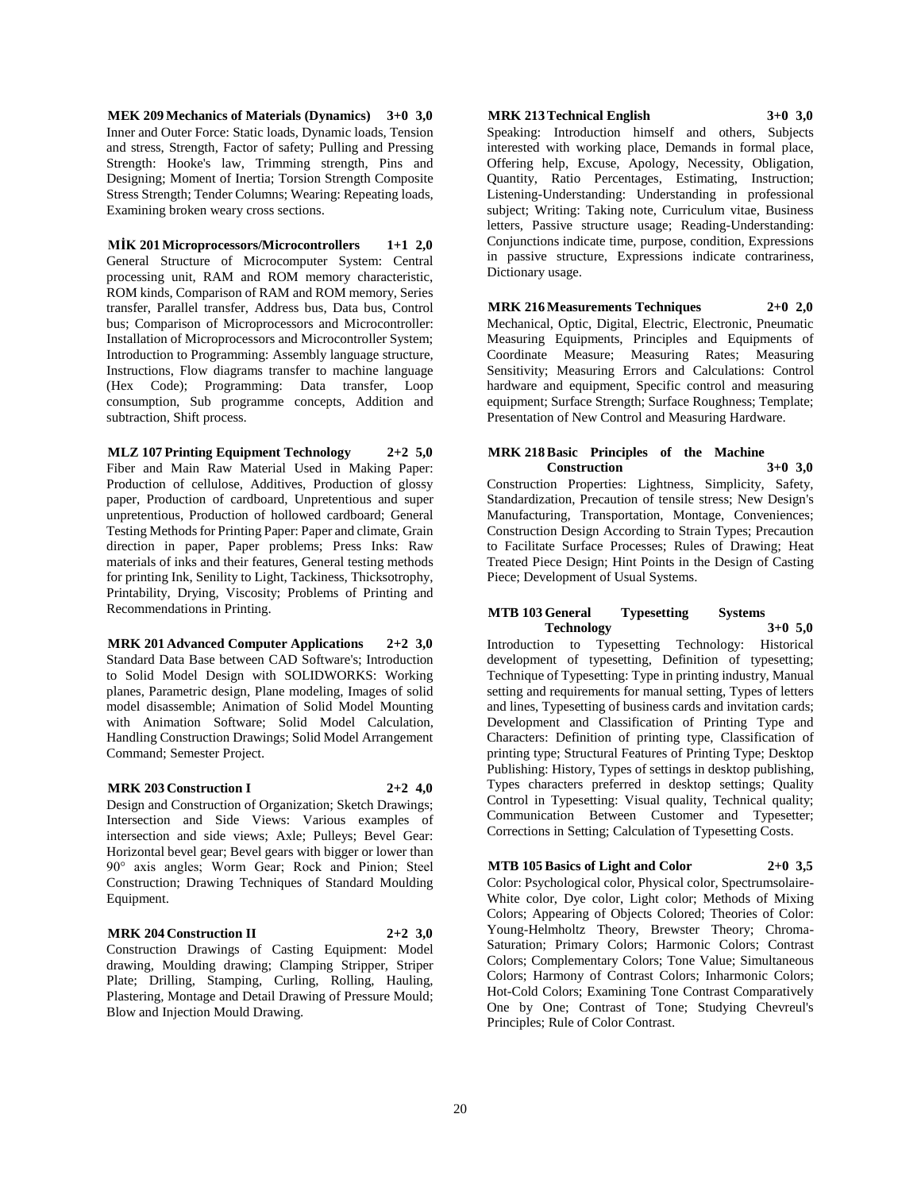**MEK 209 Mechanics of Materials (Dynamics) 3+0 3,0**
Inner and Outer Force: Static loads, Dynamic loads, Tension and stress, Strength, Factor of safety; Pulling and Pressing Strength: Hooke's law, Trimming strength, Pins and Designing; Moment of Inertia; Torsion Strength Composite Stress Strength; Tender Columns; Wearing: Repeating loads, Examining broken weary cross sections.

**MİK 201 Microprocessors/Microcontrollers 1+1 2,0**
General Structure of Microcomputer System: Central processing unit, RAM and ROM memory characteristic, ROM kinds, Comparison of RAM and ROM memory, Series transfer, Parallel transfer, Address bus, Data bus, Control bus; Comparison of Microprocessors and Microcontroller: Installation of Microprocessors and Microcontroller System; Introduction to Programming: Assembly language structure, Instructions, Flow diagrams transfer to machine language (Hex Code); Programming: Data transfer, Loop consumption, Sub programme concepts, Addition and subtraction, Shift process.

**MLZ 107 Printing Equipment Technology 2+2 5,0**
Fiber and Main Raw Material Used in Making Paper: Production of cellulose, Additives, Production of glossy paper, Production of cardboard, Unpretentious and super unpretentious, Production of hollowed cardboard; General Testing Methods for Printing Paper: Paper and climate, Grain direction in paper, Paper problems; Press Inks: Raw materials of inks and their features, General testing methods for printing Ink, Senility to Light, Tackiness, Thicksotrophy, Printability, Drying, Viscosity; Problems of Printing and Recommendations in Printing.

**MRK 201 Advanced Computer Applications 2+2 3,0**
Standard Data Base between CAD Software's; Introduction to Solid Model Design with SOLIDWORKS: Working planes, Parametric design, Plane modeling, Images of solid model disassemble; Animation of Solid Model Mounting with Animation Software; Solid Model Calculation, Handling Construction Drawings; Solid Model Arrangement Command; Semester Project.

**MRK 203 Construction I 2+2 4,0**
Design and Construction of Organization; Sketch Drawings; Intersection and Side Views: Various examples of intersection and side views; Axle; Pulleys; Bevel Gear: Horizontal bevel gear; Bevel gears with bigger or lower than 90° axis angles; Worm Gear; Rock and Pinion; Steel Construction; Drawing Techniques of Standard Moulding Equipment.

**MRK 204 Construction II 2+2 3,0**
Construction Drawings of Casting Equipment: Model drawing, Moulding drawing; Clamping Stripper, Striper Plate; Drilling, Stamping, Curling, Rolling, Hauling, Plastering, Montage and Detail Drawing of Pressure Mould; Blow and Injection Mould Drawing.

**MRK 213 Technical English 3+0 3,0**
Speaking: Introduction himself and others, Subjects interested with working place, Demands in formal place, Offering help, Excuse, Apology, Necessity, Obligation, Quantity, Ratio Percentages, Estimating, Instruction; Listening-Understanding: Understanding in professional subject; Writing: Taking note, Curriculum vitae, Business letters, Passive structure usage; Reading-Understanding: Conjunctions indicate time, purpose, condition, Expressions in passive structure, Expressions indicate contrariness, Dictionary usage.

**MRK 216 Measurements Techniques 2+0 2,0**
Mechanical, Optic, Digital, Electric, Electronic, Pneumatic Measuring Equipments, Principles and Equipments of Coordinate Measure; Measuring Rates; Measuring Sensitivity; Measuring Errors and Calculations: Control hardware and equipment, Specific control and measuring equipment; Surface Strength; Surface Roughness; Template; Presentation of New Control and Measuring Hardware.

**MRK 218 Basic Principles of the Machine Construction 3+0 3,0**
Construction Properties: Lightness, Simplicity, Safety, Standardization, Precaution of tensile stress; New Design's Manufacturing, Transportation, Montage, Conveniences; Construction Design According to Strain Types; Precaution to Facilitate Surface Processes; Rules of Drawing; Heat Treated Piece Design; Hint Points in the Design of Casting Piece; Development of Usual Systems.

**MTB 103 General Typesetting Systems Technology 3+0 5,0**
Introduction to Typesetting Technology: Historical development of typesetting, Definition of typesetting; Technique of Typesetting: Type in printing industry, Manual setting and requirements for manual setting, Types of letters and lines, Typesetting of business cards and invitation cards; Development and Classification of Printing Type and Characters: Definition of printing type, Classification of printing type; Structural Features of Printing Type; Desktop Publishing: History, Types of settings in desktop publishing, Types characters preferred in desktop settings; Quality Control in Typesetting: Visual quality, Technical quality; Communication Between Customer and Typesetter; Corrections in Setting; Calculation of Typesetting Costs.

**MTB 105 Basics of Light and Color 2+0 3,5**
Color: Psychological color, Physical color, Spectrumsolaire-White color, Dye color, Light color; Methods of Mixing Colors; Appearing of Objects Colored; Theories of Color: Young-Helmholtz Theory, Brewster Theory; Chroma-Saturation; Primary Colors; Harmonic Colors; Contrast Colors; Complementary Colors; Tone Value; Simultaneous Colors; Harmony of Contrast Colors; Inharmonic Colors; Hot-Cold Colors; Examining Tone Contrast Comparatively One by One; Contrast of Tone; Studying Chevreul's Principles; Rule of Color Contrast.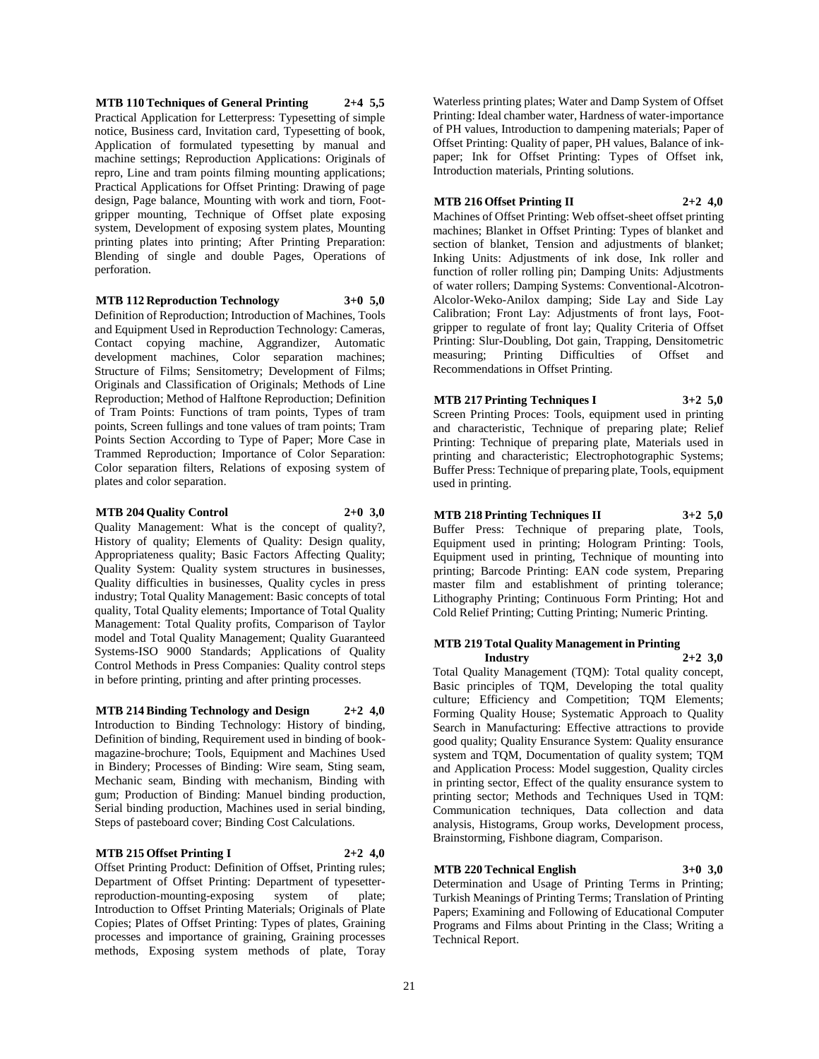**MTB 110 Techniques of General Printing 2+4 5,5**

Practical Application for Letterpress: Typesetting of simple notice, Business card, Invitation card, Typesetting of book, Application of formulated typesetting by manual and machine settings; Reproduction Applications: Originals of repro, Line and tram points filming mounting applications; Practical Applications for Offset Printing: Drawing of page design, Page balance, Mounting with work and tiorn, Foot-gripper mounting, Technique of Offset plate exposing system, Development of exposing system plates, Mounting printing plates into printing; After Printing Preparation: Blending of single and double Pages, Operations of perforation.

**MTB 112 Reproduction Technology 3+0 5,0**

Definition of Reproduction; Introduction of Machines, Tools and Equipment Used in Reproduction Technology: Cameras, Contact copying machine, Aggrandizer, Automatic development machines, Color separation machines; Structure of Films; Sensitometry; Development of Films; Originals and Classification of Originals; Methods of Line Reproduction; Method of Halftone Reproduction; Definition of Tram Points: Functions of tram points, Types of tram points, Screen fullings and tone values of tram points; Tram Points Section According to Type of Paper; More Case in Trammed Reproduction; Importance of Color Separation: Color separation filters, Relations of exposing system of plates and color separation.

**MTB 204 Quality Control 2+0 3,0**

Quality Management: What is the concept of quality?, History of quality; Elements of Quality: Design quality, Appropriateness quality; Basic Factors Affecting Quality; Quality System: Quality system structures in businesses, Quality difficulties in businesses, Quality cycles in press industry; Total Quality Management: Basic concepts of total quality, Total Quality elements; Importance of Total Quality Management: Total Quality profits, Comparison of Taylor model and Total Quality Management; Quality Guaranteed Systems-ISO 9000 Standards; Applications of Quality Control Methods in Press Companies: Quality control steps in before printing, printing and after printing processes.

**MTB 214 Binding Technology and Design 2+2 4,0**

Introduction to Binding Technology: History of binding, Definition of binding, Requirement used in binding of book-magazine-brochure; Tools, Equipment and Machines Used in Bindery; Processes of Binding: Wire seam, Sting seam, Mechanic seam, Binding with mechanism, Binding with gum; Production of Binding: Manuel binding production, Serial binding production, Machines used in serial binding, Steps of pasteboard cover; Binding Cost Calculations.

**MTB 215 Offset Printing I 2+2 4,0**

Offset Printing Product: Definition of Offset, Printing rules; Department of Offset Printing: Department of typesetter-reproduction-mounting-exposing system of plate; Introduction to Offset Printing Materials; Originals of Plate Copies; Plates of Offset Printing: Types of plates, Graining processes and importance of graining, Graining processes methods, Exposing system methods of plate, Toray Waterless printing plates; Water and Damp System of Offset Printing: Ideal chamber water, Hardness of water-importance of PH values, Introduction to dampening materials; Paper of Offset Printing: Quality of paper, PH values, Balance of ink-paper; Ink for Offset Printing: Types of Offset ink, Introduction materials, Printing solutions.

**MTB 216 Offset Printing II 2+2 4,0**

Machines of Offset Printing: Web offset-sheet offset printing machines; Blanket in Offset Printing: Types of blanket and section of blanket, Tension and adjustments of blanket; Inking Units: Adjustments of ink dose, Ink roller and function of roller rolling pin; Damping Units: Adjustments of water rollers; Damping Systems: Conventional-Alcotron-Alcolor-Weko-Anilox damping; Side Lay and Side Lay Calibration; Front Lay: Adjustments of front lays, Foot-gripper to regulate of front lay; Quality Criteria of Offset Printing: Slur-Doubling, Dot gain, Trapping, Densitometric measuring; Printing Difficulties of Offset and Recommendations in Offset Printing.

**MTB 217 Printing Techniques I 3+2 5,0**

Screen Printing Proces: Tools, equipment used in printing and characteristic, Technique of preparing plate; Relief Printing: Technique of preparing plate, Materials used in printing and characteristic; Electrophotographic Systems; Buffer Press: Technique of preparing plate, Tools, equipment used in printing.

**MTB 218 Printing Techniques II 3+2 5,0**

Buffer Press: Technique of preparing plate, Tools, Equipment used in printing; Hologram Printing: Tools, Equipment used in printing, Technique of mounting into printing; Barcode Printing: EAN code system, Preparing master film and establishment of printing tolerance; Lithography Printing; Continuous Form Printing; Hot and Cold Relief Printing; Cutting Printing; Numeric Printing.

**MTB 219 Total Quality Management in Printing Industry 2+2 3,0**

Total Quality Management (TQM): Total quality concept, Basic principles of TQM, Developing the total quality culture; Efficiency and Competition; TQM Elements; Forming Quality House; Systematic Approach to Quality Search in Manufacturing: Effective attractions to provide good quality; Quality Ensurance System: Quality ensurance system and TQM, Documentation of quality system; TQM and Application Process: Model suggestion, Quality circles in printing sector, Effect of the quality ensurance system to printing sector; Methods and Techniques Used in TQM: Communication techniques, Data collection and data analysis, Histograms, Group works, Development process, Brainstorming, Fishbone diagram, Comparison.

**MTB 220 Technical English 3+0 3,0**

Determination and Usage of Printing Terms in Printing; Turkish Meanings of Printing Terms; Translation of Printing Papers; Examining and Following of Educational Computer Programs and Films about Printing in the Class; Writing a Technical Report.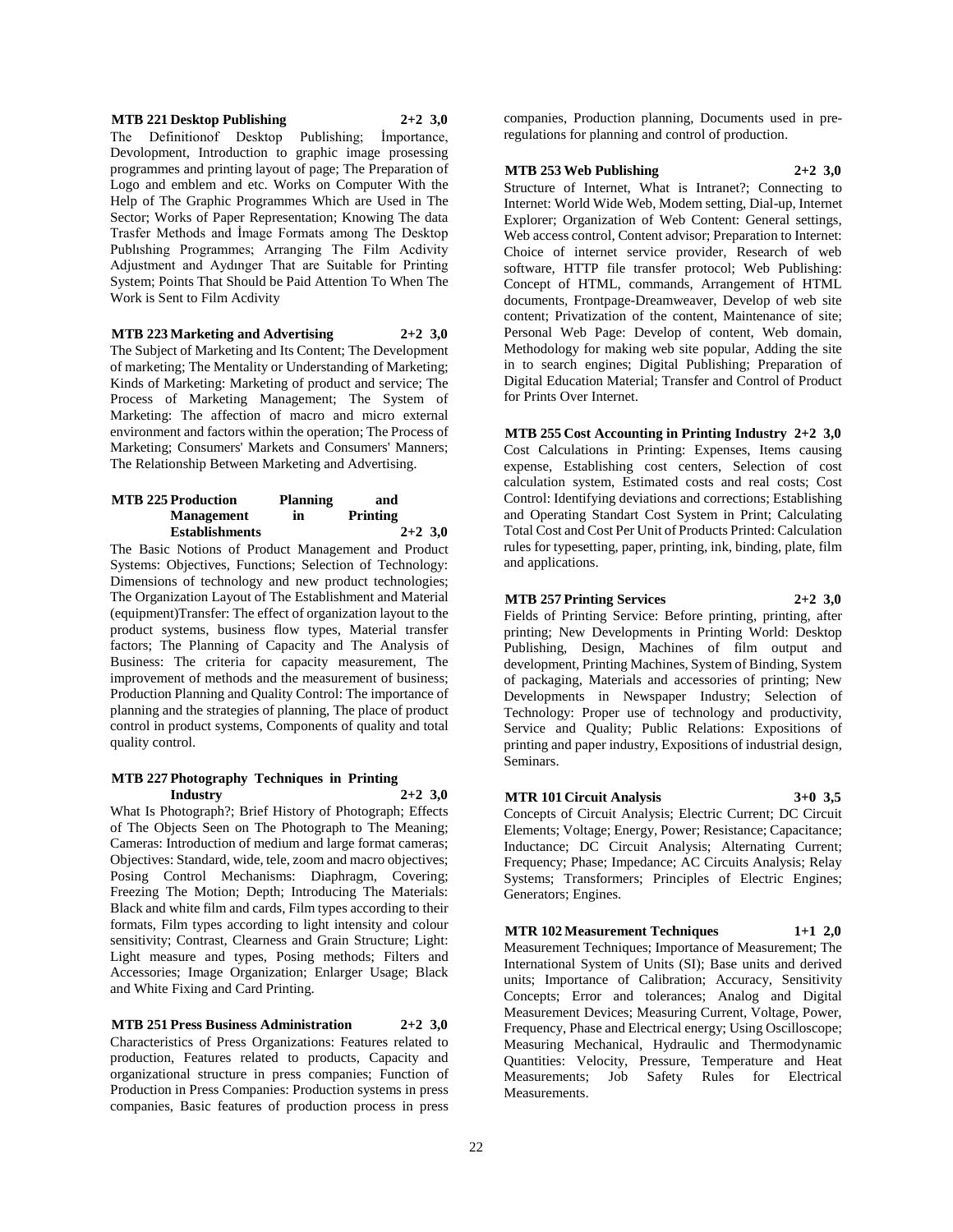**MTB 221 Desktop Publishing 2+2 3,0**

The Definitionof Desktop Publishing; İmportance, Devolopment, Introduction to graphic image prosessing programmes and printing layout of page; The Preparation of Logo and emblem and etc. Works on Computer With the Help of The Graphic Programmes Which are Used in The Sector; Works of Paper Representation; Knowing The data Trasfer Methods and İmage Formats among The Desktop Publıshing Programmes; Arranging The Film Acdivity Adjustment and Aydınger That are Suitable for Printing System; Points That Should be Paid Attention To When The Work is Sent to Film Acdivity

**MTB 223 Marketing and Advertising 2+2 3,0**

The Subject of Marketing and Its Content; The Development of marketing; The Mentality or Understanding of Marketing; Kinds of Marketing: Marketing of product and service; The Process of Marketing Management; The System of Marketing: The affection of macro and micro external environment and factors within the operation; The Process of Marketing; Consumers' Markets and Consumers' Manners; The Relationship Between Marketing and Advertising.

**MTB 225 Production Planning and Management in Printing Establishments 2+2 3,0**

The Basic Notions of Product Management and Product Systems: Objectives, Functions; Selection of Technology: Dimensions of technology and new product technologies; The Organization Layout of The Establishment and Material (equipment)Transfer: The effect of organization layout to the product systems, business flow types, Material transfer factors; The Planning of Capacity and The Analysis of Business: The criteria for capacity measurement, The improvement of methods and the measurement of business; Production Planning and Quality Control: The importance of planning and the strategies of planning, The place of product control in product systems, Components of quality and total quality control.

**MTB 227 Photography Techniques in Printing Industry 2+2 3,0**

What Is Photograph?; Brief History of Photograph; Effects of The Objects Seen on The Photograph to The Meaning; Cameras: Introduction of medium and large format cameras; Objectives: Standard, wide, tele, zoom and macro objectives; Posing Control Mechanisms: Diaphragm, Covering; Freezing The Motion; Depth; Introducing The Materials: Black and white film and cards, Film types according to their formats, Film types according to light intensity and colour sensitivity; Contrast, Clearness and Grain Structure; Light: Light measure and types, Posing methods; Filters and Accessories; Image Organization; Enlarger Usage; Black and White Fixing and Card Printing.

**MTB 251 Press Business Administration 2+2 3,0**

Characteristics of Press Organizations: Features related to production, Features related to products, Capacity and organizational structure in press companies; Function of Production in Press Companies: Production systems in press companies, Basic features of production process in press companies, Production planning, Documents used in pre-regulations for planning and control of production.

**MTB 253 Web Publishing 2+2 3,0**

Structure of Internet, What is Intranet?; Connecting to Internet: World Wide Web, Modem setting, Dial-up, Internet Explorer; Organization of Web Content: General settings, Web access control, Content advisor; Preparation to Internet: Choice of internet service provider, Research of web software, HTTP file transfer protocol; Web Publishing: Concept of HTML, commands, Arrangement of HTML documents, Frontpage-Dreamweaver, Develop of web site content; Privatization of the content, Maintenance of site; Personal Web Page: Develop of content, Web domain, Methodology for making web site popular, Adding the site in to search engines; Digital Publishing; Preparation of Digital Education Material; Transfer and Control of Product for Prints Over Internet.

**MTB 255 Cost Accounting in Printing Industry 2+2 3,0**

Cost Calculations in Printing: Expenses, Items causing expense, Establishing cost centers, Selection of cost calculation system, Estimated costs and real costs; Cost Control: Identifying deviations and corrections; Establishing and Operating Standart Cost System in Print; Calculating Total Cost and Cost Per Unit of Products Printed: Calculation rules for typesetting, paper, printing, ink, binding, plate, film and applications.

**MTB 257 Printing Services 2+2 3,0**

Fields of Printing Service: Before printing, printing, after printing; New Developments in Printing World: Desktop Publishing, Design, Machines of film output and development, Printing Machines, System of Binding, System of packaging, Materials and accessories of printing; New Developments in Newspaper Industry; Selection of Technology: Proper use of technology and productivity, Service and Quality; Public Relations: Expositions of printing and paper industry, Expositions of industrial design, Seminars.

**MTR 101 Circuit Analysis 3+0 3,5**

Concepts of Circuit Analysis; Electric Current; DC Circuit Elements; Voltage; Energy, Power; Resistance; Capacitance; Inductance; DC Circuit Analysis; Alternating Current; Frequency; Phase; Impedance; AC Circuits Analysis; Relay Systems; Transformers; Principles of Electric Engines; Generators; Engines.

**MTR 102 Measurement Techniques 1+1 2,0**

Measurement Techniques; Importance of Measurement; The International System of Units (SI); Base units and derived units; Importance of Calibration; Accuracy, Sensitivity Concepts; Error and tolerances; Analog and Digital Measurement Devices; Measuring Current, Voltage, Power, Frequency, Phase and Electrical energy; Using Oscilloscope; Measuring Mechanical, Hydraulic and Thermodynamic Quantities: Velocity, Pressure, Temperature and Heat Measurements; Job Safety Rules for Electrical Measurements.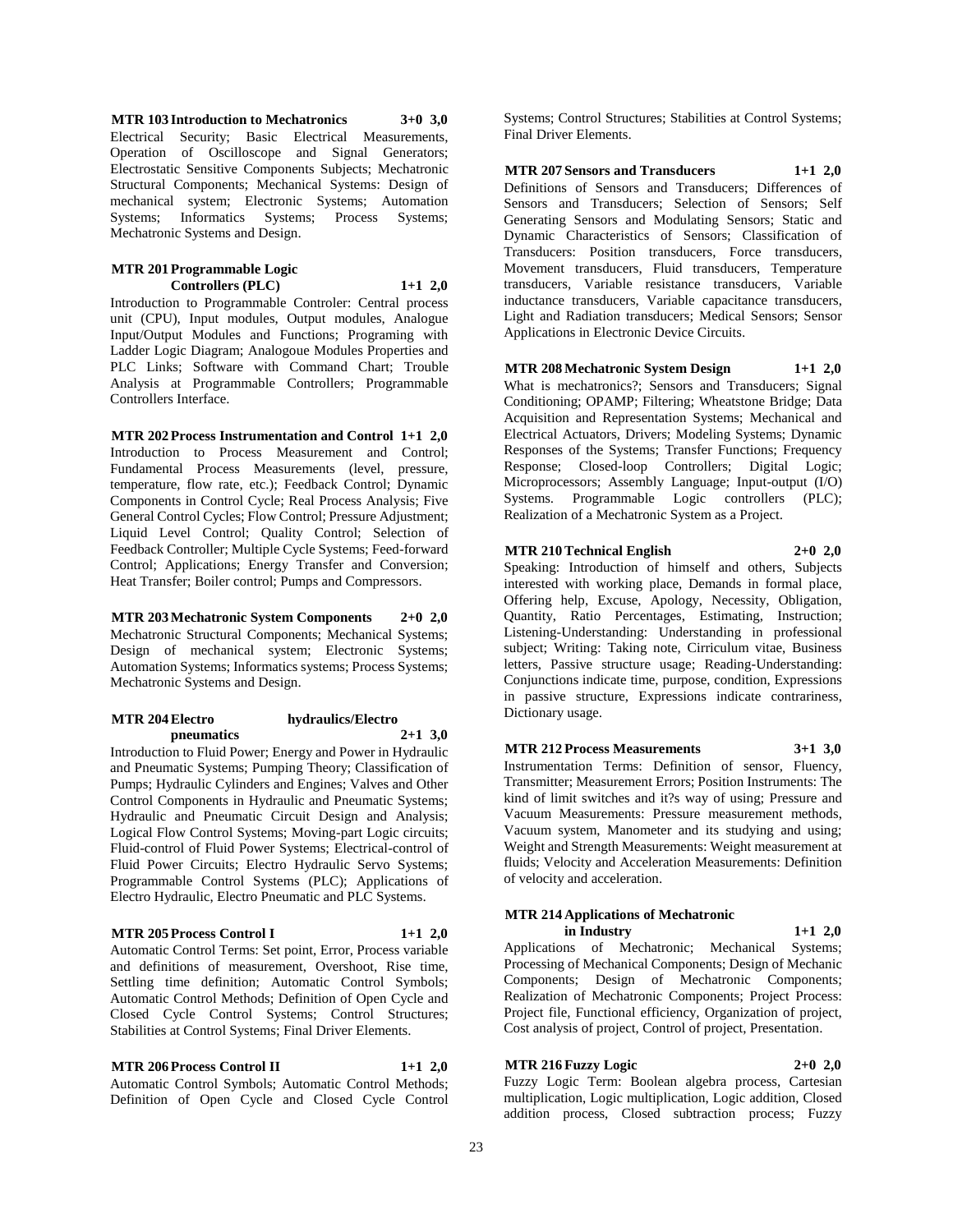**MTR 103 Introduction to Mechatronics 3+0 3,0**
Electrical Security; Basic Electrical Measurements, Operation of Oscilloscope and Signal Generators; Electrostatic Sensitive Components Subjects; Mechatronic Structural Components; Mechanical Systems: Design of mechanical system; Electronic Systems; Automation Systems; Informatics Systems; Process Systems; Mechatronic Systems and Design.

**MTR 201 Programmable Logic Controllers (PLC) 1+1 2,0**
Introduction to Programmable Controler: Central process unit (CPU), Input modules, Output modules, Analogue Input/Output Modules and Functions; Programing with Ladder Logic Diagram; Analogoue Modules Properties and PLC Links; Software with Command Chart; Trouble Analysis at Programmable Controllers; Programmable Controllers Interface.

**MTR 202 Process Instrumentation and Control 1+1 2,0**
Introduction to Process Measurement and Control; Fundamental Process Measurements (level, pressure, temperature, flow rate, etc.); Feedback Control; Dynamic Components in Control Cycle; Real Process Analysis; Five General Control Cycles; Flow Control; Pressure Adjustment; Liquid Level Control; Quality Control; Selection of Feedback Controller; Multiple Cycle Systems; Feed-forward Control; Applications; Energy Transfer and Conversion; Heat Transfer; Boiler control; Pumps and Compressors.

**MTR 203 Mechatronic System Components 2+0 2,0**
Mechatronic Structural Components; Mechanical Systems; Design of mechanical system; Electronic Systems; Automation Systems; Informatics systems; Process Systems; Mechatronic Systems and Design.

**MTR 204 Electro hydraulics/Electro pneumatics 2+1 3,0**
Introduction to Fluid Power; Energy and Power in Hydraulic and Pneumatic Systems; Pumping Theory; Classification of Pumps; Hydraulic Cylinders and Engines; Valves and Other Control Components in Hydraulic and Pneumatic Systems; Hydraulic and Pneumatic Circuit Design and Analysis; Logical Flow Control Systems; Moving-part Logic circuits; Fluid-control of Fluid Power Systems; Electrical-control of Fluid Power Circuits; Electro Hydraulic Servo Systems; Programmable Control Systems (PLC); Applications of Electro Hydraulic, Electro Pneumatic and PLC Systems.

**MTR 205 Process Control I 1+1 2,0**
Automatic Control Terms: Set point, Error, Process variable and definitions of measurement, Overshoot, Rise time, Settling time definition; Automatic Control Symbols; Automatic Control Methods; Definition of Open Cycle and Closed Cycle Control Systems; Control Structures; Stabilities at Control Systems; Final Driver Elements.

**MTR 206 Process Control II 1+1 2,0**
Automatic Control Symbols; Automatic Control Methods; Definition of Open Cycle and Closed Cycle Control Systems; Control Structures; Stabilities at Control Systems; Final Driver Elements.

**MTR 207 Sensors and Transducers 1+1 2,0**
Definitions of Sensors and Transducers; Differences of Sensors and Transducers; Selection of Sensors; Self Generating Sensors and Modulating Sensors; Static and Dynamic Characteristics of Sensors; Classification of Transducers: Position transducers, Force transducers, Movement transducers, Fluid transducers, Temperature transducers, Variable resistance transducers, Variable inductance transducers, Variable capacitance transducers, Light and Radiation transducers; Medical Sensors; Sensor Applications in Electronic Device Circuits.

**MTR 208 Mechatronic System Design 1+1 2,0**
What is mechatronics?; Sensors and Transducers; Signal Conditioning; OPAMP; Filtering; Wheatstone Bridge; Data Acquisition and Representation Systems; Mechanical and Electrical Actuators, Drivers; Modeling Systems; Dynamic Responses of the Systems; Transfer Functions; Frequency Response; Closed-loop Controllers; Digital Logic; Microprocessors; Assembly Language; Input-output (I/O) Systems. Programmable Logic controllers (PLC); Realization of a Mechatronic System as a Project.

**MTR 210 Technical English 2+0 2,0**
Speaking: Introduction of himself and others, Subjects interested with working place, Demands in formal place, Offering help, Excuse, Apology, Necessity, Obligation, Quantity, Ratio Percentages, Estimating, Instruction; Listening-Understanding: Understanding in professional subject; Writing: Taking note, Cirriculum vitae, Business letters, Passive structure usage; Reading-Understanding: Conjunctions indicate time, purpose, condition, Expressions in passive structure, Expressions indicate contrariness, Dictionary usage.

**MTR 212 Process Measurements 3+1 3,0**
Instrumentation Terms: Definition of sensor, Fluency, Transmitter; Measurement Errors; Position Instruments: The kind of limit switches and it?s way of using; Pressure and Vacuum Measurements: Pressure measurement methods, Vacuum system, Manometer and its studying and using; Weight and Strength Measurements: Weight measurement at fluids; Velocity and Acceleration Measurements: Definition of velocity and acceleration.

**MTR 214 Applications of Mechatronic in Industry 1+1 2,0**
Applications of Mechatronic; Mechanical Systems; Processing of Mechanical Components; Design of Mechanic Components; Design of Mechatronic Components; Realization of Mechatronic Components; Project Process: Project file, Functional efficiency, Organization of project, Cost analysis of project, Control of project, Presentation.

**MTR 216 Fuzzy Logic 2+0 2,0**
Fuzzy Logic Term: Boolean algebra process, Cartesian multiplication, Logic multiplication, Logic addition, Closed addition process, Closed subtraction process; Fuzzy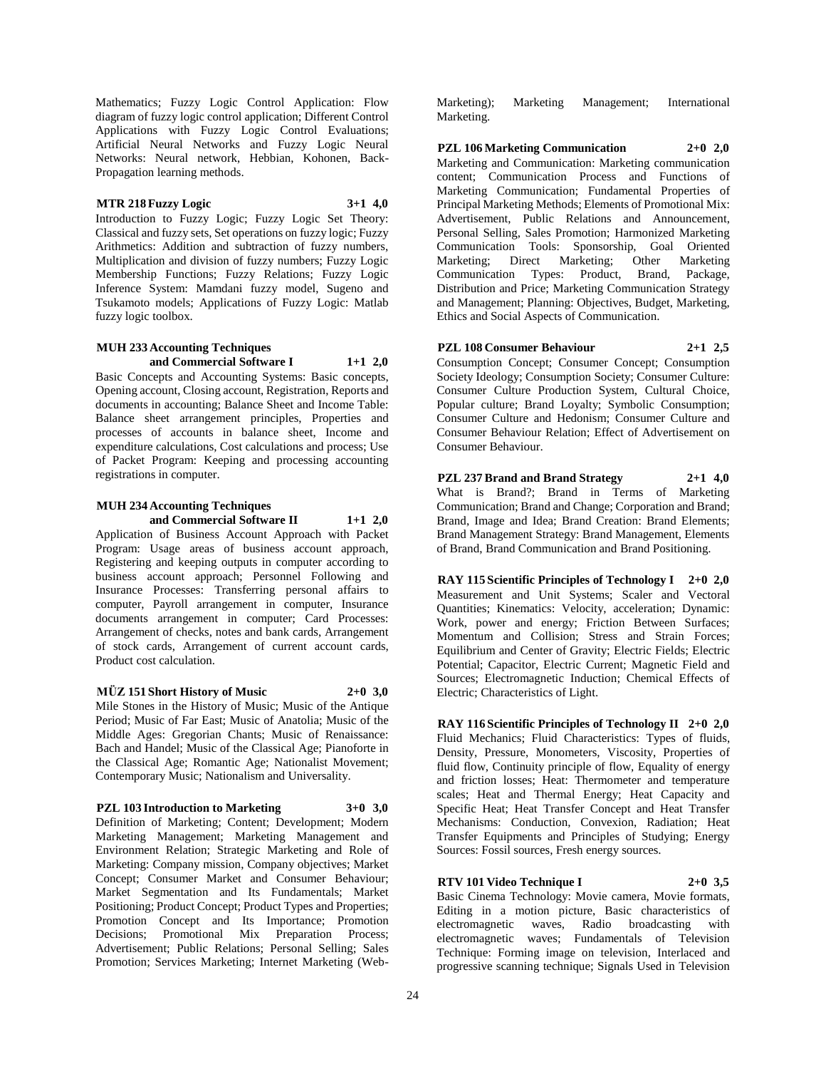Mathematics; Fuzzy Logic Control Application: Flow diagram of fuzzy logic control application; Different Control Applications with Fuzzy Logic Control Evaluations; Artificial Neural Networks and Fuzzy Logic Neural Networks: Neural network, Hebbian, Kohonen, Back-Propagation learning methods.

**MTR 218 Fuzzy Logic 3+1 4,0**

Introduction to Fuzzy Logic; Fuzzy Logic Set Theory: Classical and fuzzy sets, Set operations on fuzzy logic; Fuzzy Arithmetics: Addition and subtraction of fuzzy numbers, Multiplication and division of fuzzy numbers; Fuzzy Logic Membership Functions; Fuzzy Relations; Fuzzy Logic Inference System: Mamdani fuzzy model, Sugeno and Tsukamoto models; Applications of Fuzzy Logic: Matlab fuzzy logic toolbox.

**MUH 233 Accounting Techniques and Commercial Software I 1+1 2,0**

Basic Concepts and Accounting Systems: Basic concepts, Opening account, Closing account, Registration, Reports and documents in accounting; Balance Sheet and Income Table: Balance sheet arrangement principles, Properties and processes of accounts in balance sheet, Income and expenditure calculations, Cost calculations and process; Use of Packet Program: Keeping and processing accounting registrations in computer.

**MUH 234 Accounting Techniques and Commercial Software II 1+1 2,0**

Application of Business Account Approach with Packet Program: Usage areas of business account approach, Registering and keeping outputs in computer according to business account approach; Personnel Following and Insurance Processes: Transferring personal affairs to computer, Payroll arrangement in computer, Insurance documents arrangement in computer; Card Processes: Arrangement of checks, notes and bank cards, Arrangement of stock cards, Arrangement of current account cards, Product cost calculation.

**MÜZ 151 Short History of Music 2+0 3,0**

Mile Stones in the History of Music; Music of the Antique Period; Music of Far East; Music of Anatolia; Music of the Middle Ages: Gregorian Chants; Music of Renaissance: Bach and Handel; Music of the Classical Age; Pianoforte in the Classical Age; Romantic Age; Nationalist Movement; Contemporary Music; Nationalism and Universality.

**PZL 103 Introduction to Marketing 3+0 3,0**

Definition of Marketing; Content; Development; Modern Marketing Management; Marketing Management and Environment Relation; Strategic Marketing and Role of Marketing: Company mission, Company objectives; Market Concept; Consumer Market and Consumer Behaviour; Market Segmentation and Its Fundamentals; Market Positioning; Product Concept; Product Types and Properties; Promotion Concept and Its Importance; Promotion Decisions; Promotional Mix Preparation Process; Advertisement; Public Relations; Personal Selling; Sales Promotion; Services Marketing; Internet Marketing (Web-Marketing); Marketing Management; International Marketing.

**PZL 106 Marketing Communication 2+0 2,0**

Marketing and Communication: Marketing communication content; Communication Process and Functions of Marketing Communication; Fundamental Properties of Principal Marketing Methods; Elements of Promotional Mix: Advertisement, Public Relations and Announcement, Personal Selling, Sales Promotion; Harmonized Marketing Communication Tools: Sponsorship, Goal Oriented Marketing; Direct Marketing; Other Marketing Communication Types: Product, Brand, Package, Distribution and Price; Marketing Communication Strategy and Management; Planning: Objectives, Budget, Marketing, Ethics and Social Aspects of Communication.

**PZL 108 Consumer Behaviour 2+1 2,5**

Consumption Concept; Consumer Concept; Consumption Society Ideology; Consumption Society; Consumer Culture: Consumer Culture Production System, Cultural Choice, Popular culture; Brand Loyalty; Symbolic Consumption; Consumer Culture and Hedonism; Consumer Culture and Consumer Behaviour Relation; Effect of Advertisement on Consumer Behaviour.

**PZL 237 Brand and Brand Strategy 2+1 4,0**

What is Brand?; Brand in Terms of Marketing Communication; Brand and Change; Corporation and Brand; Brand, Image and Idea; Brand Creation: Brand Elements; Brand Management Strategy: Brand Management, Elements of Brand, Brand Communication and Brand Positioning.

**RAY 115 Scientific Principles of Technology I 2+0 2,0**

Measurement and Unit Systems; Scaler and Vectoral Quantities; Kinematics: Velocity, acceleration; Dynamic: Work, power and energy; Friction Between Surfaces; Momentum and Collision; Stress and Strain Forces; Equilibrium and Center of Gravity; Electric Fields; Electric Potential; Capacitor, Electric Current; Magnetic Field and Sources; Electromagnetic Induction; Chemical Effects of Electric; Characteristics of Light.

**RAY 116 Scientific Principles of Technology II 2+0 2,0**

Fluid Mechanics; Fluid Characteristics: Types of fluids, Density, Pressure, Monometers, Viscosity, Properties of fluid flow, Continuity principle of flow, Equality of energy and friction losses; Heat: Thermometer and temperature scales; Heat and Thermal Energy; Heat Capacity and Specific Heat; Heat Transfer Concept and Heat Transfer Mechanisms: Conduction, Convexion, Radiation; Heat Transfer Equipments and Principles of Studying; Energy Sources: Fossil sources, Fresh energy sources.

**RTV 101 Video Technique I 2+0 3,5**

Basic Cinema Technology: Movie camera, Movie formats, Editing in a motion picture, Basic characteristics of electromagnetic waves, Radio broadcasting with electromagnetic waves; Fundamentals of Television Technique: Forming image on television, Interlaced and progressive scanning technique; Signals Used in Television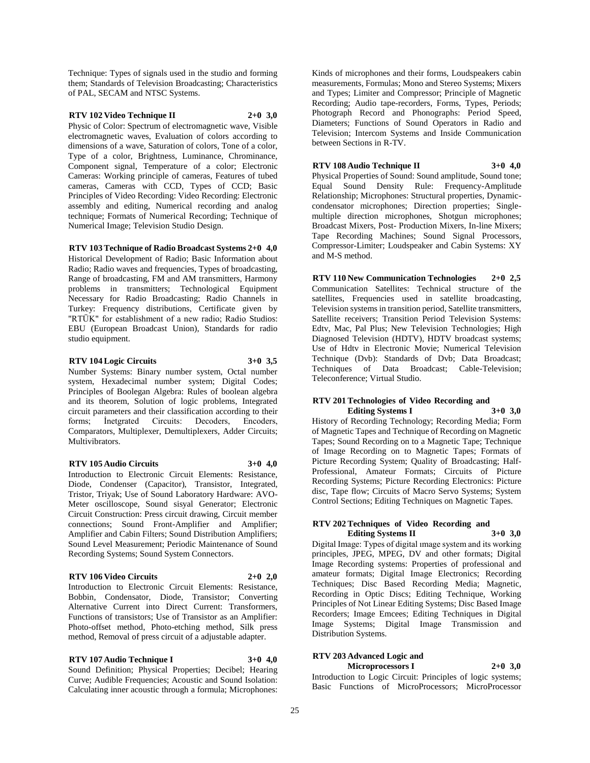Technique: Types of signals used in the studio and forming them; Standards of Television Broadcasting; Characteristics of PAL, SECAM and NTSC Systems.

**RTV 102 Video Technique II 2+0 3,0**

Physic of Color: Spectrum of electromagnetic wave, Visible electromagnetic waves, Evaluation of colors according to dimensions of a wave, Saturation of colors, Tone of a color, Type of a color, Brightness, Luminance, Chrominance, Component signal, Temperature of a color; Electronic Cameras: Working principle of cameras, Features of tubed cameras, Cameras with CCD, Types of CCD; Basic Principles of Video Recording: Video Recording: Electronic assembly and editing, Numerical recording and analog technique; Formats of Numerical Recording; Technique of Numerical Image; Television Studio Design.

**RTV 103 Technique of Radio Broadcast Systems 2+0 4,0**

Historical Development of Radio; Basic Information about Radio; Radio waves and frequencies, Types of broadcasting, Range of broadcasting, FM and AM transmitters, Harmony problems in transmitters; Technological Equipment Necessary for Radio Broadcasting; Radio Channels in Turkey: Frequency distributions, Certificate given by "RTÜK" for establishment of a new radio; Radio Studios: EBU (European Broadcast Union), Standards for radio studio equipment.

**RTV 104 Logic Circuits 3+0 3,5**

Number Systems: Binary number system, Octal number system, Hexadecimal number system; Digital Codes; Principles of Boolegan Algebra: Rules of boolean algebra and its theorem, Solution of logic problems, Integrated circuit parameters and their classification according to their forms; İnetgrated Circuits: Decoders, Encoders, Comparators, Multiplexer, Demultiplexers, Adder Circuits; Multivibrators.

**RTV 105 Audio Circuits 3+0 4,0**

Introduction to Electronic Circuit Elements: Resistance, Diode, Condenser (Capacitor), Transistor, Integrated, Tristor, Triyak; Use of Sound Laboratory Hardware: AVO-Meter oscilloscope, Sound sisyal Generator; Electronic Circuit Construction: Press circuit drawing, Circuit member connections; Sound Front-Amplifier and Amplifier; Amplifier and Cabin Filters; Sound Distribution Amplifiers; Sound Level Measurement; Periodic Maintenance of Sound Recording Systems; Sound System Connectors.

**RTV 106 Video Circuits 2+0 2,0**

Introduction to Electronic Circuit Elements: Resistance, Bobbin, Condensator, Diode, Transistor; Converting Alternative Current into Direct Current: Transformers, Functions of transistors; Use of Transistor as an Amplifier: Photo-offset method, Photo-etching method, Silk press method, Removal of press circuit of a adjustable adapter.

**RTV 107 Audio Technique I 3+0 4,0**

Sound Definition; Physical Properties; Decibel; Hearing Curve; Audible Frequencies; Acoustic and Sound Isolation: Calculating inner acoustic through a formula; Microphones: Kinds of microphones and their forms, Loudspeakers cabin measurements, Formulas; Mono and Stereo Systems; Mixers and Types; Limiter and Compressor; Principle of Magnetic Recording; Audio tape-recorders, Forms, Types, Periods; Photograph Record and Phonographs: Period Speed, Diameters; Functions of Sound Operators in Radio and Television; Intercom Systems and Inside Communication between Sections in R-TV.

**RTV 108 Audio Technique II 3+0 4,0**

Physical Properties of Sound: Sound amplitude, Sound tone; Equal Sound Density Rule: Frequency-Amplitude Relationship; Microphones: Structural properties, Dynamic-condensator microphones; Direction properties; Single-multiple direction microphones, Shotgun microphones; Broadcast Mixers, Post- Production Mixers, In-line Mixers; Tape Recording Machines; Sound Signal Processors, Compressor-Limiter; Loudspeaker and Cabin Systems: XY and M-S method.

**RTV 110 New Communication Technologies 2+0 2,5**

Communication Satellites: Technical structure of the satellites, Frequencies used in satellite broadcasting, Television systems in transition period, Satellite transmitters, Satellite receivers; Transition Period Television Systems: Edtv, Mac, Pal Plus; New Television Technologies; High Diagnosed Television (HDTV), HDTV broadcast systems; Use of Hdtv in Electronic Movie; Numerical Television Technique (Dvb): Standards of Dvb; Data Broadcast; Techniques of Data Broadcast; Cable-Television; Teleconference; Virtual Studio.

**RTV 201 Technologies of Video Recording and Editing Systems I 3+0 3,0**

History of Recording Technology; Recording Media; Form of Magnetic Tapes and Technique of Recording on Magnetic Tapes; Sound Recording on to a Magnetic Tape; Technique of Image Recording on to Magnetic Tapes; Formats of Picture Recording System; Quality of Broadcasting; Half-Professional, Amateur Formats; Circuits of Picture Recording Systems; Picture Recording Electronics: Picture disc, Tape flow; Circuits of Macro Servo Systems; System Control Sections; Editing Techniques on Magnetic Tapes.

**RTV 202 Techniques of Video Recording and Editing Systems II 3+0 3,0**

Digital Image: Types of digital ımage system and its working principles, JPEG, MPEG, DV and other formats; Digital Image Recording systems: Properties of professional and amateur formats; Digital Image Electronics; Recording Techniques; Disc Based Recording Media; Magnetic, Recording in Optic Discs; Editing Technique, Working Principles of Not Linear Editing Systems; Disc Based Image Recorders; Image Emcees; Editing Techniques in Digital Image Systems; Digital Image Transmission and Distribution Systems.

**RTV 203 Advanced Logic and Microprocessors I 2+0 3,0**

Introduction to Logic Circuit: Principles of logic systems; Basic Functions of MicroProcessors; MicroProcessor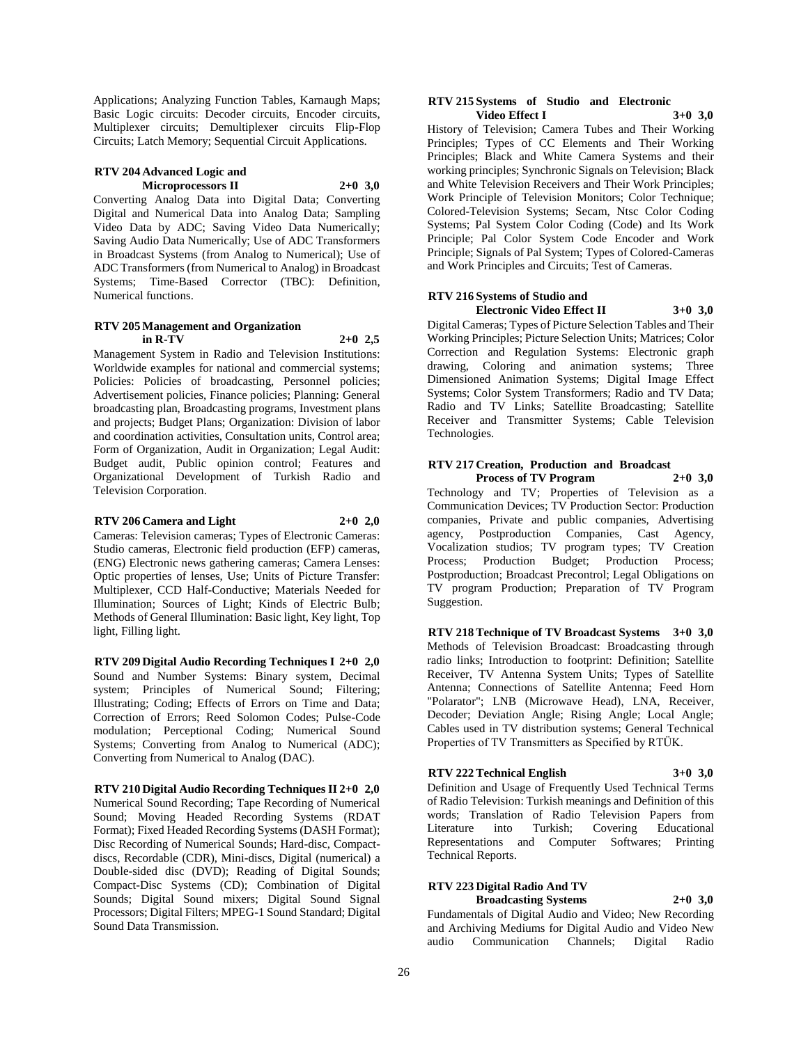Applications; Analyzing Function Tables, Karnaugh Maps; Basic Logic circuits: Decoder circuits, Encoder circuits, Multiplexer circuits; Demultiplexer circuits Flip-Flop Circuits; Latch Memory; Sequential Circuit Applications.

**RTV 204 Advanced Logic and Microprocessors II 2+0 3,0**

Converting Analog Data into Digital Data; Converting Digital and Numerical Data into Analog Data; Sampling Video Data by ADC; Saving Video Data Numerically; Saving Audio Data Numerically; Use of ADC Transformers in Broadcast Systems (from Analog to Numerical); Use of ADC Transformers (from Numerical to Analog) in Broadcast Systems; Time-Based Corrector (TBC): Definition, Numerical functions.

**RTV 205 Management and Organization in R-TV 2+0 2,5**

Management System in Radio and Television Institutions: Worldwide examples for national and commercial systems; Policies: Policies of broadcasting, Personnel policies; Advertisement policies, Finance policies; Planning: General broadcasting plan, Broadcasting programs, Investment plans and projects; Budget Plans; Organization: Division of labor and coordination activities, Consultation units, Control area; Form of Organization, Audit in Organization; Legal Audit: Budget audit, Public opinion control; Features and Organizational Development of Turkish Radio and Television Corporation.

**RTV 206 Camera and Light 2+0 2,0**

Cameras: Television cameras; Types of Electronic Cameras: Studio cameras, Electronic field production (EFP) cameras, (ENG) Electronic news gathering cameras; Camera Lenses: Optic properties of lenses, Use; Units of Picture Transfer: Multiplexer, CCD Half-Conductive; Materials Needed for Illumination; Sources of Light; Kinds of Electric Bulb; Methods of General Illumination: Basic light, Key light, Top light, Filling light.

**RTV 209 Digital Audio Recording Techniques I 2+0 2,0**

Sound and Number Systems: Binary system, Decimal system; Principles of Numerical Sound; Filtering; Illustrating; Coding; Effects of Errors on Time and Data; Correction of Errors; Reed Solomon Codes; Pulse-Code modulation; Perceptional Coding; Numerical Sound Systems; Converting from Analog to Numerical (ADC); Converting from Numerical to Analog (DAC).

**RTV 210 Digital Audio Recording Techniques II 2+0 2,0**

Numerical Sound Recording; Tape Recording of Numerical Sound; Moving Headed Recording Systems (RDAT Format); Fixed Headed Recording Systems (DASH Format); Disc Recording of Numerical Sounds; Hard-disc, Compact-discs, Recordable (CDR), Mini-discs, Digital (numerical) a Double-sided disc (DVD); Reading of Digital Sounds; Compact-Disc Systems (CD); Combination of Digital Sounds; Digital Sound mixers; Digital Sound Signal Processors; Digital Filters; MPEG-1 Sound Standard; Digital Sound Data Transmission.

**RTV 215 Systems of Studio and Electronic Video Effect I 3+0 3,0**

History of Television; Camera Tubes and Their Working Principles; Types of CC Elements and Their Working Principles; Black and White Camera Systems and their working principles; Synchronic Signals on Television; Black and White Television Receivers and Their Work Principles; Work Principle of Television Monitors; Color Technique; Colored-Television Systems; Secam, Ntsc Color Coding Systems; Pal System Color Coding (Code) and Its Work Principle; Pal Color System Code Encoder and Work Principle; Signals of Pal System; Types of Colored-Cameras and Work Principles and Circuits; Test of Cameras.

**RTV 216 Systems of Studio and Electronic Video Effect II 3+0 3,0**

Digital Cameras; Types of Picture Selection Tables and Their Working Principles; Picture Selection Units; Matrices; Color Correction and Regulation Systems: Electronic graph drawing, Coloring and animation systems; Three Dimensioned Animation Systems; Digital Image Effect Systems; Color System Transformers; Radio and TV Data; Radio and TV Links; Satellite Broadcasting; Satellite Receiver and Transmitter Systems; Cable Television Technologies.

**RTV 217 Creation, Production and Broadcast Process of TV Program 2+0 3,0**

Technology and TV; Properties of Television as a Communication Devices; TV Production Sector: Production companies, Private and public companies, Advertising agency, Postproduction Companies, Cast Agency, Vocalization studios; TV program types; TV Creation Process; Production Budget; Production Process; Postproduction; Broadcast Precontrol; Legal Obligations on TV program Production; Preparation of TV Program Suggestion.

**RTV 218 Technique of TV Broadcast Systems 3+0 3,0**

Methods of Television Broadcast: Broadcasting through radio links; Introduction to footprint: Definition; Satellite Receiver, TV Antenna System Units; Types of Satellite Antenna; Connections of Satellite Antenna; Feed Horn "Polarator"; LNB (Microwave Head), LNA, Receiver, Decoder; Deviation Angle; Rising Angle; Local Angle; Cables used in TV distribution systems; General Technical Properties of TV Transmitters as Specified by RTÜK.

**RTV 222 Technical English 3+0 3,0**

Definition and Usage of Frequently Used Technical Terms of Radio Television: Turkish meanings and Definition of this words; Translation of Radio Television Papers from Literature into Turkish; Covering Educational Representations and Computer Softwares; Printing Technical Reports.

**RTV 223 Digital Radio And TV Broadcasting Systems 2+0 3,0**

Fundamentals of Digital Audio and Video; New Recording and Archiving Mediums for Digital Audio and Video New audio Communication Channels; Digital Radio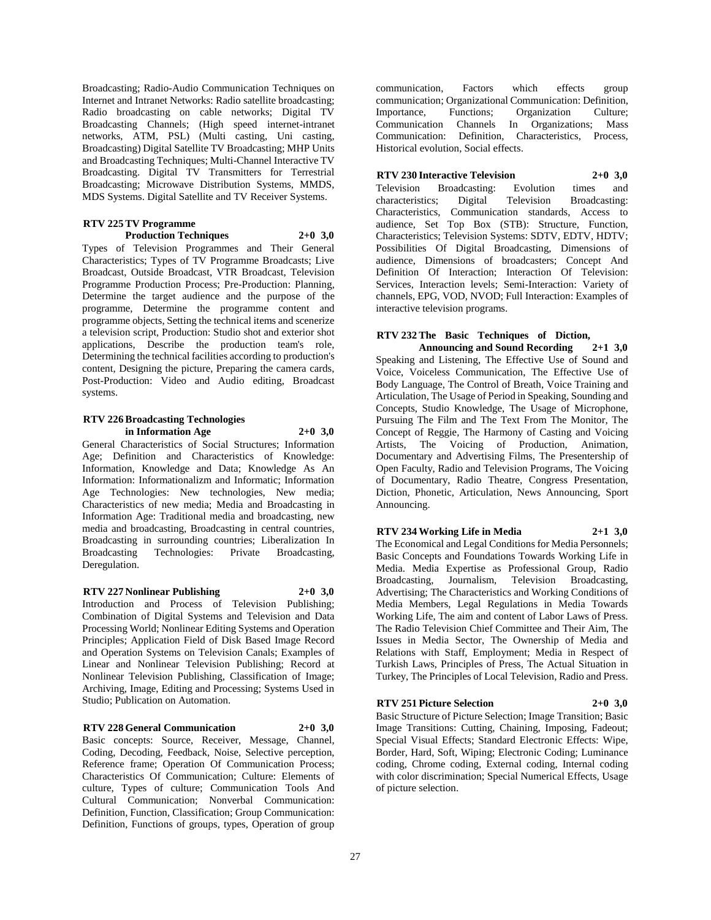Broadcasting; Radio-Audio Communication Techniques on Internet and Intranet Networks: Radio satellite broadcasting; Radio broadcasting on cable networks; Digital TV Broadcasting Channels; (High speed internet-intranet networks, ATM, PSL) (Multi casting, Uni casting, Broadcasting) Digital Satellite TV Broadcasting; MHP Units and Broadcasting Techniques; Multi-Channel Interactive TV Broadcasting. Digital TV Transmitters for Terrestrial Broadcasting; Microwave Distribution Systems, MMDS, MDS Systems. Digital Satellite and TV Receiver Systems.

**RTV 225 TV Programme Production Techniques 2+0 3,0**

Types of Television Programmes and Their General Characteristics; Types of TV Programme Broadcasts; Live Broadcast, Outside Broadcast, VTR Broadcast, Television Programme Production Process; Pre-Production: Planning, Determine the target audience and the purpose of the programme, Determine the programme content and programme objects, Setting the technical items and scenerize a television script, Production: Studio shot and exterior shot applications, Describe the production team's role, Determining the technical facilities according to production's content, Designing the picture, Preparing the camera cards, Post-Production: Video and Audio editing, Broadcast systems.

**RTV 226 Broadcasting Technologies in Information Age 2+0 3,0**

General Characteristics of Social Structures; Information Age; Definition and Characteristics of Knowledge: Information, Knowledge and Data; Knowledge As An Information: Informationalizm and Informatic; Information Age Technologies: New technologies, New media; Characteristics of new media; Media and Broadcasting in Information Age: Traditional media and broadcasting, new media and broadcasting, Broadcasting in central countries, Broadcasting in surrounding countries; Liberalization In Broadcasting Technologies: Private Broadcasting, Deregulation.

**RTV 227 Nonlinear Publishing 2+0 3,0**

Introduction and Process of Television Publishing; Combination of Digital Systems and Television and Data Processing World; Nonlinear Editing Systems and Operation Principles; Application Field of Disk Based Image Record and Operation Systems on Television Canals; Examples of Linear and Nonlinear Television Publishing; Record at Nonlinear Television Publishing, Classification of Image; Archiving, Image, Editing and Processing; Systems Used in Studio; Publication on Automation.

**RTV 228 General Communication 2+0 3,0**

Basic concepts: Source, Receiver, Message, Channel, Coding, Decoding, Feedback, Noise, Selective perception, Reference frame; Operation Of Communication Process; Characteristics Of Communication; Culture: Elements of culture, Types of culture; Communication Tools And Cultural Communication; Nonverbal Communication: Definition, Function, Classification; Group Communication: Definition, Functions of groups, types, Operation of group communication, Factors which effects group communication; Organizational Communication: Definition, Importance, Functions; Organization Culture; Communication Channels In Organizations; Mass Communication: Definition, Characteristics, Process, Historical evolution, Social effects.

**RTV 230 Interactive Television 2+0 3,0**

Television Broadcasting: Evolution times and characteristics; Digital Television Broadcasting: Characteristics, Communication standards, Access to audience, Set Top Box (STB): Structure, Function, Characteristics; Television Systems: SDTV, EDTV, HDTV; Possibilities Of Digital Broadcasting, Dimensions of audience, Dimensions of broadcasters; Concept And Definition Of Interaction; Interaction Of Television: Services, Interaction levels; Semi-Interaction: Variety of channels, EPG, VOD, NVOD; Full Interaction: Examples of interactive television programs.

**RTV 232 The Basic Techniques of Diction, Announcing and Sound Recording 2+1 3,0**

Speaking and Listening, The Effective Use of Sound and Voice, Voiceless Communication, The Effective Use of Body Language, The Control of Breath, Voice Training and Articulation, The Usage of Period in Speaking, Sounding and Concepts, Studio Knowledge, The Usage of Microphone, Pursuing The Film and The Text From The Monitor, The Concept of Reggie, The Harmony of Casting and Voicing Artists, The Voicing of Production, Animation, Documentary and Advertising Films, The Presentership of Open Faculty, Radio and Television Programs, The Voicing of Documentary, Radio Theatre, Congress Presentation, Diction, Phonetic, Articulation, News Announcing, Sport Announcing.

**RTV 234 Working Life in Media 2+1 3,0**

The Economical and Legal Conditions for Media Personnels; Basic Concepts and Foundations Towards Working Life in Media. Media Expertise as Professional Group, Radio Broadcasting, Journalism, Television Broadcasting, Advertising; The Characteristics and Working Conditions of Media Members, Legal Regulations in Media Towards Working Life, The aim and content of Labor Laws of Press. The Radio Television Chief Committee and Their Aim, The Issues in Media Sector, The Ownership of Media and Relations with Staff, Employment; Media in Respect of Turkish Laws, Principles of Press, The Actual Situation in Turkey, The Principles of Local Television, Radio and Press.

**RTV 251 Picture Selection 2+0 3,0**

Basic Structure of Picture Selection; Image Transition; Basic Image Transitions: Cutting, Chaining, Imposing, Fadeout; Special Visual Effects; Standard Electronic Effects: Wipe, Border, Hard, Soft, Wiping; Electronic Coding; Luminance coding, Chrome coding, External coding, Internal coding with color discrimination; Special Numerical Effects, Usage of picture selection.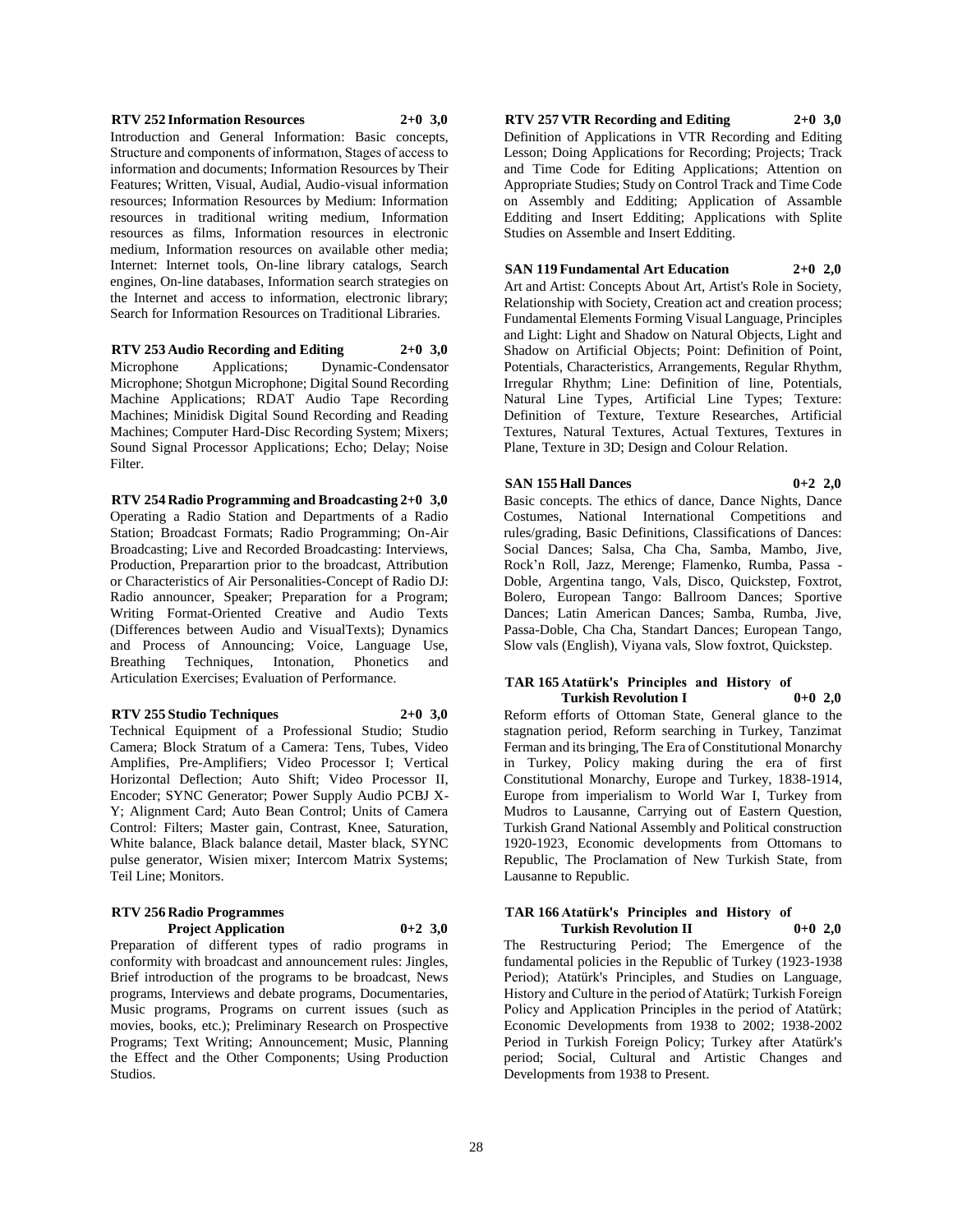**RTV 252 Information Resources 2+0 3,0**

Introduction and General Information: Basic concepts, Structure and components of informatıon, Stages of access to information and documents; Information Resources by Their Features; Written, Visual, Audial, Audio-visual information resources; Information Resources by Medium: Information resources in traditional writing medium, Information resources as films, Information resources in electronic medium, Information resources on available other media; Internet: Internet tools, On-line library catalogs, Search engines, On-line databases, Information search strategies on the Internet and access to information, electronic library; Search for Information Resources on Traditional Libraries.

**RTV 253 Audio Recording and Editing 2+0 3,0**

Microphone Applications; Dynamic-Condensator Microphone; Shotgun Microphone; Digital Sound Recording Machine Applications; RDAT Audio Tape Recording Machines; Minidisk Digital Sound Recording and Reading Machines; Computer Hard-Disc Recording System; Mixers; Sound Signal Processor Applications; Echo; Delay; Noise Filter.

**RTV 254 Radio Programming and Broadcasting 2+0 3,0**

Operating a Radio Station and Departments of a Radio Station; Broadcast Formats; Radio Programming; On-Air Broadcasting; Live and Recorded Broadcasting: Interviews, Production, Preparartion prior to the broadcast, Attribution or Characteristics of Air Personalities-Concept of Radio DJ: Radio announcer, Speaker; Preparation for a Program; Writing Format-Oriented Creative and Audio Texts (Differences between Audio and VisualTexts); Dynamics and Process of Announcing; Voice, Language Use, Breathing Techniques, Intonation, Phonetics and Articulation Exercises; Evaluation of Performance.

**RTV 255 Studio Techniques 2+0 3,0**

Technical Equipment of a Professional Studio; Studio Camera; Block Stratum of a Camera: Tens, Tubes, Video Amplifies, Pre-Amplifiers; Video Processor I; Vertical Horizontal Deflection; Auto Shift; Video Processor II, Encoder; SYNC Generator; Power Supply Audio PCBJ X-Y; Alignment Card; Auto Bean Control; Units of Camera Control: Filters; Master gain, Contrast, Knee, Saturation, White balance, Black balance detail, Master black, SYNC pulse generator, Wisien mixer; Intercom Matrix Systems; Teil Line; Monitors.

**RTV 256 Radio Programmes Project Application 0+2 3,0**

Preparation of different types of radio programs in conformity with broadcast and announcement rules: Jingles, Brief introduction of the programs to be broadcast, News programs, Interviews and debate programs, Documentaries, Music programs, Programs on current issues (such as movies, books, etc.); Preliminary Research on Prospective Programs; Text Writing; Announcement; Music, Planning the Effect and the Other Components; Using Production Studios.

**RTV 257 VTR Recording and Editing 2+0 3,0**

Definition of Applications in VTR Recording and Editing Lesson; Doing Applications for Recording; Projects; Track and Time Code for Editing Applications; Attention on Appropriate Studies; Study on Control Track and Time Code on Assembly and Eddíting; Application of Assamble Eddíting and Insert Eddíting; Applications with Splite Studies on Assemble and Insert Eddíting.

**SAN 119 Fundamental Art Education 2+0 2,0**

Art and Artist: Concepts About Art, Artist's Role in Society, Relationship with Society, Creation act and creation process; Fundamental Elements Forming Visual Language, Principles and Light: Light and Shadow on Natural Objects, Light and Shadow on Artificial Objects; Point: Definition of Point, Potentials, Characteristics, Arrangements, Regular Rhythm, Irregular Rhythm; Line: Definition of line, Potentials, Natural Line Types, Artificial Line Types; Texture: Definition of Texture, Texture Researches, Artificial Textures, Natural Textures, Actual Textures, Textures in Plane, Texture in 3D; Design and Colour Relation.

**SAN 155 Hall Dances 0+2 2,0**

Basic concepts. The ethics of dance, Dance Nights, Dance Costumes, National International Competitions and rules/grading, Basic Definitions, Classifications of Dances: Social Dances; Salsa, Cha Cha, Samba, Mambo, Jive, Rock'n Roll, Jazz, Merenge; Flamenko, Rumba, Passa - Doble, Argentina tango, Vals, Disco, Quickstep, Foxtrot, Bolero, European Tango: Ballroom Dances; Sportive Dances; Latin American Dances; Samba, Rumba, Jive, Passa-Doble, Cha Cha, Standart Dances; European Tango, Slow vals (English), Viyana vals, Slow foxtrot, Quickstep.

**TAR 165 Atatürk's Principles and History of Turkish Revolution I 0+0 2,0**

Reform efforts of Ottoman State, General glance to the stagnation period, Reform searching in Turkey, Tanzimat Ferman and its bringing, The Era of Constitutional Monarchy in Turkey, Policy making during the era of first Constitutional Monarchy, Europe and Turkey, 1838-1914, Europe from imperialism to World War I, Turkey from Mudros to Lausanne, Carrying out of Eastern Question, Turkish Grand National Assembly and Political construction 1920-1923, Economic developments from Ottomans to Republic, The Proclamation of New Turkish State, from Lausanne to Republic.

**TAR 166 Atatürk's Principles and History of Turkish Revolution II 0+0 2,0**

The Restructuring Period; The Emergence of the fundamental policies in the Republic of Turkey (1923-1938 Period); Atatürk's Principles, and Studies on Language, History and Culture in the period of Atatürk; Turkish Foreign Policy and Application Principles in the period of Atatürk; Economic Developments from 1938 to 2002; 1938-2002 Period in Turkish Foreign Policy; Turkey after Atatürk's period; Social, Cultural and Artistic Changes and Developments from 1938 to Present.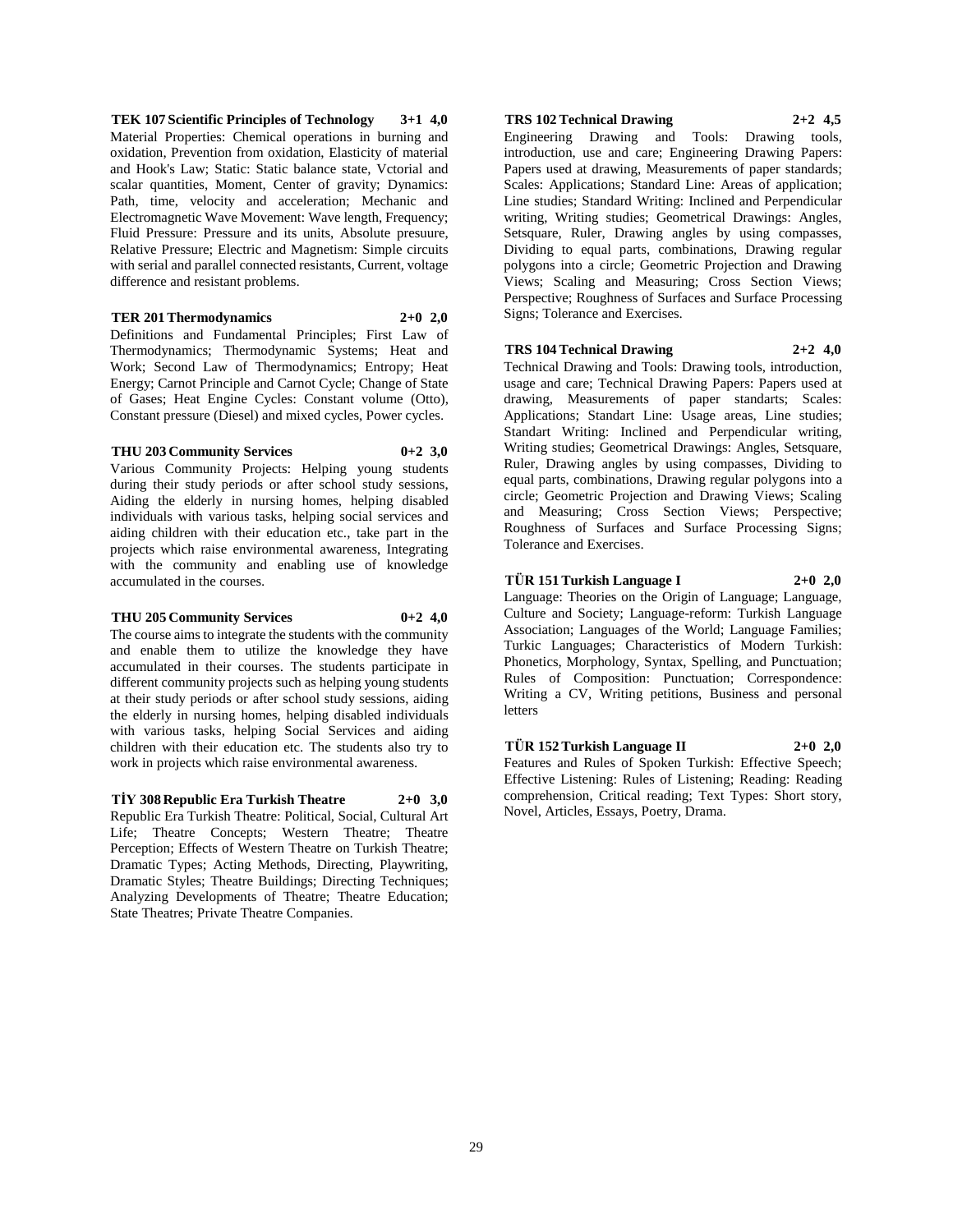**TEK 107 Scientific Principles of Technology 3+1 4,0**
Material Properties: Chemical operations in burning and oxidation, Prevention from oxidation, Elasticity of material and Hook's Law; Static: Static balance state, Vctorial and scalar quantities, Moment, Center of gravity; Dynamics: Path, time, velocity and acceleration; Mechanic and Electromagnetic Wave Movement: Wave length, Frequency; Fluid Pressure: Pressure and its units, Absolute presuure, Relative Pressure; Electric and Magnetism: Simple circuits with serial and parallel connected resistants, Current, voltage difference and resistant problems.

**TER 201 Thermodynamics 2+0 2,0**
Definitions and Fundamental Principles; First Law of Thermodynamics; Thermodynamic Systems; Heat and Work; Second Law of Thermodynamics; Entropy; Heat Energy; Carnot Principle and Carnot Cycle; Change of State of Gases; Heat Engine Cycles: Constant volume (Otto), Constant pressure (Diesel) and mixed cycles, Power cycles.

**THU 203 Community Services 0+2 3,0**
Various Community Projects: Helping young students during their study periods or after school study sessions, Aiding the elderly in nursing homes, helping disabled individuals with various tasks, helping social services and aiding children with their education etc., take part in the projects which raise environmental awareness, Integrating with the community and enabling use of knowledge accumulated in the courses.

**THU 205 Community Services 0+2 4,0**
The course aims to integrate the students with the community and enable them to utilize the knowledge they have accumulated in their courses. The students participate in different community projects such as helping young students at their study periods or after school study sessions, aiding the elderly in nursing homes, helping disabled individuals with various tasks, helping Social Services and aiding children with their education etc. The students also try to work in projects which raise environmental awareness.

**TİY 308 Republic Era Turkish Theatre 2+0 3,0**
Republic Era Turkish Theatre: Political, Social, Cultural Art Life; Theatre Concepts; Western Theatre; Theatre Perception; Effects of Western Theatre on Turkish Theatre; Dramatic Types; Acting Methods, Directing, Playwriting, Dramatic Styles; Theatre Buildings; Directing Techniques; Analyzing Developments of Theatre; Theatre Education; State Theatres; Private Theatre Companies.

**TRS 102 Technical Drawing 2+2 4,5**
Engineering Drawing and Tools: Drawing tools, introduction, use and care; Engineering Drawing Papers: Papers used at drawing, Measurements of paper standards; Scales: Applications; Standard Line: Areas of application; Line studies; Standard Writing: Inclined and Perpendicular writing, Writing studies; Geometrical Drawings: Angles, Setsquare, Ruler, Drawing angles by using compasses, Dividing to equal parts, combinations, Drawing regular polygons into a circle; Geometric Projection and Drawing Views; Scaling and Measuring; Cross Section Views; Perspective; Roughness of Surfaces and Surface Processing Signs; Tolerance and Exercises.

**TRS 104 Technical Drawing 2+2 4,0**
Technical Drawing and Tools: Drawing tools, introduction, usage and care; Technical Drawing Papers: Papers used at drawing, Measurements of paper standards; Scales: Applications; Standart Line: Usage areas, Line studies; Standart Writing: Inclined and Perpendicular writing, Writing studies; Geometrical Drawings: Angles, Setsquare, Ruler, Drawing angles by using compasses, Dividing to equal parts, combinations, Drawing regular polygons into a circle; Geometric Projection and Drawing Views; Scaling and Measuring; Cross Section Views; Perspective; Roughness of Surfaces and Surface Processing Signs; Tolerance and Exercises.

**TÜR 151 Turkish Language I 2+0 2,0**
Language: Theories on the Origin of Language; Language, Culture and Society; Language-reform: Turkish Language Association; Languages of the World; Language Families; Turkic Languages; Characteristics of Modern Turkish: Phonetics, Morphology, Syntax, Spelling, and Punctuation; Rules of Composition: Punctuation; Correspondence: Writing a CV, Writing petitions, Business and personal letters

**TÜR 152 Turkish Language II 2+0 2,0**
Features and Rules of Spoken Turkish: Effective Speech; Effective Listening: Rules of Listening; Reading: Reading comprehension, Critical reading; Text Types: Short story, Novel, Articles, Essays, Poetry, Drama.